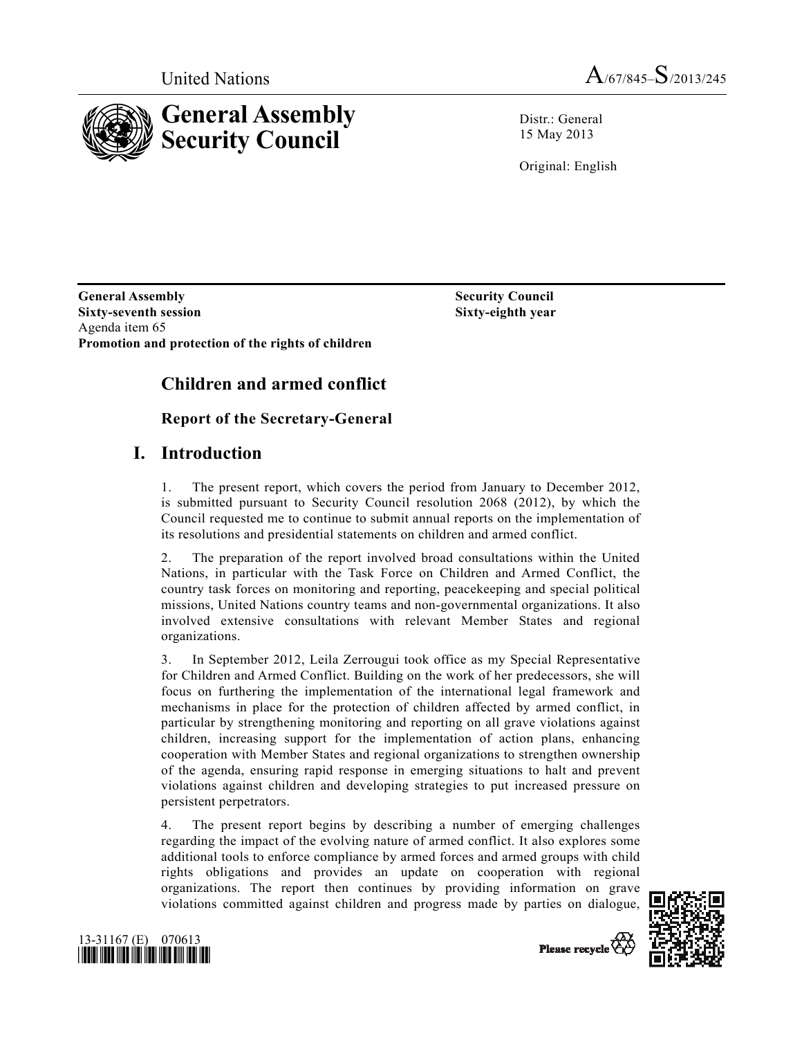United Nations A/67/845–S/2013/245

# General Assembly Security Council

Distr.: General
15 May 2013

Original: English

**General Assembly**
**Sixty-seventh session**
Agenda item 65
**Promotion and protection of the rights of children**

**Security Council**
**Sixty-eighth year**

## Children and armed conflict

### Report of the Secretary-General

## I. Introduction

1. The present report, which covers the period from January to December 2012, is submitted pursuant to Security Council resolution 2068 (2012), by which the Council requested me to continue to submit annual reports on the implementation of its resolutions and presidential statements on children and armed conflict.

2. The preparation of the report involved broad consultations within the United Nations, in particular with the Task Force on Children and Armed Conflict, the country task forces on monitoring and reporting, peacekeeping and special political missions, United Nations country teams and non-governmental organizations. It also involved extensive consultations with relevant Member States and regional organizations.

3. In September 2012, Leila Zerrougui took office as my Special Representative for Children and Armed Conflict. Building on the work of her predecessors, she will focus on furthering the implementation of the international legal framework and mechanisms in place for the protection of children affected by armed conflict, in particular by strengthening monitoring and reporting on all grave violations against children, increasing support for the implementation of action plans, enhancing cooperation with Member States and regional organizations to strengthen ownership of the agenda, ensuring rapid response in emerging situations to halt and prevent violations against children and developing strategies to put increased pressure on persistent perpetrators.

4. The present report begins by describing a number of emerging challenges regarding the impact of the evolving nature of armed conflict. It also explores some additional tools to enforce compliance by armed forces and armed groups with child rights obligations and provides an update on cooperation with regional organizations. The report then continues by providing information on grave violations committed against children and progress made by parties on dialogue,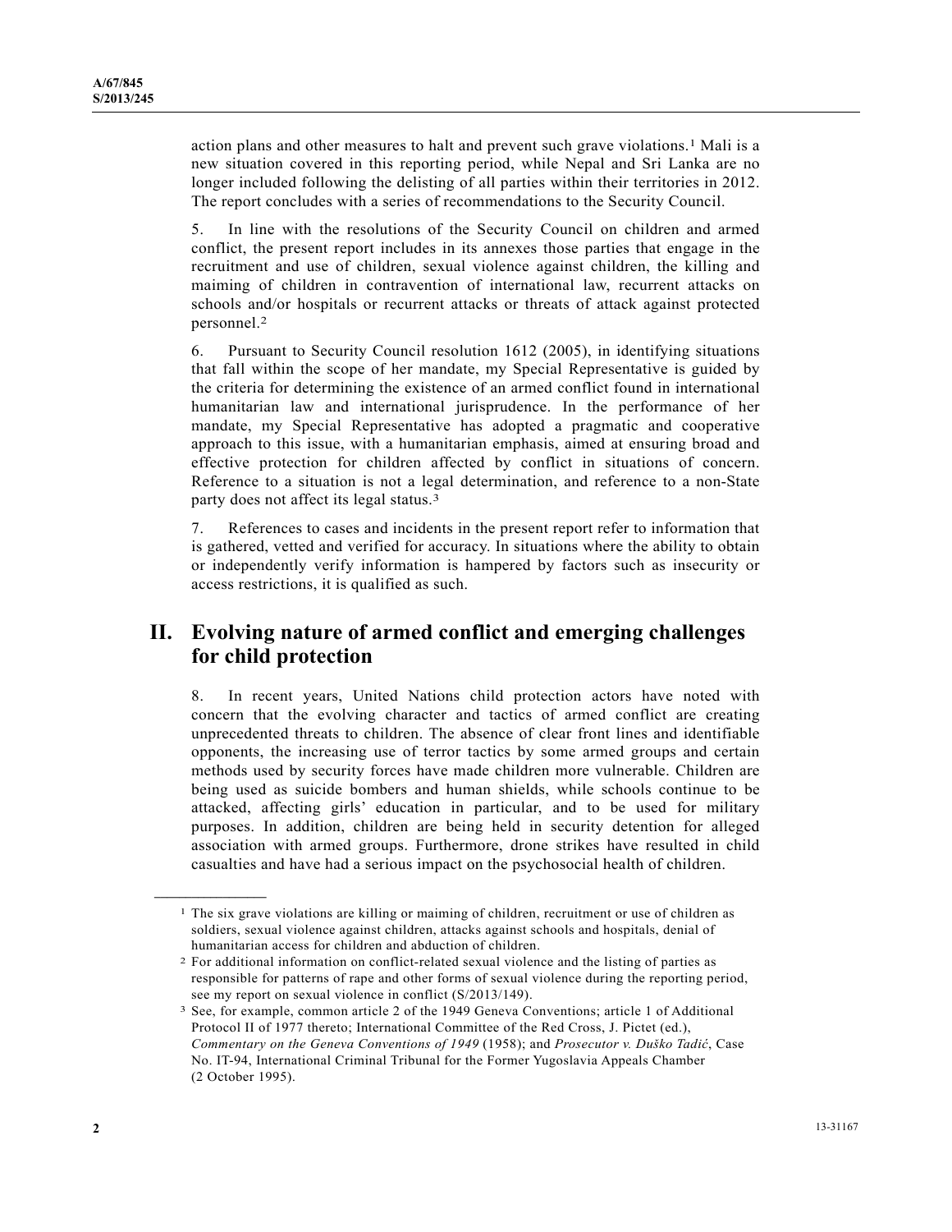action plans and other measures to halt and prevent such grave violations.[1] Mali is a new situation covered in this reporting period, while Nepal and Sri Lanka are no longer included following the delisting of all parties within their territories in 2012. The report concludes with a series of recommendations to the Security Council.

5. In line with the resolutions of the Security Council on children and armed conflict, the present report includes in its annexes those parties that engage in the recruitment and use of children, sexual violence against children, the killing and maiming of children in contravention of international law, recurrent attacks on schools and/or hospitals or recurrent attacks or threats of attack against protected personnel.[2]

6. Pursuant to Security Council resolution 1612 (2005), in identifying situations that fall within the scope of her mandate, my Special Representative is guided by the criteria for determining the existence of an armed conflict found in international humanitarian law and international jurisprudence. In the performance of her mandate, my Special Representative has adopted a pragmatic and cooperative approach to this issue, with a humanitarian emphasis, aimed at ensuring broad and effective protection for children affected by conflict in situations of concern. Reference to a situation is not a legal determination, and reference to a non-State party does not affect its legal status.[3]

7. References to cases and incidents in the present report refer to information that is gathered, vetted and verified for accuracy. In situations where the ability to obtain or independently verify information is hampered by factors such as insecurity or access restrictions, it is qualified as such.

## II. Evolving nature of armed conflict and emerging challenges for child protection

8. In recent years, United Nations child protection actors have noted with concern that the evolving character and tactics of armed conflict are creating unprecedented threats to children. The absence of clear front lines and identifiable opponents, the increasing use of terror tactics by some armed groups and certain methods used by security forces have made children more vulnerable. Children are being used as suicide bombers and human shields, while schools continue to be attacked, affecting girls' education in particular, and to be used for military purposes. In addition, children are being held in security detention for alleged association with armed groups. Furthermore, drone strikes have resulted in child casualties and have had a serious impact on the psychosocial health of children.

---

[1] The six grave violations are killing or maiming of children, recruitment or use of children as soldiers, sexual violence against children, attacks against schools and hospitals, denial of humanitarian access for children and abduction of children.

[2] For additional information on conflict-related sexual violence and the listing of parties as responsible for patterns of rape and other forms of sexual violence during the reporting period, see my report on sexual violence in conflict (S/2013/149).

[3] See, for example, common article 2 of the 1949 Geneva Conventions; article 1 of Additional Protocol II of 1977 thereto; International Committee of the Red Cross, J. Pictet (ed.), *Commentary on the Geneva Conventions of 1949* (1958); and *Prosecutor v. Duško Tadić*, Case No. IT-94, International Criminal Tribunal for the Former Yugoslavia Appeals Chamber (2 October 1995).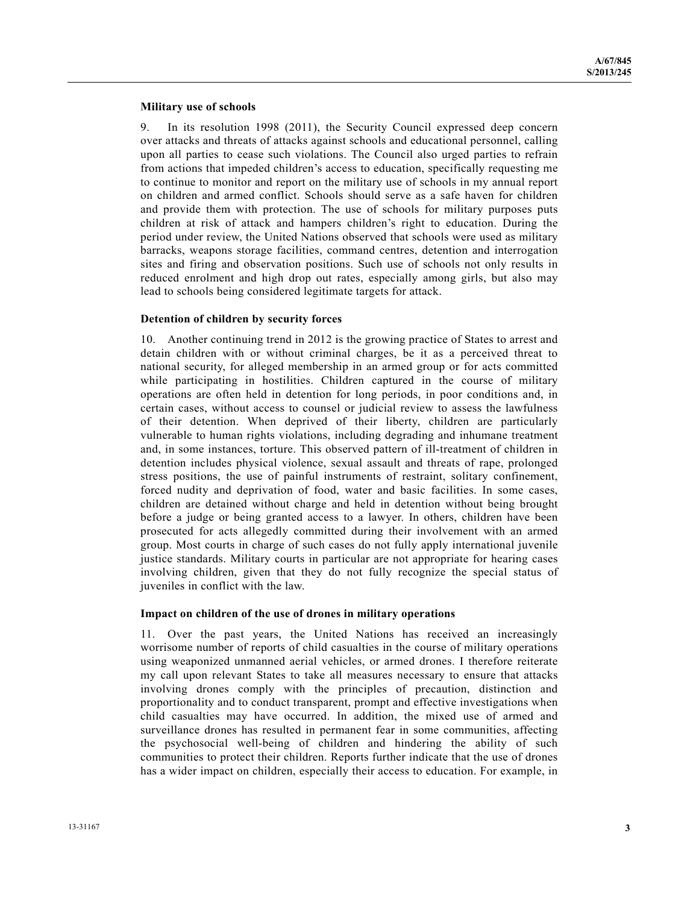### Military use of schools

9. In its resolution 1998 (2011), the Security Council expressed deep concern over attacks and threats of attacks against schools and educational personnel, calling upon all parties to cease such violations. The Council also urged parties to refrain from actions that impeded children's access to education, specifically requesting me to continue to monitor and report on the military use of schools in my annual report on children and armed conflict. Schools should serve as a safe haven for children and provide them with protection. The use of schools for military purposes puts children at risk of attack and hampers children's right to education. During the period under review, the United Nations observed that schools were used as military barracks, weapons storage facilities, command centres, detention and interrogation sites and firing and observation positions. Such use of schools not only results in reduced enrolment and high drop out rates, especially among girls, but also may lead to schools being considered legitimate targets for attack.

### Detention of children by security forces

10. Another continuing trend in 2012 is the growing practice of States to arrest and detain children with or without criminal charges, be it as a perceived threat to national security, for alleged membership in an armed group or for acts committed while participating in hostilities. Children captured in the course of military operations are often held in detention for long periods, in poor conditions and, in certain cases, without access to counsel or judicial review to assess the lawfulness of their detention. When deprived of their liberty, children are particularly vulnerable to human rights violations, including degrading and inhumane treatment and, in some instances, torture. This observed pattern of ill-treatment of children in detention includes physical violence, sexual assault and threats of rape, prolonged stress positions, the use of painful instruments of restraint, solitary confinement, forced nudity and deprivation of food, water and basic facilities. In some cases, children are detained without charge and held in detention without being brought before a judge or being granted access to a lawyer. In others, children have been prosecuted for acts allegedly committed during their involvement with an armed group. Most courts in charge of such cases do not fully apply international juvenile justice standards. Military courts in particular are not appropriate for hearing cases involving children, given that they do not fully recognize the special status of juveniles in conflict with the law.

### Impact on children of the use of drones in military operations

11. Over the past years, the United Nations has received an increasingly worrisome number of reports of child casualties in the course of military operations using weaponized unmanned aerial vehicles, or armed drones. I therefore reiterate my call upon relevant States to take all measures necessary to ensure that attacks involving drones comply with the principles of precaution, distinction and proportionality and to conduct transparent, prompt and effective investigations when child casualties may have occurred. In addition, the mixed use of armed and surveillance drones has resulted in permanent fear in some communities, affecting the psychosocial well-being of children and hindering the ability of such communities to protect their children. Reports further indicate that the use of drones has a wider impact on children, especially their access to education. For example, in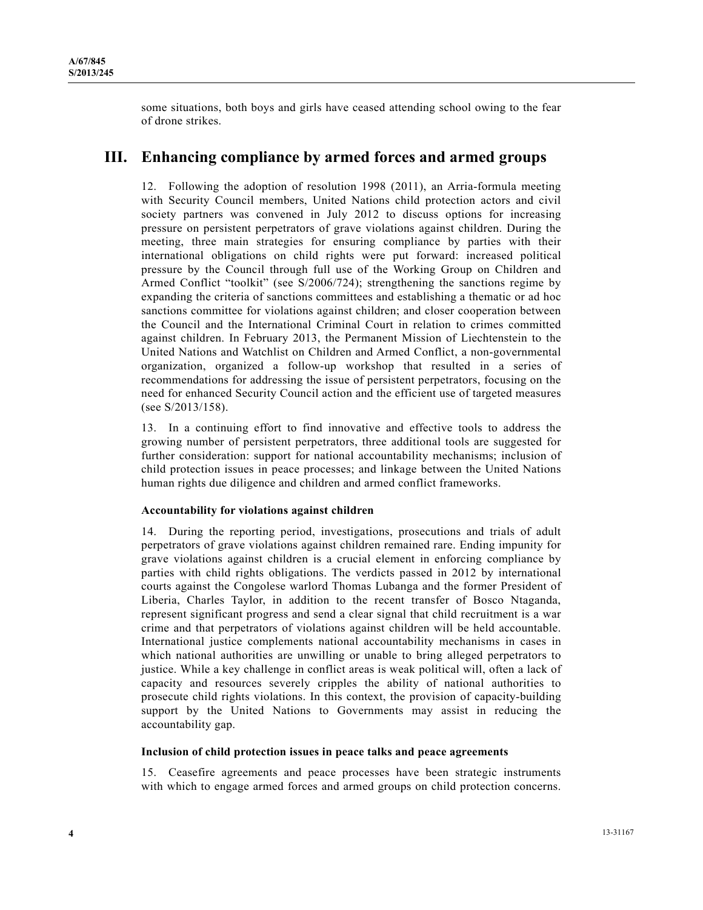some situations, both boys and girls have ceased attending school owing to the fear of drone strikes.

## III. Enhancing compliance by armed forces and armed groups

12. Following the adoption of resolution 1998 (2011), an Arria-formula meeting with Security Council members, United Nations child protection actors and civil society partners was convened in July 2012 to discuss options for increasing pressure on persistent perpetrators of grave violations against children. During the meeting, three main strategies for ensuring compliance by parties with their international obligations on child rights were put forward: increased political pressure by the Council through full use of the Working Group on Children and Armed Conflict "toolkit" (see S/2006/724); strengthening the sanctions regime by expanding the criteria of sanctions committees and establishing a thematic or ad hoc sanctions committee for violations against children; and closer cooperation between the Council and the International Criminal Court in relation to crimes committed against children. In February 2013, the Permanent Mission of Liechtenstein to the United Nations and Watchlist on Children and Armed Conflict, a non-governmental organization, organized a follow-up workshop that resulted in a series of recommendations for addressing the issue of persistent perpetrators, focusing on the need for enhanced Security Council action and the efficient use of targeted measures (see S/2013/158).

13. In a continuing effort to find innovative and effective tools to address the growing number of persistent perpetrators, three additional tools are suggested for further consideration: support for national accountability mechanisms; inclusion of child protection issues in peace processes; and linkage between the United Nations human rights due diligence and children and armed conflict frameworks.

### Accountability for violations against children

14. During the reporting period, investigations, prosecutions and trials of adult perpetrators of grave violations against children remained rare. Ending impunity for grave violations against children is a crucial element in enforcing compliance by parties with child rights obligations. The verdicts passed in 2012 by international courts against the Congolese warlord Thomas Lubanga and the former President of Liberia, Charles Taylor, in addition to the recent transfer of Bosco Ntaganda, represent significant progress and send a clear signal that child recruitment is a war crime and that perpetrators of violations against children will be held accountable. International justice complements national accountability mechanisms in cases in which national authorities are unwilling or unable to bring alleged perpetrators to justice. While a key challenge in conflict areas is weak political will, often a lack of capacity and resources severely cripples the ability of national authorities to prosecute child rights violations. In this context, the provision of capacity-building support by the United Nations to Governments may assist in reducing the accountability gap.

### Inclusion of child protection issues in peace talks and peace agreements

15. Ceasefire agreements and peace processes have been strategic instruments with which to engage armed forces and armed groups on child protection concerns.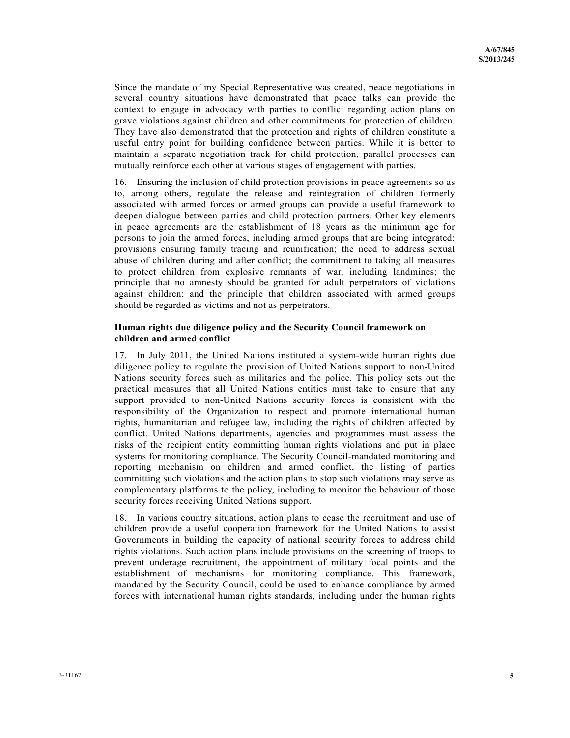Since the mandate of my Special Representative was created, peace negotiations in several country situations have demonstrated that peace talks can provide the context to engage in advocacy with parties to conflict regarding action plans on grave violations against children and other commitments for protection of children. They have also demonstrated that the protection and rights of children constitute a useful entry point for building confidence between parties. While it is better to maintain a separate negotiation track for child protection, parallel processes can mutually reinforce each other at various stages of engagement with parties.

16. Ensuring the inclusion of child protection provisions in peace agreements so as to, among others, regulate the release and reintegration of children formerly associated with armed forces or armed groups can provide a useful framework to deepen dialogue between parties and child protection partners. Other key elements in peace agreements are the establishment of 18 years as the minimum age for persons to join the armed forces, including armed groups that are being integrated; provisions ensuring family tracing and reunification; the need to address sexual abuse of children during and after conflict; the commitment to taking all measures to protect children from explosive remnants of war, including landmines; the principle that no amnesty should be granted for adult perpetrators of violations against children; and the principle that children associated with armed groups should be regarded as victims and not as perpetrators.

### Human rights due diligence policy and the Security Council framework on children and armed conflict

17. In July 2011, the United Nations instituted a system-wide human rights due diligence policy to regulate the provision of United Nations support to non-United Nations security forces such as militaries and the police. This policy sets out the practical measures that all United Nations entities must take to ensure that any support provided to non-United Nations security forces is consistent with the responsibility of the Organization to respect and promote international human rights, humanitarian and refugee law, including the rights of children affected by conflict. United Nations departments, agencies and programmes must assess the risks of the recipient entity committing human rights violations and put in place systems for monitoring compliance. The Security Council-mandated monitoring and reporting mechanism on children and armed conflict, the listing of parties committing such violations and the action plans to stop such violations may serve as complementary platforms to the policy, including to monitor the behaviour of those security forces receiving United Nations support.

18. In various country situations, action plans to cease the recruitment and use of children provide a useful cooperation framework for the United Nations to assist Governments in building the capacity of national security forces to address child rights violations. Such action plans include provisions on the screening of troops to prevent underage recruitment, the appointment of military focal points and the establishment of mechanisms for monitoring compliance. This framework, mandated by the Security Council, could be used to enhance compliance by armed forces with international human rights standards, including under the human rights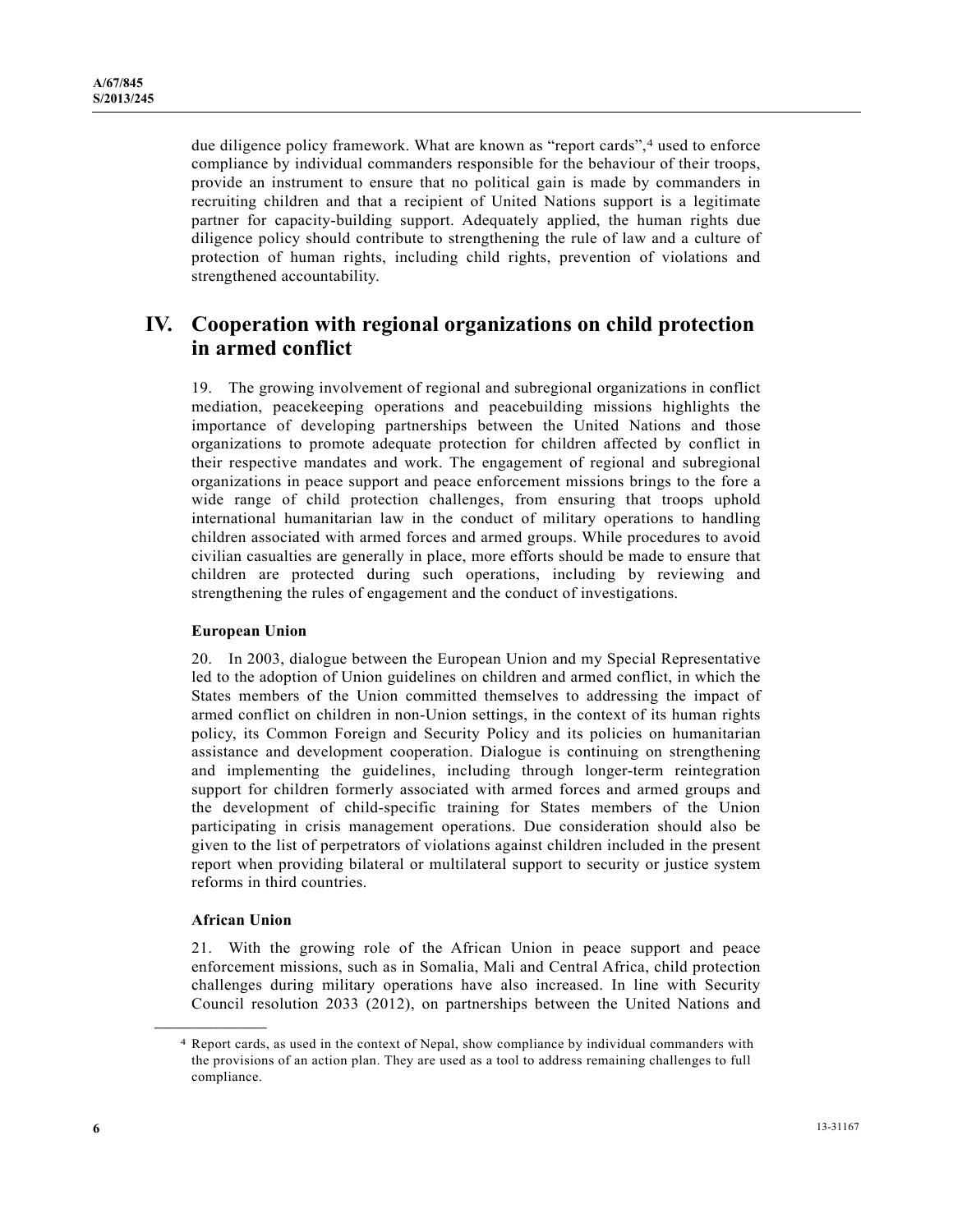due diligence policy framework. What are known as "report cards",[4] used to enforce compliance by individual commanders responsible for the behaviour of their troops, provide an instrument to ensure that no political gain is made by commanders in recruiting children and that a recipient of United Nations support is a legitimate partner for capacity-building support. Adequately applied, the human rights due diligence policy should contribute to strengthening the rule of law and a culture of protection of human rights, including child rights, prevention of violations and strengthened accountability.

## IV. Cooperation with regional organizations on child protection in armed conflict

19. The growing involvement of regional and subregional organizations in conflict mediation, peacekeeping operations and peacebuilding missions highlights the importance of developing partnerships between the United Nations and those organizations to promote adequate protection for children affected by conflict in their respective mandates and work. The engagement of regional and subregional organizations in peace support and peace enforcement missions brings to the fore a wide range of child protection challenges, from ensuring that troops uphold international humanitarian law in the conduct of military operations to handling children associated with armed forces and armed groups. While procedures to avoid civilian casualties are generally in place, more efforts should be made to ensure that children are protected during such operations, including by reviewing and strengthening the rules of engagement and the conduct of investigations.

### European Union

20. In 2003, dialogue between the European Union and my Special Representative led to the adoption of Union guidelines on children and armed conflict, in which the States members of the Union committed themselves to addressing the impact of armed conflict on children in non-Union settings, in the context of its human rights policy, its Common Foreign and Security Policy and its policies on humanitarian assistance and development cooperation. Dialogue is continuing on strengthening and implementing the guidelines, including through longer-term reintegration support for children formerly associated with armed forces and armed groups and the development of child-specific training for States members of the Union participating in crisis management operations. Due consideration should also be given to the list of perpetrators of violations against children included in the present report when providing bilateral or multilateral support to security or justice system reforms in third countries.

### African Union

21. With the growing role of the African Union in peace support and peace enforcement missions, such as in Somalia, Mali and Central Africa, child protection challenges during military operations have also increased. In line with Security Council resolution 2033 (2012), on partnerships between the United Nations and

---

[4] Report cards, as used in the context of Nepal, show compliance by individual commanders with the provisions of an action plan. They are used as a tool to address remaining challenges to full compliance.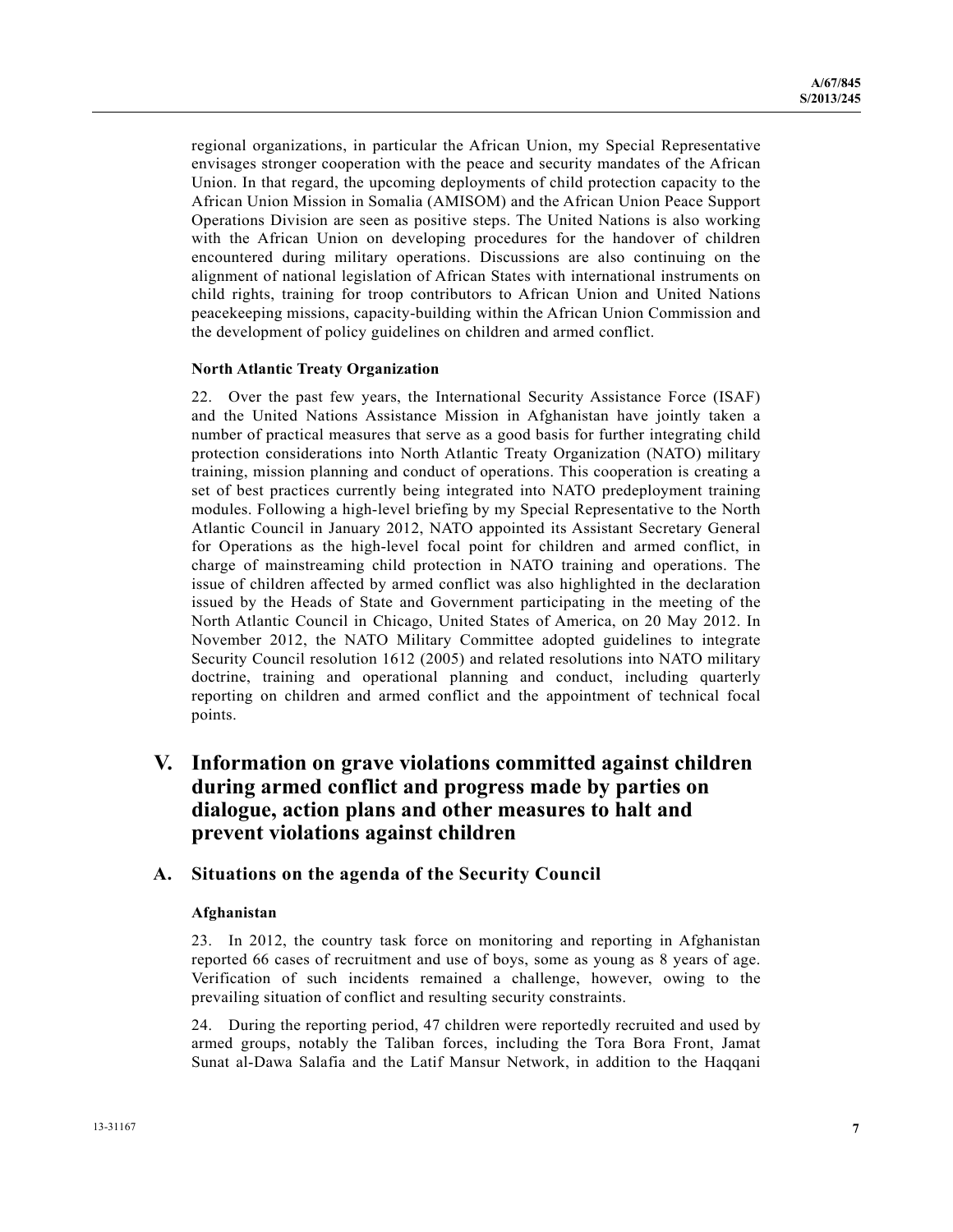regional organizations, in particular the African Union, my Special Representative envisages stronger cooperation with the peace and security mandates of the African Union. In that regard, the upcoming deployments of child protection capacity to the African Union Mission in Somalia (AMISOM) and the African Union Peace Support Operations Division are seen as positive steps. The United Nations is also working with the African Union on developing procedures for the handover of children encountered during military operations. Discussions are also continuing on the alignment of national legislation of African States with international instruments on child rights, training for troop contributors to African Union and United Nations peacekeeping missions, capacity-building within the African Union Commission and the development of policy guidelines on children and armed conflict.

**North Atlantic Treaty Organization**

22. Over the past few years, the International Security Assistance Force (ISAF) and the United Nations Assistance Mission in Afghanistan have jointly taken a number of practical measures that serve as a good basis for further integrating child protection considerations into North Atlantic Treaty Organization (NATO) military training, mission planning and conduct of operations. This cooperation is creating a set of best practices currently being integrated into NATO predeployment training modules. Following a high-level briefing by my Special Representative to the North Atlantic Council in January 2012, NATO appointed its Assistant Secretary General for Operations as the high-level focal point for children and armed conflict, in charge of mainstreaming child protection in NATO training and operations. The issue of children affected by armed conflict was also highlighted in the declaration issued by the Heads of State and Government participating in the meeting of the North Atlantic Council in Chicago, United States of America, on 20 May 2012. In November 2012, the NATO Military Committee adopted guidelines to integrate Security Council resolution 1612 (2005) and related resolutions into NATO military doctrine, training and operational planning and conduct, including quarterly reporting on children and armed conflict and the appointment of technical focal points.

# V. Information on grave violations committed against children during armed conflict and progress made by parties on dialogue, action plans and other measures to halt and prevent violations against children

## A. Situations on the agenda of the Security Council

**Afghanistan**

23. In 2012, the country task force on monitoring and reporting in Afghanistan reported 66 cases of recruitment and use of boys, some as young as 8 years of age. Verification of such incidents remained a challenge, however, owing to the prevailing situation of conflict and resulting security constraints.

24. During the reporting period, 47 children were reportedly recruited and used by armed groups, notably the Taliban forces, including the Tora Bora Front, Jamat Sunat al-Dawa Salafia and the Latif Mansur Network, in addition to the Haqqani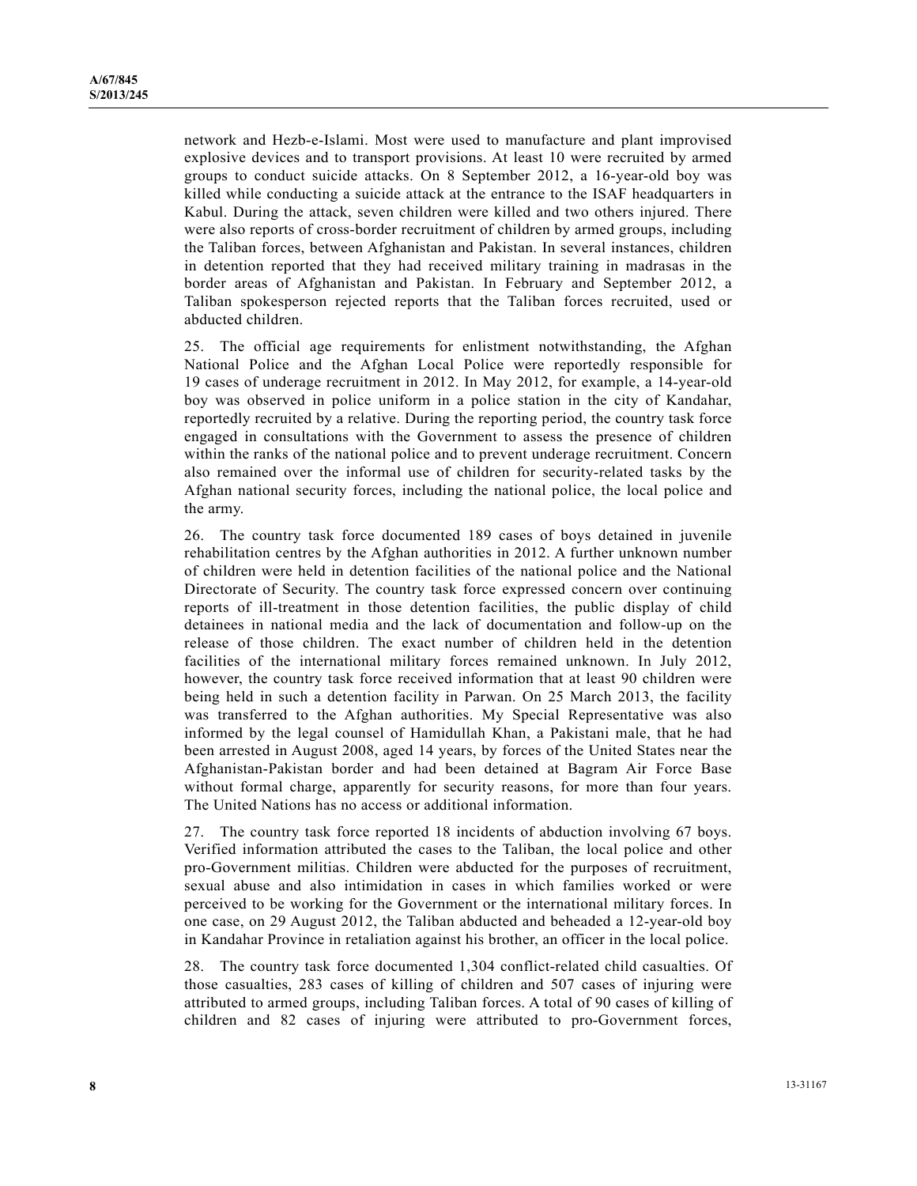network and Hezb-e-Islami. Most were used to manufacture and plant improvised explosive devices and to transport provisions. At least 10 were recruited by armed groups to conduct suicide attacks. On 8 September 2012, a 16-year-old boy was killed while conducting a suicide attack at the entrance to the ISAF headquarters in Kabul. During the attack, seven children were killed and two others injured. There were also reports of cross-border recruitment of children by armed groups, including the Taliban forces, between Afghanistan and Pakistan. In several instances, children in detention reported that they had received military training in madrasas in the border areas of Afghanistan and Pakistan. In February and September 2012, a Taliban spokesperson rejected reports that the Taliban forces recruited, used or abducted children.

25. The official age requirements for enlistment notwithstanding, the Afghan National Police and the Afghan Local Police were reportedly responsible for 19 cases of underage recruitment in 2012. In May 2012, for example, a 14-year-old boy was observed in police uniform in a police station in the city of Kandahar, reportedly recruited by a relative. During the reporting period, the country task force engaged in consultations with the Government to assess the presence of children within the ranks of the national police and to prevent underage recruitment. Concern also remained over the informal use of children for security-related tasks by the Afghan national security forces, including the national police, the local police and the army.

26. The country task force documented 189 cases of boys detained in juvenile rehabilitation centres by the Afghan authorities in 2012. A further unknown number of children were held in detention facilities of the national police and the National Directorate of Security. The country task force expressed concern over continuing reports of ill-treatment in those detention facilities, the public display of child detainees in national media and the lack of documentation and follow-up on the release of those children. The exact number of children held in the detention facilities of the international military forces remained unknown. In July 2012, however, the country task force received information that at least 90 children were being held in such a detention facility in Parwan. On 25 March 2013, the facility was transferred to the Afghan authorities. My Special Representative was also informed by the legal counsel of Hamidullah Khan, a Pakistani male, that he had been arrested in August 2008, aged 14 years, by forces of the United States near the Afghanistan-Pakistan border and had been detained at Bagram Air Force Base without formal charge, apparently for security reasons, for more than four years. The United Nations has no access or additional information.

27. The country task force reported 18 incidents of abduction involving 67 boys. Verified information attributed the cases to the Taliban, the local police and other pro-Government militias. Children were abducted for the purposes of recruitment, sexual abuse and also intimidation in cases in which families worked or were perceived to be working for the Government or the international military forces. In one case, on 29 August 2012, the Taliban abducted and beheaded a 12-year-old boy in Kandahar Province in retaliation against his brother, an officer in the local police.

28. The country task force documented 1,304 conflict-related child casualties. Of those casualties, 283 cases of killing of children and 507 cases of injuring were attributed to armed groups, including Taliban forces. A total of 90 cases of killing of children and 82 cases of injuring were attributed to pro-Government forces,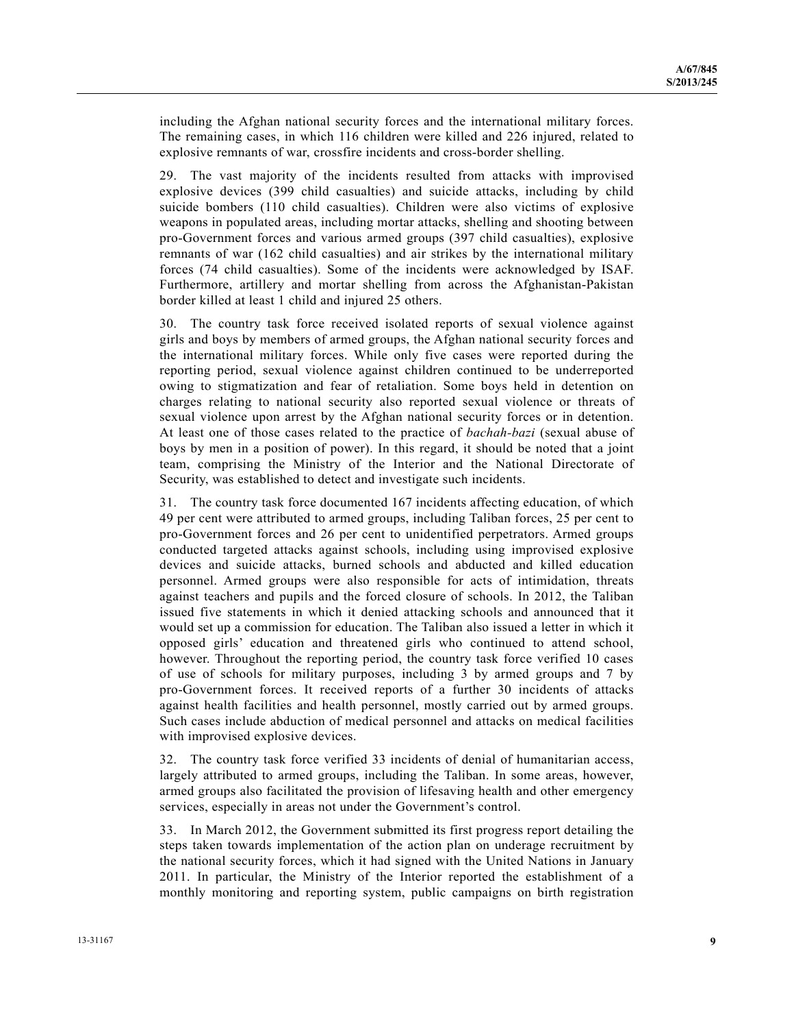including the Afghan national security forces and the international military forces. The remaining cases, in which 116 children were killed and 226 injured, related to explosive remnants of war, crossfire incidents and cross-border shelling.

29. The vast majority of the incidents resulted from attacks with improvised explosive devices (399 child casualties) and suicide attacks, including by child suicide bombers (110 child casualties). Children were also victims of explosive weapons in populated areas, including mortar attacks, shelling and shooting between pro-Government forces and various armed groups (397 child casualties), explosive remnants of war (162 child casualties) and air strikes by the international military forces (74 child casualties). Some of the incidents were acknowledged by ISAF. Furthermore, artillery and mortar shelling from across the Afghanistan-Pakistan border killed at least 1 child and injured 25 others.

30. The country task force received isolated reports of sexual violence against girls and boys by members of armed groups, the Afghan national security forces and the international military forces. While only five cases were reported during the reporting period, sexual violence against children continued to be underreported owing to stigmatization and fear of retaliation. Some boys held in detention on charges relating to national security also reported sexual violence or threats of sexual violence upon arrest by the Afghan national security forces or in detention. At least one of those cases related to the practice of *bachah-bazi* (sexual abuse of boys by men in a position of power). In this regard, it should be noted that a joint team, comprising the Ministry of the Interior and the National Directorate of Security, was established to detect and investigate such incidents.

31. The country task force documented 167 incidents affecting education, of which 49 per cent were attributed to armed groups, including Taliban forces, 25 per cent to pro-Government forces and 26 per cent to unidentified perpetrators. Armed groups conducted targeted attacks against schools, including using improvised explosive devices and suicide attacks, burned schools and abducted and killed education personnel. Armed groups were also responsible for acts of intimidation, threats against teachers and pupils and the forced closure of schools. In 2012, the Taliban issued five statements in which it denied attacking schools and announced that it would set up a commission for education. The Taliban also issued a letter in which it opposed girls' education and threatened girls who continued to attend school, however. Throughout the reporting period, the country task force verified 10 cases of use of schools for military purposes, including 3 by armed groups and 7 by pro-Government forces. It received reports of a further 30 incidents of attacks against health facilities and health personnel, mostly carried out by armed groups. Such cases include abduction of medical personnel and attacks on medical facilities with improvised explosive devices.

32. The country task force verified 33 incidents of denial of humanitarian access, largely attributed to armed groups, including the Taliban. In some areas, however, armed groups also facilitated the provision of lifesaving health and other emergency services, especially in areas not under the Government's control.

33. In March 2012, the Government submitted its first progress report detailing the steps taken towards implementation of the action plan on underage recruitment by the national security forces, which it had signed with the United Nations in January 2011. In particular, the Ministry of the Interior reported the establishment of a monthly monitoring and reporting system, public campaigns on birth registration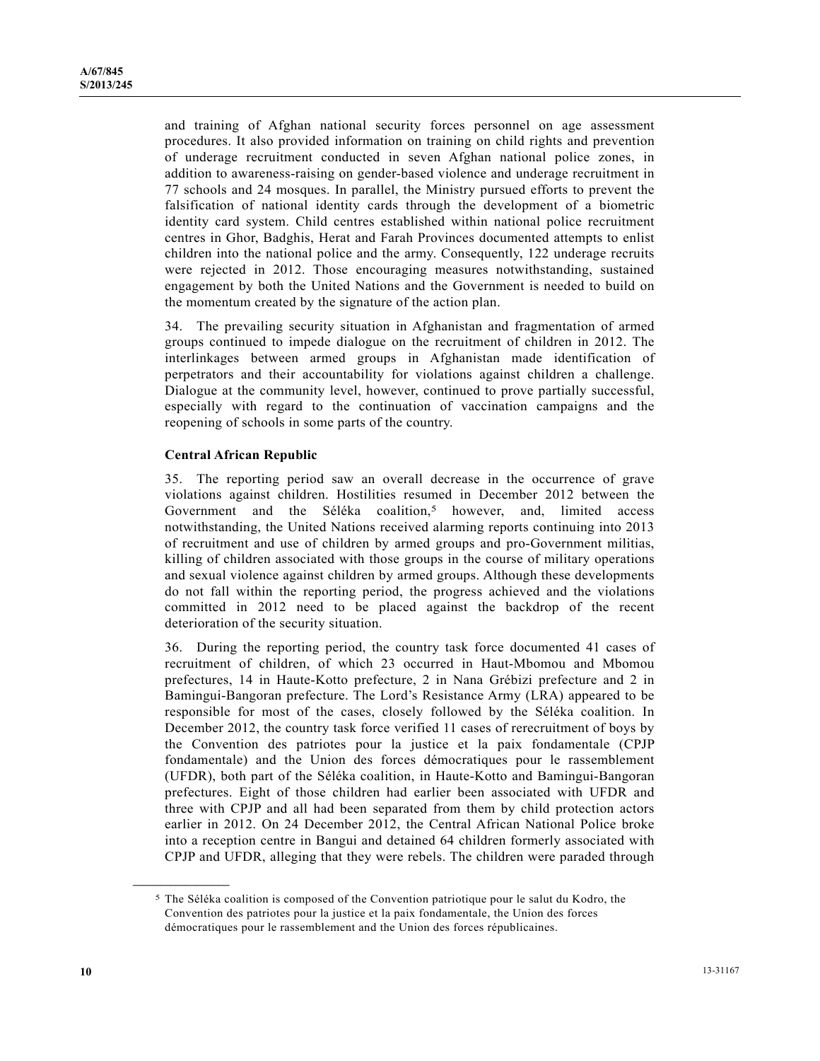and training of Afghan national security forces personnel on age assessment procedures. It also provided information on training on child rights and prevention of underage recruitment conducted in seven Afghan national police zones, in addition to awareness-raising on gender-based violence and underage recruitment in 77 schools and 24 mosques. In parallel, the Ministry pursued efforts to prevent the falsification of national identity cards through the development of a biometric identity card system. Child centres established within national police recruitment centres in Ghor, Badghis, Herat and Farah Provinces documented attempts to enlist children into the national police and the army. Consequently, 122 underage recruits were rejected in 2012. Those encouraging measures notwithstanding, sustained engagement by both the United Nations and the Government is needed to build on the momentum created by the signature of the action plan.

34. The prevailing security situation in Afghanistan and fragmentation of armed groups continued to impede dialogue on the recruitment of children in 2012. The interlinkages between armed groups in Afghanistan made identification of perpetrators and their accountability for violations against children a challenge. Dialogue at the community level, however, continued to prove partially successful, especially with regard to the continuation of vaccination campaigns and the reopening of schools in some parts of the country.

**Central African Republic**

35. The reporting period saw an overall decrease in the occurrence of grave violations against children. Hostilities resumed in December 2012 between the Government and the Séléka coalition,[5] however, and, limited access notwithstanding, the United Nations received alarming reports continuing into 2013 of recruitment and use of children by armed groups and pro-Government militias, killing of children associated with those groups in the course of military operations and sexual violence against children by armed groups. Although these developments do not fall within the reporting period, the progress achieved and the violations committed in 2012 need to be placed against the backdrop of the recent deterioration of the security situation.

36. During the reporting period, the country task force documented 41 cases of recruitment of children, of which 23 occurred in Haut-Mbomou and Mbomou prefectures, 14 in Haute-Kotto prefecture, 2 in Nana Grébizi prefecture and 2 in Bamingui-Bangoran prefecture. The Lord's Resistance Army (LRA) appeared to be responsible for most of the cases, closely followed by the Séléka coalition. In December 2012, the country task force verified 11 cases of rerecruitment of boys by the Convention des patriotes pour la justice et la paix fondamentale (CPJP fondamentale) and the Union des forces démocratiques pour le rassemblement (UFDR), both part of the Séléka coalition, in Haute-Kotto and Bamingui-Bangoran prefectures. Eight of those children had earlier been associated with UFDR and three with CPJP and all had been separated from them by child protection actors earlier in 2012. On 24 December 2012, the Central African National Police broke into a reception centre in Bangui and detained 64 children formerly associated with CPJP and UFDR, alleging that they were rebels. The children were paraded through

[5] The Séléka coalition is composed of the Convention patriotique pour le salut du Kodro, the Convention des patriotes pour la justice et la paix fondamentale, the Union des forces démocratiques pour le rassemblement and the Union des forces républicaines.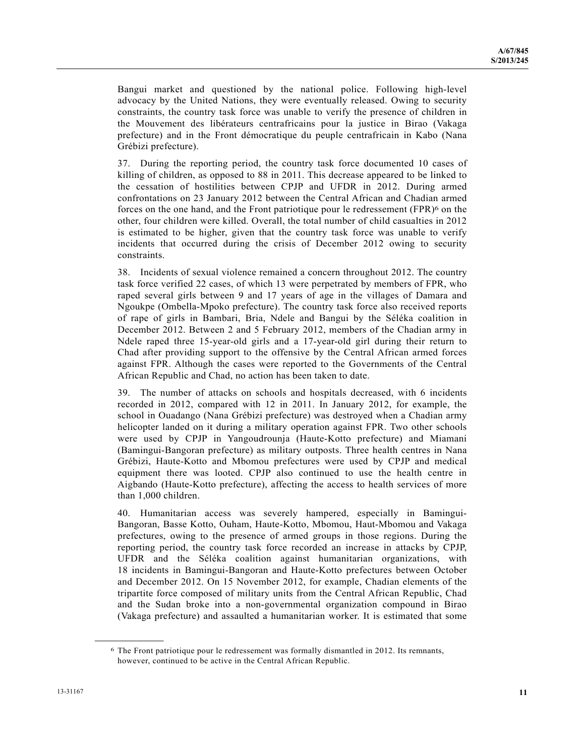Bangui market and questioned by the national police. Following high-level advocacy by the United Nations, they were eventually released. Owing to security constraints, the country task force was unable to verify the presence of children in the Mouvement des libérateurs centrafricains pour la justice in Birao (Vakaga prefecture) and in the Front démocratique du peuple centrafricain in Kabo (Nana Grébizi prefecture).

37. During the reporting period, the country task force documented 10 cases of killing of children, as opposed to 88 in 2011. This decrease appeared to be linked to the cessation of hostilities between CPJP and UFDR in 2012. During armed confrontations on 23 January 2012 between the Central African and Chadian armed forces on the one hand, and the Front patriotique pour le redressement (FPR)[6] on the other, four children were killed. Overall, the total number of child casualties in 2012 is estimated to be higher, given that the country task force was unable to verify incidents that occurred during the crisis of December 2012 owing to security constraints.

38. Incidents of sexual violence remained a concern throughout 2012. The country task force verified 22 cases, of which 13 were perpetrated by members of FPR, who raped several girls between 9 and 17 years of age in the villages of Damara and Ngoukpe (Ombella-Mpoko prefecture). The country task force also received reports of rape of girls in Bambari, Bria, Ndele and Bangui by the Séléka coalition in December 2012. Between 2 and 5 February 2012, members of the Chadian army in Ndele raped three 15-year-old girls and a 17-year-old girl during their return to Chad after providing support to the offensive by the Central African armed forces against FPR. Although the cases were reported to the Governments of the Central African Republic and Chad, no action has been taken to date.

39. The number of attacks on schools and hospitals decreased, with 6 incidents recorded in 2012, compared with 12 in 2011. In January 2012, for example, the school in Ouadango (Nana Grébizi prefecture) was destroyed when a Chadian army helicopter landed on it during a military operation against FPR. Two other schools were used by CPJP in Yangoudrounja (Haute-Kotto prefecture) and Miamani (Bamingui-Bangoran prefecture) as military outposts. Three health centres in Nana Grébizi, Haute-Kotto and Mbomou prefectures were used by CPJP and medical equipment there was looted. CPJP also continued to use the health centre in Aigbando (Haute-Kotto prefecture), affecting the access to health services of more than 1,000 children.

40. Humanitarian access was severely hampered, especially in Bamingui-Bangoran, Basse Kotto, Ouham, Haute-Kotto, Mbomou, Haut-Mbomou and Vakaga prefectures, owing to the presence of armed groups in those regions. During the reporting period, the country task force recorded an increase in attacks by CPJP, UFDR and the Séléka coalition against humanitarian organizations, with 18 incidents in Bamingui-Bangoran and Haute-Kotto prefectures between October and December 2012. On 15 November 2012, for example, Chadian elements of the tripartite force composed of military units from the Central African Republic, Chad and the Sudan broke into a non-governmental organization compound in Birao (Vakaga prefecture) and assaulted a humanitarian worker. It is estimated that some

---

[6] The Front patriotique pour le redressement was formally dismantled in 2012. Its remnants, however, continued to be active in the Central African Republic.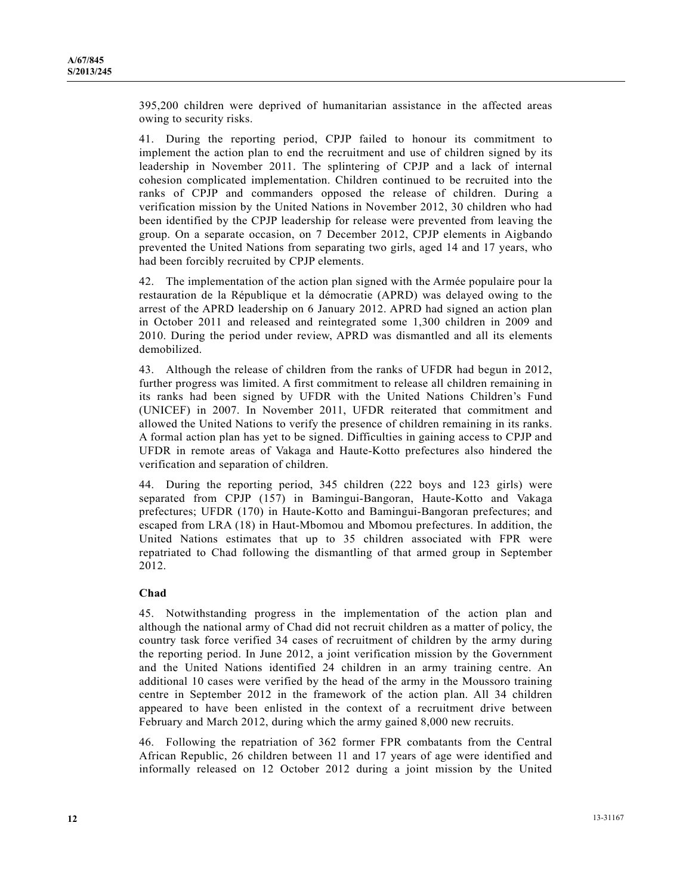395,200 children were deprived of humanitarian assistance in the affected areas owing to security risks.

41. During the reporting period, CPJP failed to honour its commitment to implement the action plan to end the recruitment and use of children signed by its leadership in November 2011. The splintering of CPJP and a lack of internal cohesion complicated implementation. Children continued to be recruited into the ranks of CPJP and commanders opposed the release of children. During a verification mission by the United Nations in November 2012, 30 children who had been identified by the CPJP leadership for release were prevented from leaving the group. On a separate occasion, on 7 December 2012, CPJP elements in Aigbando prevented the United Nations from separating two girls, aged 14 and 17 years, who had been forcibly recruited by CPJP elements.

42. The implementation of the action plan signed with the Armée populaire pour la restauration de la République et la démocratie (APRD) was delayed owing to the arrest of the APRD leadership on 6 January 2012. APRD had signed an action plan in October 2011 and released and reintegrated some 1,300 children in 2009 and 2010. During the period under review, APRD was dismantled and all its elements demobilized.

43. Although the release of children from the ranks of UFDR had begun in 2012, further progress was limited. A first commitment to release all children remaining in its ranks had been signed by UFDR with the United Nations Children's Fund (UNICEF) in 2007. In November 2011, UFDR reiterated that commitment and allowed the United Nations to verify the presence of children remaining in its ranks. A formal action plan has yet to be signed. Difficulties in gaining access to CPJP and UFDR in remote areas of Vakaga and Haute-Kotto prefectures also hindered the verification and separation of children.

44. During the reporting period, 345 children (222 boys and 123 girls) were separated from CPJP (157) in Bamingui-Bangoran, Haute-Kotto and Vakaga prefectures; UFDR (170) in Haute-Kotto and Bamingui-Bangoran prefectures; and escaped from LRA (18) in Haut-Mbomou and Mbomou prefectures. In addition, the United Nations estimates that up to 35 children associated with FPR were repatriated to Chad following the dismantling of that armed group in September 2012.

### Chad

45. Notwithstanding progress in the implementation of the action plan and although the national army of Chad did not recruit children as a matter of policy, the country task force verified 34 cases of recruitment of children by the army during the reporting period. In June 2012, a joint verification mission by the Government and the United Nations identified 24 children in an army training centre. An additional 10 cases were verified by the head of the army in the Moussoro training centre in September 2012 in the framework of the action plan. All 34 children appeared to have been enlisted in the context of a recruitment drive between February and March 2012, during which the army gained 8,000 new recruits.

46. Following the repatriation of 362 former FPR combatants from the Central African Republic, 26 children between 11 and 17 years of age were identified and informally released on 12 October 2012 during a joint mission by the United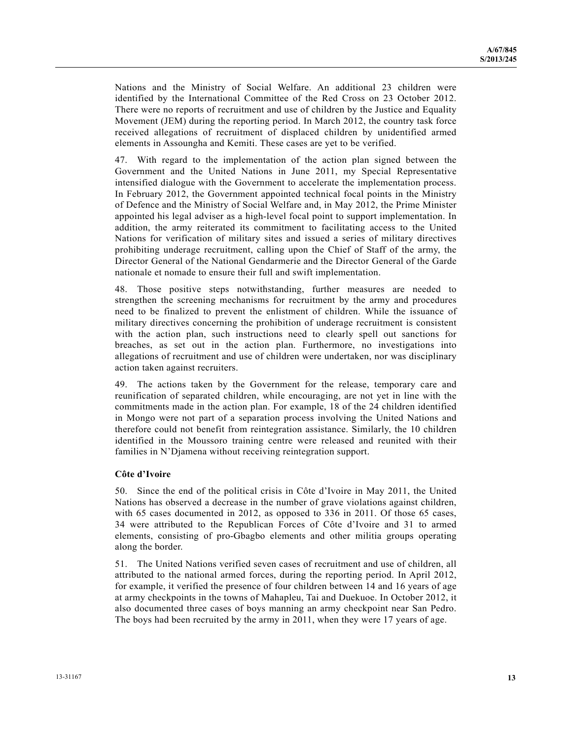Nations and the Ministry of Social Welfare. An additional 23 children were identified by the International Committee of the Red Cross on 23 October 2012. There were no reports of recruitment and use of children by the Justice and Equality Movement (JEM) during the reporting period. In March 2012, the country task force received allegations of recruitment of displaced children by unidentified armed elements in Assoungha and Kemiti. These cases are yet to be verified.

47. With regard to the implementation of the action plan signed between the Government and the United Nations in June 2011, my Special Representative intensified dialogue with the Government to accelerate the implementation process. In February 2012, the Government appointed technical focal points in the Ministry of Defence and the Ministry of Social Welfare and, in May 2012, the Prime Minister appointed his legal adviser as a high-level focal point to support implementation. In addition, the army reiterated its commitment to facilitating access to the United Nations for verification of military sites and issued a series of military directives prohibiting underage recruitment, calling upon the Chief of Staff of the army, the Director General of the National Gendarmerie and the Director General of the Garde nationale et nomade to ensure their full and swift implementation.

48. Those positive steps notwithstanding, further measures are needed to strengthen the screening mechanisms for recruitment by the army and procedures need to be finalized to prevent the enlistment of children. While the issuance of military directives concerning the prohibition of underage recruitment is consistent with the action plan, such instructions need to clearly spell out sanctions for breaches, as set out in the action plan. Furthermore, no investigations into allegations of recruitment and use of children were undertaken, nor was disciplinary action taken against recruiters.

49. The actions taken by the Government for the release, temporary care and reunification of separated children, while encouraging, are not yet in line with the commitments made in the action plan. For example, 18 of the 24 children identified in Mongo were not part of a separation process involving the United Nations and therefore could not benefit from reintegration assistance. Similarly, the 10 children identified in the Moussoro training centre were released and reunited with their families in N'Djamena without receiving reintegration support.

### Côte d'Ivoire

50. Since the end of the political crisis in Côte d'Ivoire in May 2011, the United Nations has observed a decrease in the number of grave violations against children, with 65 cases documented in 2012, as opposed to 336 in 2011. Of those 65 cases, 34 were attributed to the Republican Forces of Côte d'Ivoire and 31 to armed elements, consisting of pro-Gbagbo elements and other militia groups operating along the border.

51. The United Nations verified seven cases of recruitment and use of children, all attributed to the national armed forces, during the reporting period. In April 2012, for example, it verified the presence of four children between 14 and 16 years of age at army checkpoints in the towns of Mahapleu, Tai and Duekuoe. In October 2012, it also documented three cases of boys manning an army checkpoint near San Pedro. The boys had been recruited by the army in 2011, when they were 17 years of age.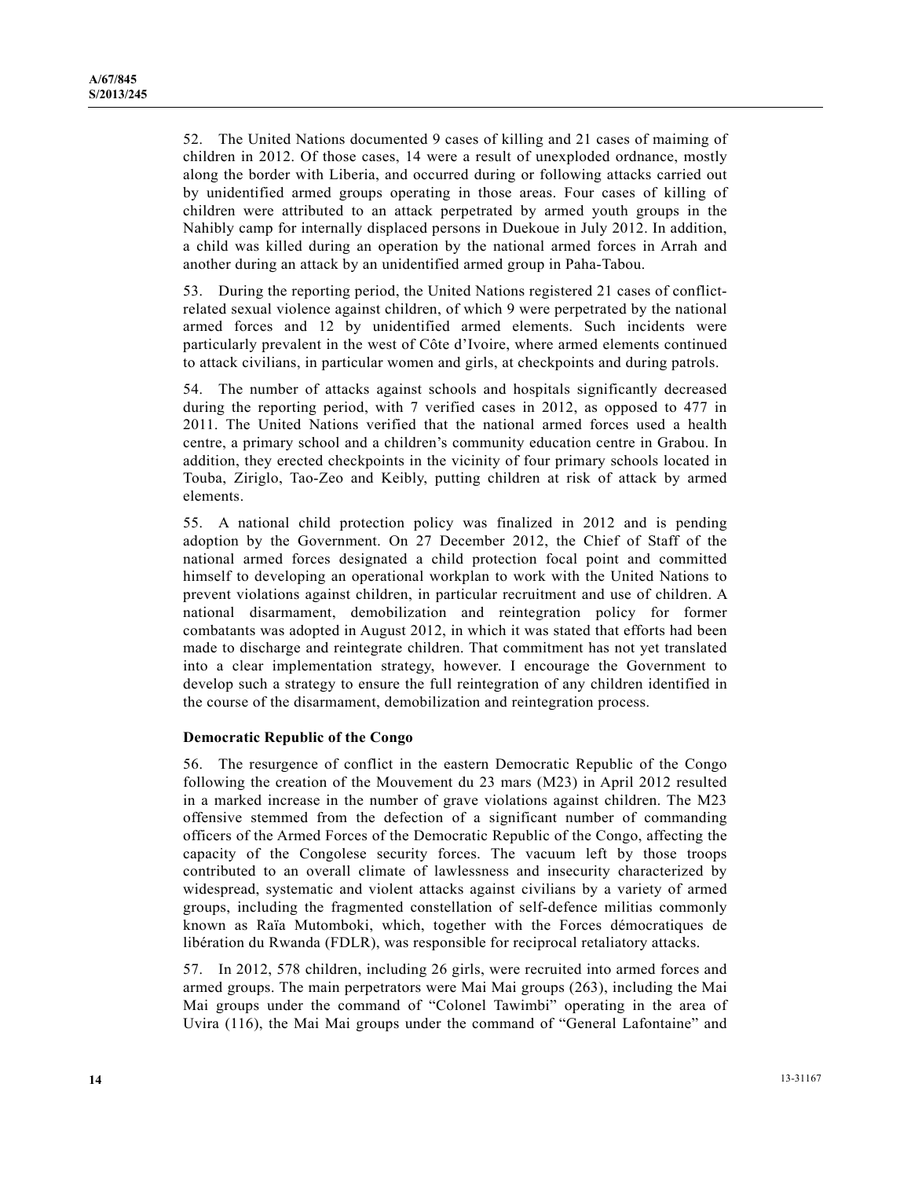52. The United Nations documented 9 cases of killing and 21 cases of maiming of children in 2012. Of those cases, 14 were a result of unexploded ordnance, mostly along the border with Liberia, and occurred during or following attacks carried out by unidentified armed groups operating in those areas. Four cases of killing of children were attributed to an attack perpetrated by armed youth groups in the Nahibly camp for internally displaced persons in Duekoue in July 2012. In addition, a child was killed during an operation by the national armed forces in Arrah and another during an attack by an unidentified armed group in Paha-Tabou.

53. During the reporting period, the United Nations registered 21 cases of conflict-related sexual violence against children, of which 9 were perpetrated by the national armed forces and 12 by unidentified armed elements. Such incidents were particularly prevalent in the west of Côte d'Ivoire, where armed elements continued to attack civilians, in particular women and girls, at checkpoints and during patrols.

54. The number of attacks against schools and hospitals significantly decreased during the reporting period, with 7 verified cases in 2012, as opposed to 477 in 2011. The United Nations verified that the national armed forces used a health centre, a primary school and a children's community education centre in Grabou. In addition, they erected checkpoints in the vicinity of four primary schools located in Touba, Ziriglo, Tao-Zeo and Keibly, putting children at risk of attack by armed elements.

55. A national child protection policy was finalized in 2012 and is pending adoption by the Government. On 27 December 2012, the Chief of Staff of the national armed forces designated a child protection focal point and committed himself to developing an operational workplan to work with the United Nations to prevent violations against children, in particular recruitment and use of children. A national disarmament, demobilization and reintegration policy for former combatants was adopted in August 2012, in which it was stated that efforts had been made to discharge and reintegrate children. That commitment has not yet translated into a clear implementation strategy, however. I encourage the Government to develop such a strategy to ensure the full reintegration of any children identified in the course of the disarmament, demobilization and reintegration process.

### Democratic Republic of the Congo

56. The resurgence of conflict in the eastern Democratic Republic of the Congo following the creation of the Mouvement du 23 mars (M23) in April 2012 resulted in a marked increase in the number of grave violations against children. The M23 offensive stemmed from the defection of a significant number of commanding officers of the Armed Forces of the Democratic Republic of the Congo, affecting the capacity of the Congolese security forces. The vacuum left by those troops contributed to an overall climate of lawlessness and insecurity characterized by widespread, systematic and violent attacks against civilians by a variety of armed groups, including the fragmented constellation of self-defence militias commonly known as Raïa Mutomboki, which, together with the Forces démocratiques de libération du Rwanda (FDLR), was responsible for reciprocal retaliatory attacks.

57. In 2012, 578 children, including 26 girls, were recruited into armed forces and armed groups. The main perpetrators were Mai Mai groups (263), including the Mai Mai groups under the command of "Colonel Tawimbi" operating in the area of Uvira (116), the Mai Mai groups under the command of "General Lafontaine" and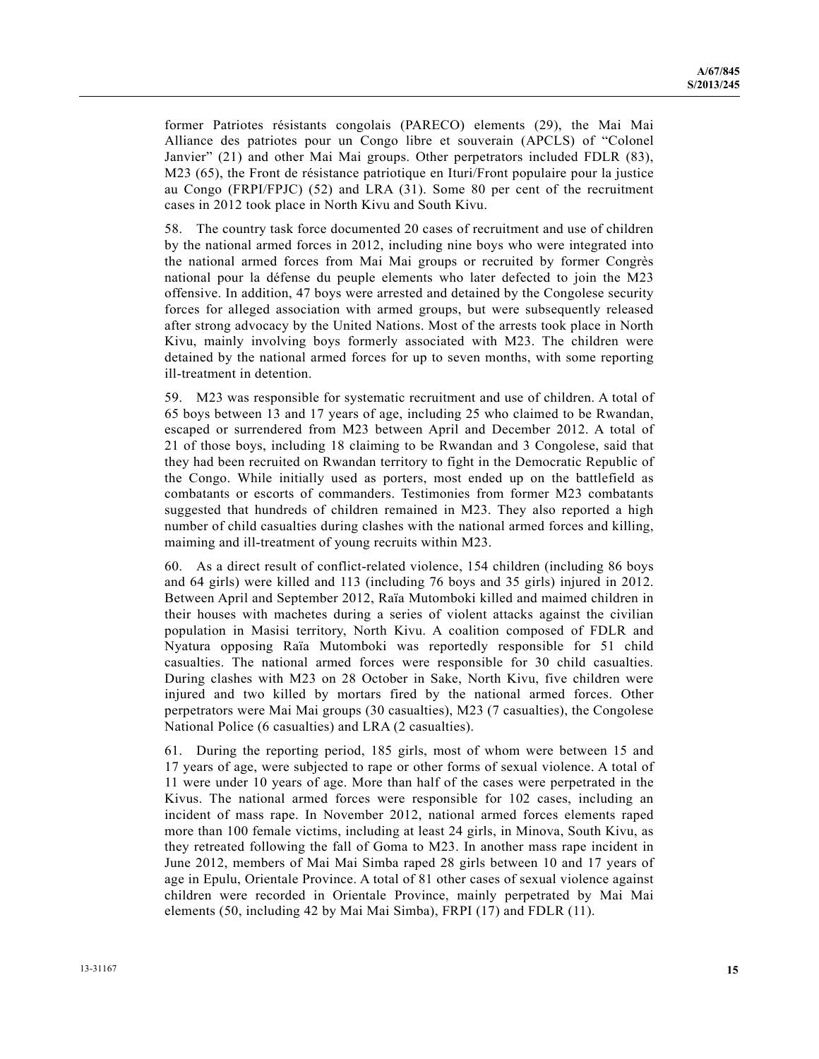former Patriotes résistants congolais (PARECO) elements (29), the Mai Mai Alliance des patriotes pour un Congo libre et souverain (APCLS) of "Colonel Janvier" (21) and other Mai Mai groups. Other perpetrators included FDLR (83), M23 (65), the Front de résistance patriotique en Ituri/Front populaire pour la justice au Congo (FRPI/FPJC) (52) and LRA (31). Some 80 per cent of the recruitment cases in 2012 took place in North Kivu and South Kivu.

58. The country task force documented 20 cases of recruitment and use of children by the national armed forces in 2012, including nine boys who were integrated into the national armed forces from Mai Mai groups or recruited by former Congrès national pour la défense du peuple elements who later defected to join the M23 offensive. In addition, 47 boys were arrested and detained by the Congolese security forces for alleged association with armed groups, but were subsequently released after strong advocacy by the United Nations. Most of the arrests took place in North Kivu, mainly involving boys formerly associated with M23. The children were detained by the national armed forces for up to seven months, with some reporting ill-treatment in detention.

59. M23 was responsible for systematic recruitment and use of children. A total of 65 boys between 13 and 17 years of age, including 25 who claimed to be Rwandan, escaped or surrendered from M23 between April and December 2012. A total of 21 of those boys, including 18 claiming to be Rwandan and 3 Congolese, said that they had been recruited on Rwandan territory to fight in the Democratic Republic of the Congo. While initially used as porters, most ended up on the battlefield as combatants or escorts of commanders. Testimonies from former M23 combatants suggested that hundreds of children remained in M23. They also reported a high number of child casualties during clashes with the national armed forces and killing, maiming and ill-treatment of young recruits within M23.

60. As a direct result of conflict-related violence, 154 children (including 86 boys and 64 girls) were killed and 113 (including 76 boys and 35 girls) injured in 2012. Between April and September 2012, Raïa Mutomboki killed and maimed children in their houses with machetes during a series of violent attacks against the civilian population in Masisi territory, North Kivu. A coalition composed of FDLR and Nyatura opposing Raïa Mutomboki was reportedly responsible for 51 child casualties. The national armed forces were responsible for 30 child casualties. During clashes with M23 on 28 October in Sake, North Kivu, five children were injured and two killed by mortars fired by the national armed forces. Other perpetrators were Mai Mai groups (30 casualties), M23 (7 casualties), the Congolese National Police (6 casualties) and LRA (2 casualties).

61. During the reporting period, 185 girls, most of whom were between 15 and 17 years of age, were subjected to rape or other forms of sexual violence. A total of 11 were under 10 years of age. More than half of the cases were perpetrated in the Kivus. The national armed forces were responsible for 102 cases, including an incident of mass rape. In November 2012, national armed forces elements raped more than 100 female victims, including at least 24 girls, in Minova, South Kivu, as they retreated following the fall of Goma to M23. In another mass rape incident in June 2012, members of Mai Mai Simba raped 28 girls between 10 and 17 years of age in Epulu, Orientale Province. A total of 81 other cases of sexual violence against children were recorded in Orientale Province, mainly perpetrated by Mai Mai elements (50, including 42 by Mai Mai Simba), FRPI (17) and FDLR (11).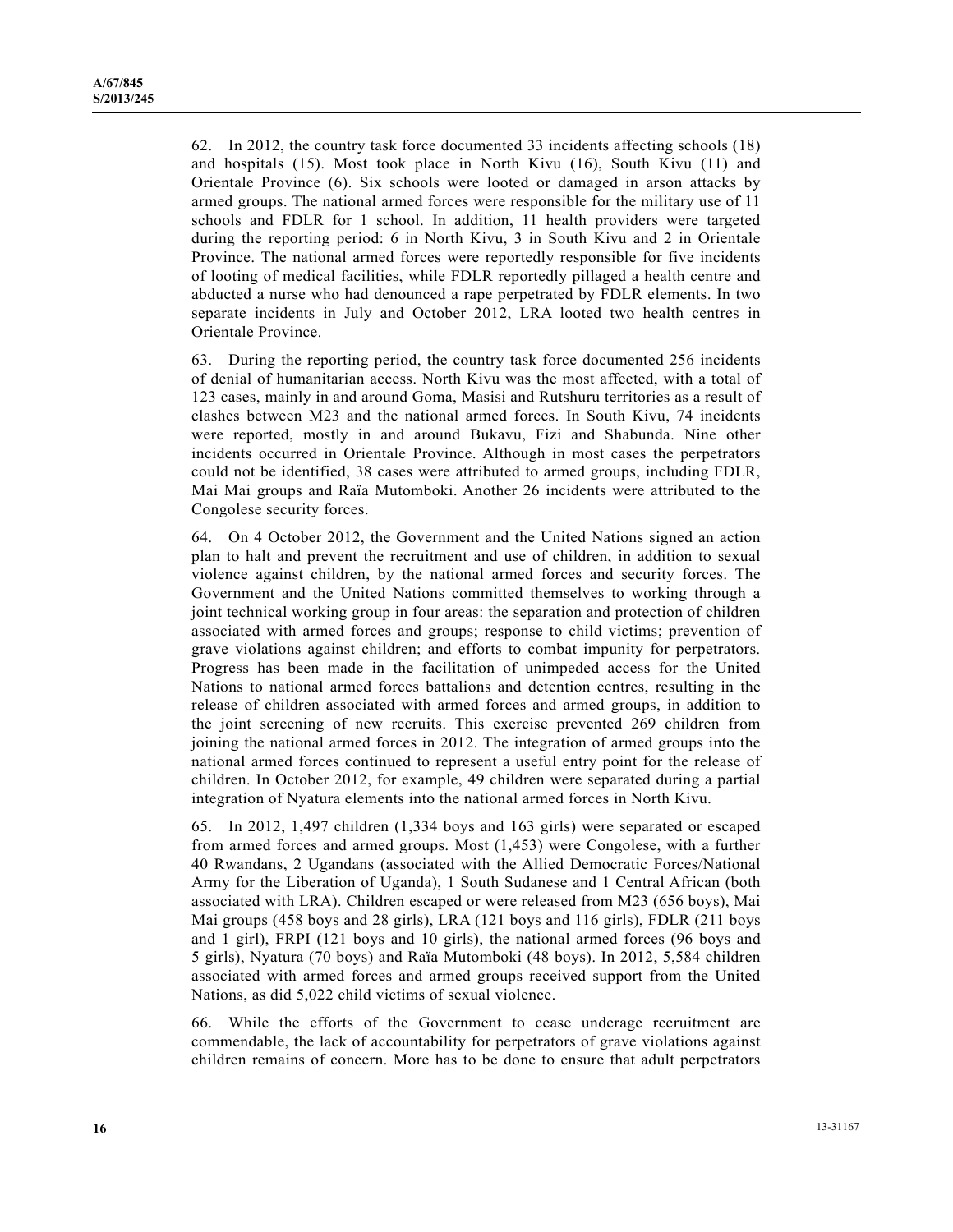62. In 2012, the country task force documented 33 incidents affecting schools (18) and hospitals (15). Most took place in North Kivu (16), South Kivu (11) and Orientale Province (6). Six schools were looted or damaged in arson attacks by armed groups. The national armed forces were responsible for the military use of 11 schools and FDLR for 1 school. In addition, 11 health providers were targeted during the reporting period: 6 in North Kivu, 3 in South Kivu and 2 in Orientale Province. The national armed forces were reportedly responsible for five incidents of looting of medical facilities, while FDLR reportedly pillaged a health centre and abducted a nurse who had denounced a rape perpetrated by FDLR elements. In two separate incidents in July and October 2012, LRA looted two health centres in Orientale Province.

63. During the reporting period, the country task force documented 256 incidents of denial of humanitarian access. North Kivu was the most affected, with a total of 123 cases, mainly in and around Goma, Masisi and Rutshuru territories as a result of clashes between M23 and the national armed forces. In South Kivu, 74 incidents were reported, mostly in and around Bukavu, Fizi and Shabunda. Nine other incidents occurred in Orientale Province. Although in most cases the perpetrators could not be identified, 38 cases were attributed to armed groups, including FDLR, Mai Mai groups and Raïa Mutomboki. Another 26 incidents were attributed to the Congolese security forces.

64. On 4 October 2012, the Government and the United Nations signed an action plan to halt and prevent the recruitment and use of children, in addition to sexual violence against children, by the national armed forces and security forces. The Government and the United Nations committed themselves to working through a joint technical working group in four areas: the separation and protection of children associated with armed forces and groups; response to child victims; prevention of grave violations against children; and efforts to combat impunity for perpetrators. Progress has been made in the facilitation of unimpeded access for the United Nations to national armed forces battalions and detention centres, resulting in the release of children associated with armed forces and armed groups, in addition to the joint screening of new recruits. This exercise prevented 269 children from joining the national armed forces in 2012. The integration of armed groups into the national armed forces continued to represent a useful entry point for the release of children. In October 2012, for example, 49 children were separated during a partial integration of Nyatura elements into the national armed forces in North Kivu.

65. In 2012, 1,497 children (1,334 boys and 163 girls) were separated or escaped from armed forces and armed groups. Most (1,453) were Congolese, with a further 40 Rwandans, 2 Ugandans (associated with the Allied Democratic Forces/National Army for the Liberation of Uganda), 1 South Sudanese and 1 Central African (both associated with LRA). Children escaped or were released from M23 (656 boys), Mai Mai groups (458 boys and 28 girls), LRA (121 boys and 116 girls), FDLR (211 boys and 1 girl), FRPI (121 boys and 10 girls), the national armed forces (96 boys and 5 girls), Nyatura (70 boys) and Raïa Mutomboki (48 boys). In 2012, 5,584 children associated with armed forces and armed groups received support from the United Nations, as did 5,022 child victims of sexual violence.

66. While the efforts of the Government to cease underage recruitment are commendable, the lack of accountability for perpetrators of grave violations against children remains of concern. More has to be done to ensure that adult perpetrators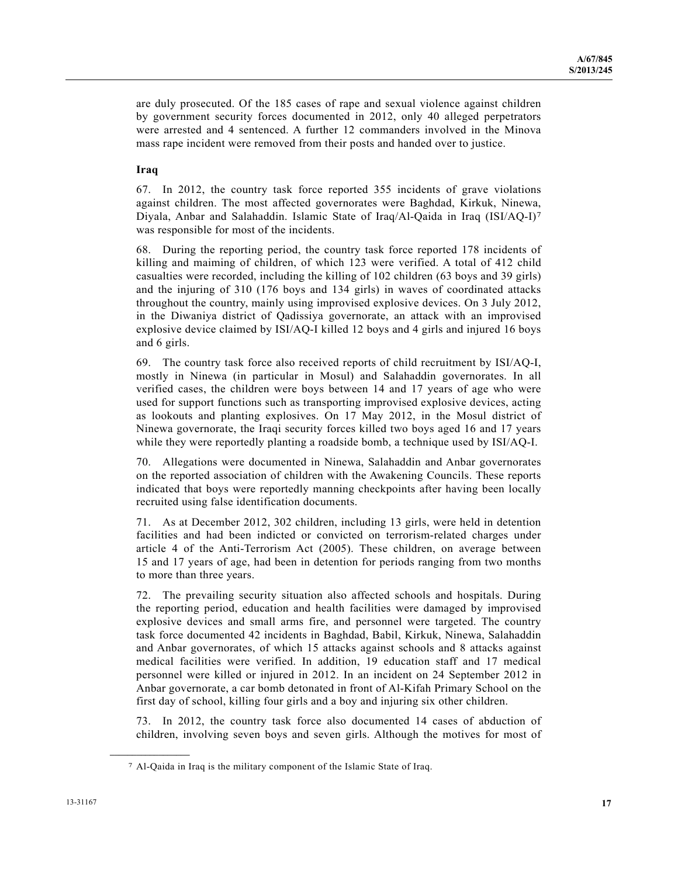are duly prosecuted. Of the 185 cases of rape and sexual violence against children by government security forces documented in 2012, only 40 alleged perpetrators were arrested and 4 sentenced. A further 12 commanders involved in the Minova mass rape incident were removed from their posts and handed over to justice.

### Iraq

67. In 2012, the country task force reported 355 incidents of grave violations against children. The most affected governorates were Baghdad, Kirkuk, Ninewa, Diyala, Anbar and Salahaddin. Islamic State of Iraq/Al-Qaida in Iraq (ISI/AQ-I)[7] was responsible for most of the incidents.

68. During the reporting period, the country task force reported 178 incidents of killing and maiming of children, of which 123 were verified. A total of 412 child casualties were recorded, including the killing of 102 children (63 boys and 39 girls) and the injuring of 310 (176 boys and 134 girls) in waves of coordinated attacks throughout the country, mainly using improvised explosive devices. On 3 July 2012, in the Diwaniya district of Qadissiya governorate, an attack with an improvised explosive device claimed by ISI/AQ-I killed 12 boys and 4 girls and injured 16 boys and 6 girls.

69. The country task force also received reports of child recruitment by ISI/AQ-I, mostly in Ninewa (in particular in Mosul) and Salahaddin governorates. In all verified cases, the children were boys between 14 and 17 years of age who were used for support functions such as transporting improvised explosive devices, acting as lookouts and planting explosives. On 17 May 2012, in the Mosul district of Ninewa governorate, the Iraqi security forces killed two boys aged 16 and 17 years while they were reportedly planting a roadside bomb, a technique used by ISI/AQ-I.

70. Allegations were documented in Ninewa, Salahaddin and Anbar governorates on the reported association of children with the Awakening Councils. These reports indicated that boys were reportedly manning checkpoints after having been locally recruited using false identification documents.

71. As at December 2012, 302 children, including 13 girls, were held in detention facilities and had been indicted or convicted on terrorism-related charges under article 4 of the Anti-Terrorism Act (2005). These children, on average between 15 and 17 years of age, had been in detention for periods ranging from two months to more than three years.

72. The prevailing security situation also affected schools and hospitals. During the reporting period, education and health facilities were damaged by improvised explosive devices and small arms fire, and personnel were targeted. The country task force documented 42 incidents in Baghdad, Babil, Kirkuk, Ninewa, Salahaddin and Anbar governorates, of which 15 attacks against schools and 8 attacks against medical facilities were verified. In addition, 19 education staff and 17 medical personnel were killed or injured in 2012. In an incident on 24 September 2012 in Anbar governorate, a car bomb detonated in front of Al-Kifah Primary School on the first day of school, killing four girls and a boy and injuring six other children.

73. In 2012, the country task force also documented 14 cases of abduction of children, involving seven boys and seven girls. Although the motives for most of

---

[7] Al-Qaida in Iraq is the military component of the Islamic State of Iraq.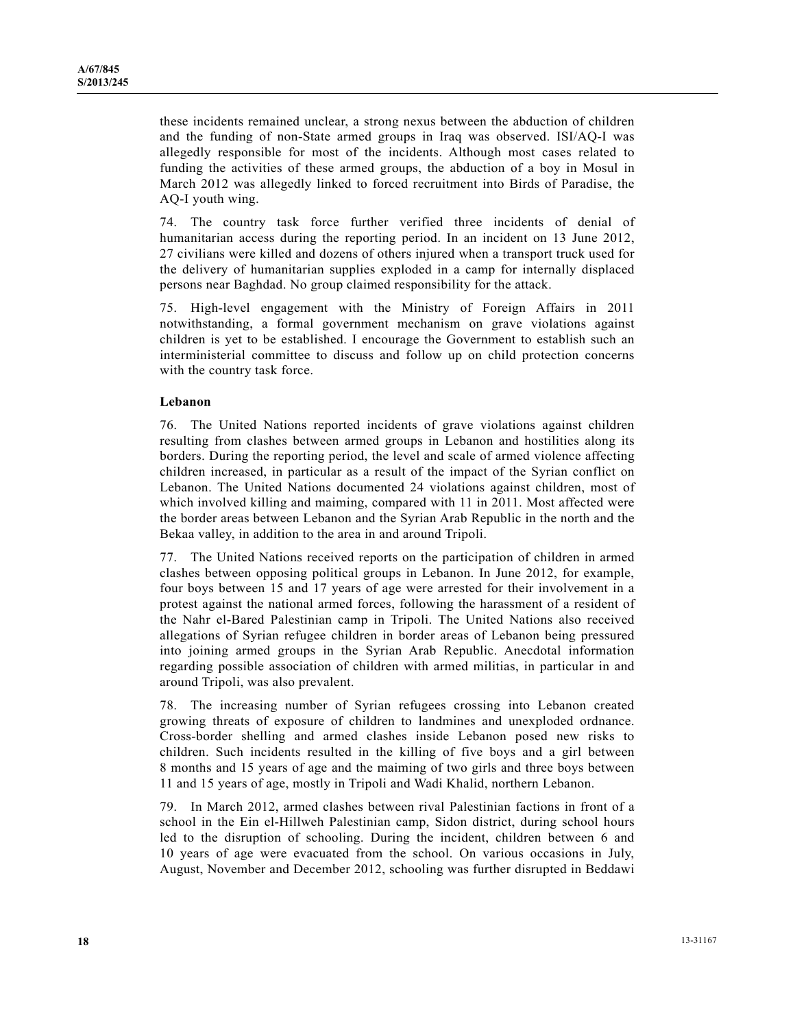these incidents remained unclear, a strong nexus between the abduction of children and the funding of non-State armed groups in Iraq was observed. ISI/AQ-I was allegedly responsible for most of the incidents. Although most cases related to funding the activities of these armed groups, the abduction of a boy in Mosul in March 2012 was allegedly linked to forced recruitment into Birds of Paradise, the AQ-I youth wing.

74. The country task force further verified three incidents of denial of humanitarian access during the reporting period. In an incident on 13 June 2012, 27 civilians were killed and dozens of others injured when a transport truck used for the delivery of humanitarian supplies exploded in a camp for internally displaced persons near Baghdad. No group claimed responsibility for the attack.

75. High-level engagement with the Ministry of Foreign Affairs in 2011 notwithstanding, a formal government mechanism on grave violations against children is yet to be established. I encourage the Government to establish such an interministerial committee to discuss and follow up on child protection concerns with the country task force.

**Lebanon**

76. The United Nations reported incidents of grave violations against children resulting from clashes between armed groups in Lebanon and hostilities along its borders. During the reporting period, the level and scale of armed violence affecting children increased, in particular as a result of the impact of the Syrian conflict on Lebanon. The United Nations documented 24 violations against children, most of which involved killing and maiming, compared with 11 in 2011. Most affected were the border areas between Lebanon and the Syrian Arab Republic in the north and the Bekaa valley, in addition to the area in and around Tripoli.

77. The United Nations received reports on the participation of children in armed clashes between opposing political groups in Lebanon. In June 2012, for example, four boys between 15 and 17 years of age were arrested for their involvement in a protest against the national armed forces, following the harassment of a resident of the Nahr el-Bared Palestinian camp in Tripoli. The United Nations also received allegations of Syrian refugee children in border areas of Lebanon being pressured into joining armed groups in the Syrian Arab Republic. Anecdotal information regarding possible association of children with armed militias, in particular in and around Tripoli, was also prevalent.

78. The increasing number of Syrian refugees crossing into Lebanon created growing threats of exposure of children to landmines and unexploded ordnance. Cross-border shelling and armed clashes inside Lebanon posed new risks to children. Such incidents resulted in the killing of five boys and a girl between 8 months and 15 years of age and the maiming of two girls and three boys between 11 and 15 years of age, mostly in Tripoli and Wadi Khalid, northern Lebanon.

79. In March 2012, armed clashes between rival Palestinian factions in front of a school in the Ein el-Hillweh Palestinian camp, Sidon district, during school hours led to the disruption of schooling. During the incident, children between 6 and 10 years of age were evacuated from the school. On various occasions in July, August, November and December 2012, schooling was further disrupted in Beddawi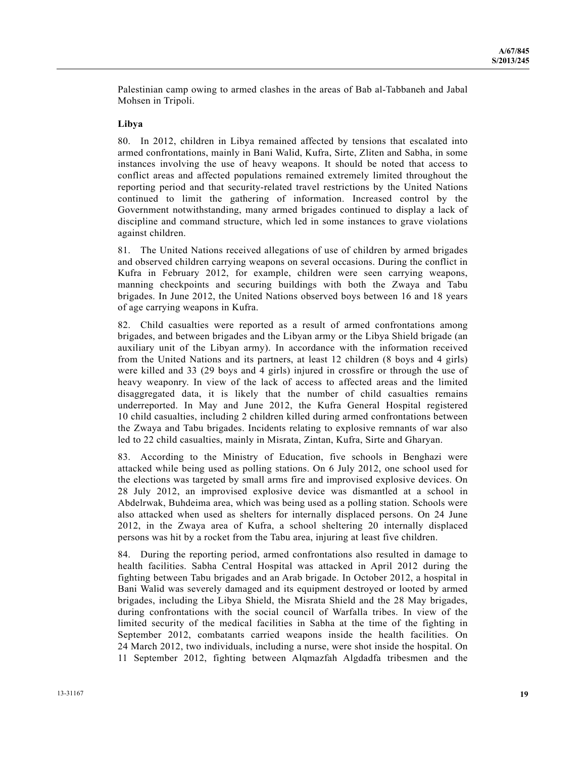Palestinian camp owing to armed clashes in the areas of Bab al-Tabbaneh and Jabal Mohsen in Tripoli.

**Libya**

80. In 2012, children in Libya remained affected by tensions that escalated into armed confrontations, mainly in Bani Walid, Kufra, Sirte, Zliten and Sabha, in some instances involving the use of heavy weapons. It should be noted that access to conflict areas and affected populations remained extremely limited throughout the reporting period and that security-related travel restrictions by the United Nations continued to limit the gathering of information. Increased control by the Government notwithstanding, many armed brigades continued to display a lack of discipline and command structure, which led in some instances to grave violations against children.

81. The United Nations received allegations of use of children by armed brigades and observed children carrying weapons on several occasions. During the conflict in Kufra in February 2012, for example, children were seen carrying weapons, manning checkpoints and securing buildings with both the Zwaya and Tabu brigades. In June 2012, the United Nations observed boys between 16 and 18 years of age carrying weapons in Kufra.

82. Child casualties were reported as a result of armed confrontations among brigades, and between brigades and the Libyan army or the Libya Shield brigade (an auxiliary unit of the Libyan army). In accordance with the information received from the United Nations and its partners, at least 12 children (8 boys and 4 girls) were killed and 33 (29 boys and 4 girls) injured in crossfire or through the use of heavy weaponry. In view of the lack of access to affected areas and the limited disaggregated data, it is likely that the number of child casualties remains underreported. In May and June 2012, the Kufra General Hospital registered 10 child casualties, including 2 children killed during armed confrontations between the Zwaya and Tabu brigades. Incidents relating to explosive remnants of war also led to 22 child casualties, mainly in Misrata, Zintan, Kufra, Sirte and Gharyan.

83. According to the Ministry of Education, five schools in Benghazi were attacked while being used as polling stations. On 6 July 2012, one school used for the elections was targeted by small arms fire and improvised explosive devices. On 28 July 2012, an improvised explosive device was dismantled at a school in Abdelrwak, Buhdeima area, which was being used as a polling station. Schools were also attacked when used as shelters for internally displaced persons. On 24 June 2012, in the Zwaya area of Kufra, a school sheltering 20 internally displaced persons was hit by a rocket from the Tabu area, injuring at least five children.

84. During the reporting period, armed confrontations also resulted in damage to health facilities. Sabha Central Hospital was attacked in April 2012 during the fighting between Tabu brigades and an Arab brigade. In October 2012, a hospital in Bani Walid was severely damaged and its equipment destroyed or looted by armed brigades, including the Libya Shield, the Misrata Shield and the 28 May brigades, during confrontations with the social council of Warfalla tribes. In view of the limited security of the medical facilities in Sabha at the time of the fighting in September 2012, combatants carried weapons inside the health facilities. On 24 March 2012, two individuals, including a nurse, were shot inside the hospital. On 11 September 2012, fighting between Alqmazfah Algdadfa tribesmen and the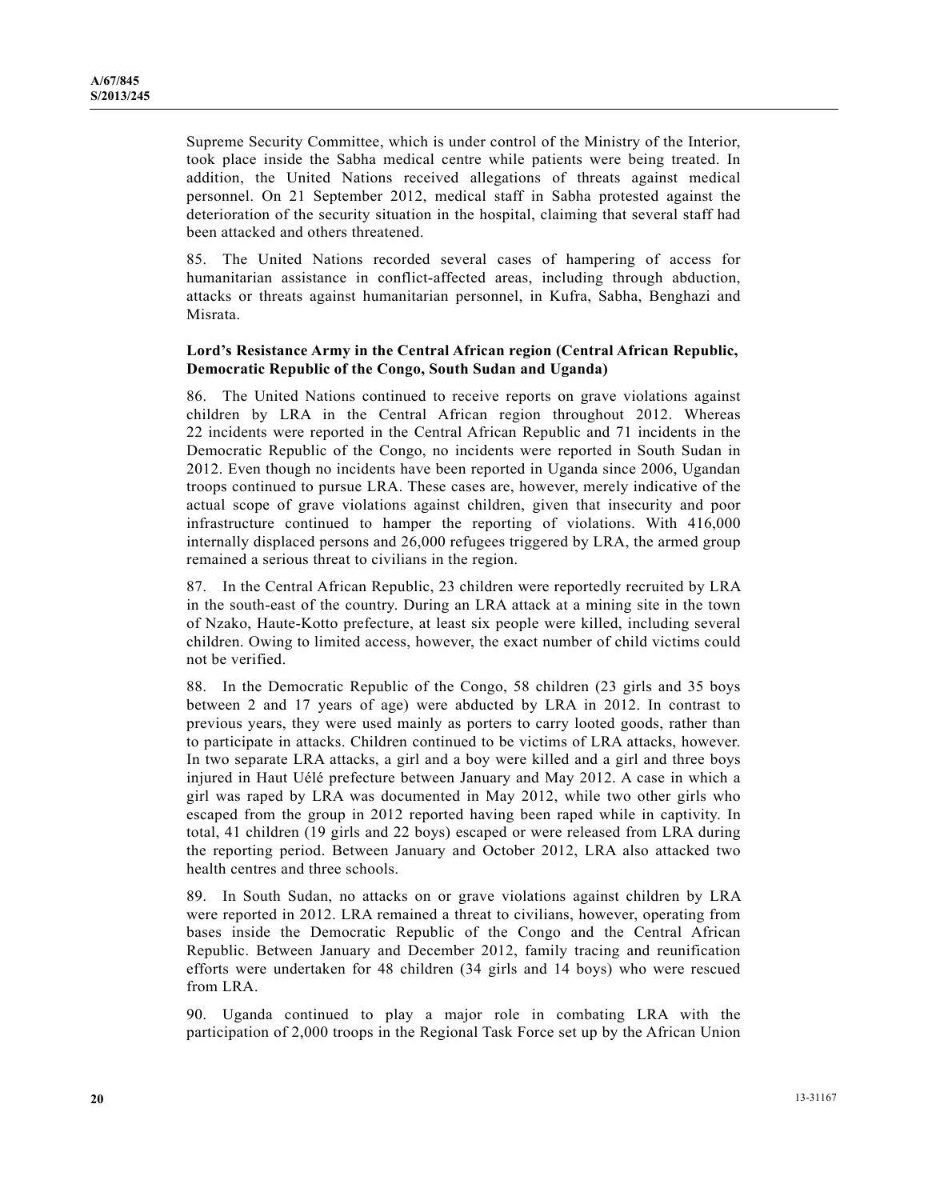Supreme Security Committee, which is under control of the Ministry of the Interior, took place inside the Sabha medical centre while patients were being treated. In addition, the United Nations received allegations of threats against medical personnel. On 21 September 2012, medical staff in Sabha protested against the deterioration of the security situation in the hospital, claiming that several staff had been attacked and others threatened.

85. The United Nations recorded several cases of hampering of access for humanitarian assistance in conflict-affected areas, including through abduction, attacks or threats against humanitarian personnel, in Kufra, Sabha, Benghazi and Misrata.

**Lord's Resistance Army in the Central African region (Central African Republic, Democratic Republic of the Congo, South Sudan and Uganda)**

86. The United Nations continued to receive reports on grave violations against children by LRA in the Central African region throughout 2012. Whereas 22 incidents were reported in the Central African Republic and 71 incidents in the Democratic Republic of the Congo, no incidents were reported in South Sudan in 2012. Even though no incidents have been reported in Uganda since 2006, Ugandan troops continued to pursue LRA. These cases are, however, merely indicative of the actual scope of grave violations against children, given that insecurity and poor infrastructure continued to hamper the reporting of violations. With 416,000 internally displaced persons and 26,000 refugees triggered by LRA, the armed group remained a serious threat to civilians in the region.

87. In the Central African Republic, 23 children were reportedly recruited by LRA in the south-east of the country. During an LRA attack at a mining site in the town of Nzako, Haute-Kotto prefecture, at least six people were killed, including several children. Owing to limited access, however, the exact number of child victims could not be verified.

88. In the Democratic Republic of the Congo, 58 children (23 girls and 35 boys between 2 and 17 years of age) were abducted by LRA in 2012. In contrast to previous years, they were used mainly as porters to carry looted goods, rather than to participate in attacks. Children continued to be victims of LRA attacks, however. In two separate LRA attacks, a girl and a boy were killed and a girl and three boys injured in Haut Uélé prefecture between January and May 2012. A case in which a girl was raped by LRA was documented in May 2012, while two other girls who escaped from the group in 2012 reported having been raped while in captivity. In total, 41 children (19 girls and 22 boys) escaped or were released from LRA during the reporting period. Between January and October 2012, LRA also attacked two health centres and three schools.

89. In South Sudan, no attacks on or grave violations against children by LRA were reported in 2012. LRA remained a threat to civilians, however, operating from bases inside the Democratic Republic of the Congo and the Central African Republic. Between January and December 2012, family tracing and reunification efforts were undertaken for 48 children (34 girls and 14 boys) who were rescued from LRA.

90. Uganda continued to play a major role in combating LRA with the participation of 2,000 troops in the Regional Task Force set up by the African Union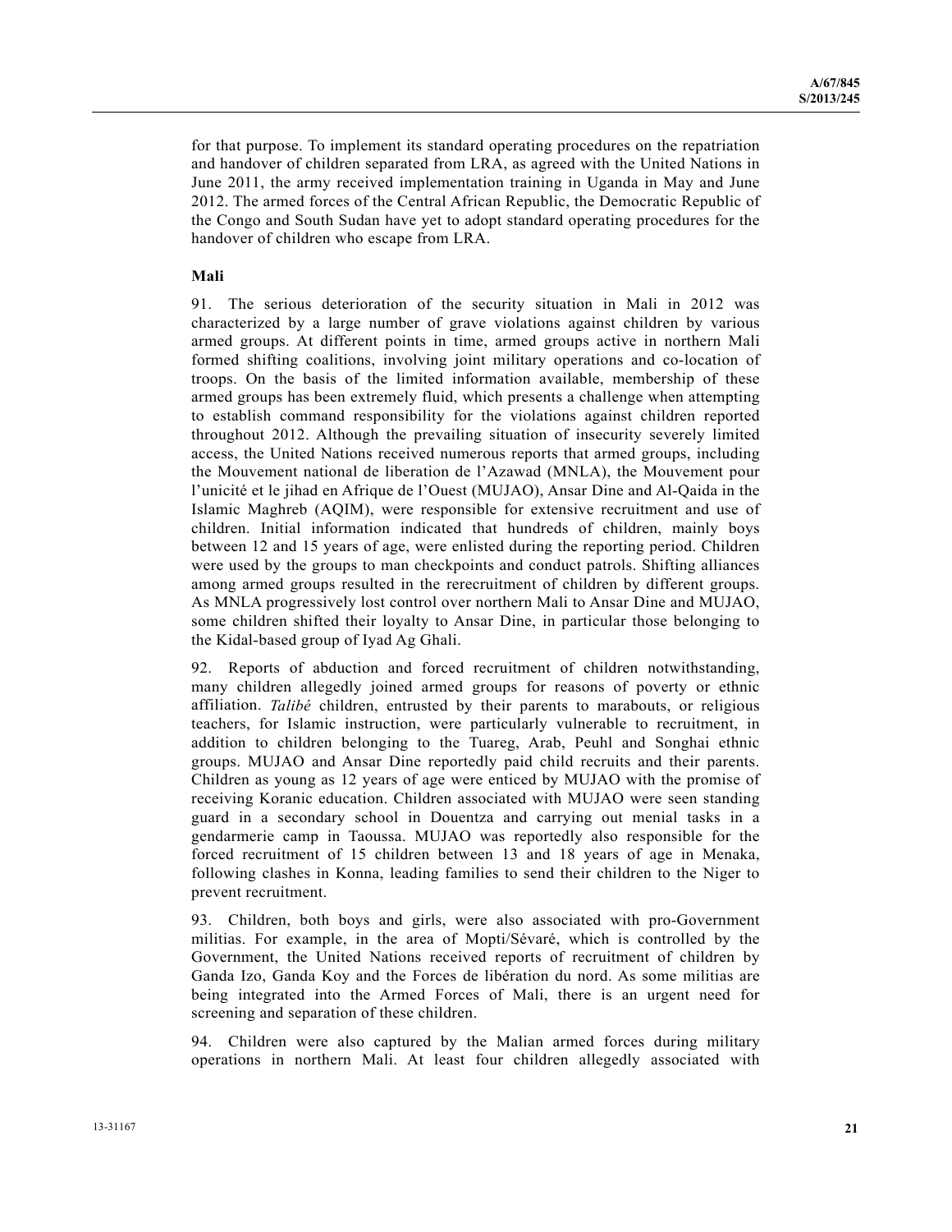for that purpose. To implement its standard operating procedures on the repatriation and handover of children separated from LRA, as agreed with the United Nations in June 2011, the army received implementation training in Uganda in May and June 2012. The armed forces of the Central African Republic, the Democratic Republic of the Congo and South Sudan have yet to adopt standard operating procedures for the handover of children who escape from LRA.

**Mali**

91. The serious deterioration of the security situation in Mali in 2012 was characterized by a large number of grave violations against children by various armed groups. At different points in time, armed groups active in northern Mali formed shifting coalitions, involving joint military operations and co-location of troops. On the basis of the limited information available, membership of these armed groups has been extremely fluid, which presents a challenge when attempting to establish command responsibility for the violations against children reported throughout 2012. Although the prevailing situation of insecurity severely limited access, the United Nations received numerous reports that armed groups, including the Mouvement national de liberation de l'Azawad (MNLA), the Mouvement pour l'unicité et le jihad en Afrique de l'Ouest (MUJAO), Ansar Dine and Al-Qaida in the Islamic Maghreb (AQIM), were responsible for extensive recruitment and use of children. Initial information indicated that hundreds of children, mainly boys between 12 and 15 years of age, were enlisted during the reporting period. Children were used by the groups to man checkpoints and conduct patrols. Shifting alliances among armed groups resulted in the rerecruitment of children by different groups. As MNLA progressively lost control over northern Mali to Ansar Dine and MUJAO, some children shifted their loyalty to Ansar Dine, in particular those belonging to the Kidal-based group of Iyad Ag Ghali.

92. Reports of abduction and forced recruitment of children notwithstanding, many children allegedly joined armed groups for reasons of poverty or ethnic affiliation. *Talibé* children, entrusted by their parents to marabouts, or religious teachers, for Islamic instruction, were particularly vulnerable to recruitment, in addition to children belonging to the Tuareg, Arab, Peuhl and Songhai ethnic groups. MUJAO and Ansar Dine reportedly paid child recruits and their parents. Children as young as 12 years of age were enticed by MUJAO with the promise of receiving Koranic education. Children associated with MUJAO were seen standing guard in a secondary school in Douentza and carrying out menial tasks in a gendarmerie camp in Taoussa. MUJAO was reportedly also responsible for the forced recruitment of 15 children between 13 and 18 years of age in Menaka, following clashes in Konna, leading families to send their children to the Niger to prevent recruitment.

93. Children, both boys and girls, were also associated with pro-Government militias. For example, in the area of Mopti/Sévaré, which is controlled by the Government, the United Nations received reports of recruitment of children by Ganda Izo, Ganda Koy and the Forces de libération du nord. As some militias are being integrated into the Armed Forces of Mali, there is an urgent need for screening and separation of these children.

94. Children were also captured by the Malian armed forces during military operations in northern Mali. At least four children allegedly associated with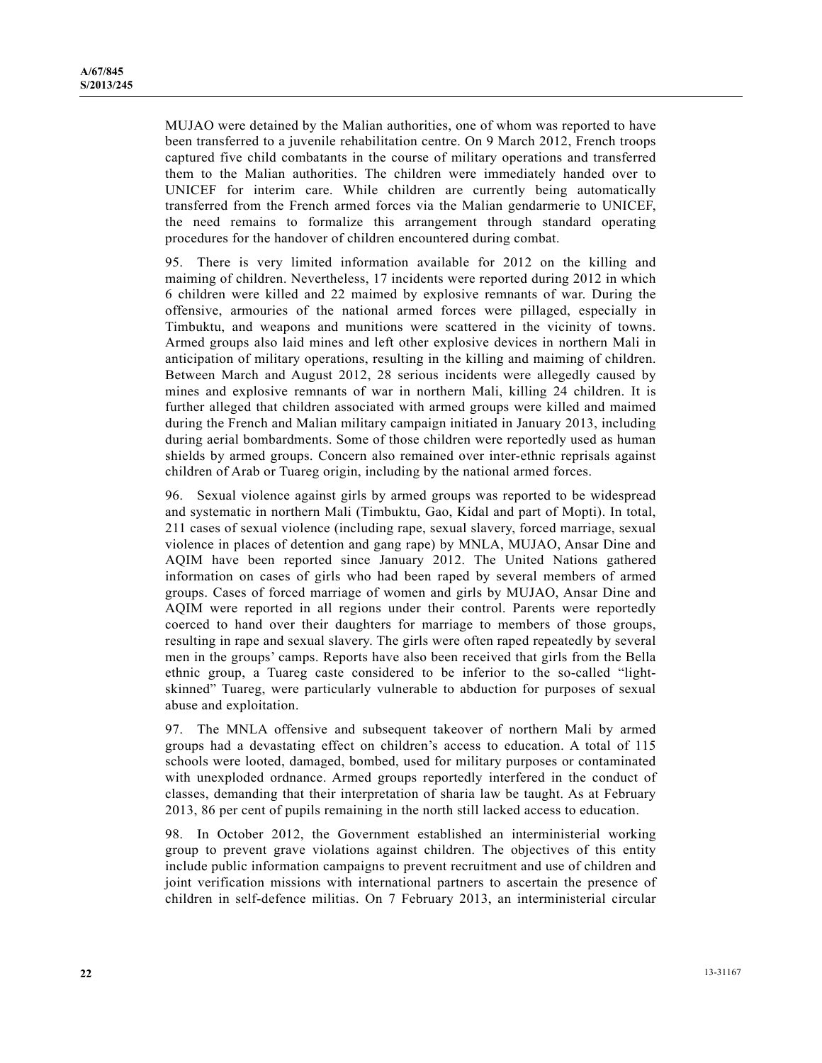MUJAO were detained by the Malian authorities, one of whom was reported to have been transferred to a juvenile rehabilitation centre. On 9 March 2012, French troops captured five child combatants in the course of military operations and transferred them to the Malian authorities. The children were immediately handed over to UNICEF for interim care. While children are currently being automatically transferred from the French armed forces via the Malian gendarmerie to UNICEF, the need remains to formalize this arrangement through standard operating procedures for the handover of children encountered during combat.

95. There is very limited information available for 2012 on the killing and maiming of children. Nevertheless, 17 incidents were reported during 2012 in which 6 children were killed and 22 maimed by explosive remnants of war. During the offensive, armouries of the national armed forces were pillaged, especially in Timbuktu, and weapons and munitions were scattered in the vicinity of towns. Armed groups also laid mines and left other explosive devices in northern Mali in anticipation of military operations, resulting in the killing and maiming of children. Between March and August 2012, 28 serious incidents were allegedly caused by mines and explosive remnants of war in northern Mali, killing 24 children. It is further alleged that children associated with armed groups were killed and maimed during the French and Malian military campaign initiated in January 2013, including during aerial bombardments. Some of those children were reportedly used as human shields by armed groups. Concern also remained over inter-ethnic reprisals against children of Arab or Tuareg origin, including by the national armed forces.

96. Sexual violence against girls by armed groups was reported to be widespread and systematic in northern Mali (Timbuktu, Gao, Kidal and part of Mopti). In total, 211 cases of sexual violence (including rape, sexual slavery, forced marriage, sexual violence in places of detention and gang rape) by MNLA, MUJAO, Ansar Dine and AQIM have been reported since January 2012. The United Nations gathered information on cases of girls who had been raped by several members of armed groups. Cases of forced marriage of women and girls by MUJAO, Ansar Dine and AQIM were reported in all regions under their control. Parents were reportedly coerced to hand over their daughters for marriage to members of those groups, resulting in rape and sexual slavery. The girls were often raped repeatedly by several men in the groups' camps. Reports have also been received that girls from the Bella ethnic group, a Tuareg caste considered to be inferior to the so-called "light-skinned" Tuareg, were particularly vulnerable to abduction for purposes of sexual abuse and exploitation.

97. The MNLA offensive and subsequent takeover of northern Mali by armed groups had a devastating effect on children's access to education. A total of 115 schools were looted, damaged, bombed, used for military purposes or contaminated with unexploded ordnance. Armed groups reportedly interfered in the conduct of classes, demanding that their interpretation of sharia law be taught. As at February 2013, 86 per cent of pupils remaining in the north still lacked access to education.

98. In October 2012, the Government established an interministerial working group to prevent grave violations against children. The objectives of this entity include public information campaigns to prevent recruitment and use of children and joint verification missions with international partners to ascertain the presence of children in self-defence militias. On 7 February 2013, an interministerial circular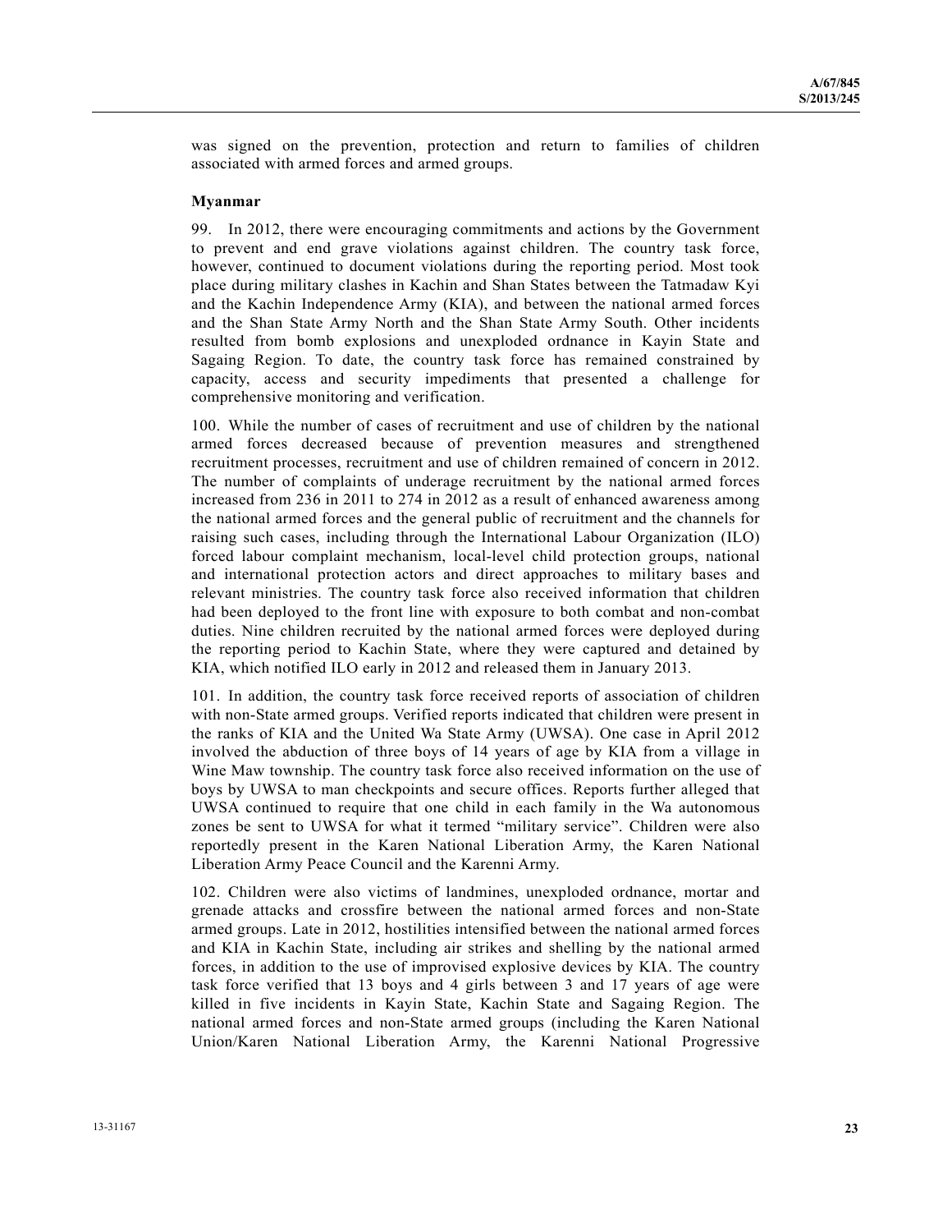was signed on the prevention, protection and return to families of children associated with armed forces and armed groups.

**Myanmar**

99. In 2012, there were encouraging commitments and actions by the Government to prevent and end grave violations against children. The country task force, however, continued to document violations during the reporting period. Most took place during military clashes in Kachin and Shan States between the Tatmadaw Kyi and the Kachin Independence Army (KIA), and between the national armed forces and the Shan State Army North and the Shan State Army South. Other incidents resulted from bomb explosions and unexploded ordnance in Kayin State and Sagaing Region. To date, the country task force has remained constrained by capacity, access and security impediments that presented a challenge for comprehensive monitoring and verification.

100. While the number of cases of recruitment and use of children by the national armed forces decreased because of prevention measures and strengthened recruitment processes, recruitment and use of children remained of concern in 2012. The number of complaints of underage recruitment by the national armed forces increased from 236 in 2011 to 274 in 2012 as a result of enhanced awareness among the national armed forces and the general public of recruitment and the channels for raising such cases, including through the International Labour Organization (ILO) forced labour complaint mechanism, local-level child protection groups, national and international protection actors and direct approaches to military bases and relevant ministries. The country task force also received information that children had been deployed to the front line with exposure to both combat and non-combat duties. Nine children recruited by the national armed forces were deployed during the reporting period to Kachin State, where they were captured and detained by KIA, which notified ILO early in 2012 and released them in January 2013.

101. In addition, the country task force received reports of association of children with non-State armed groups. Verified reports indicated that children were present in the ranks of KIA and the United Wa State Army (UWSA). One case in April 2012 involved the abduction of three boys of 14 years of age by KIA from a village in Wine Maw township. The country task force also received information on the use of boys by UWSA to man checkpoints and secure offices. Reports further alleged that UWSA continued to require that one child in each family in the Wa autonomous zones be sent to UWSA for what it termed "military service". Children were also reportedly present in the Karen National Liberation Army, the Karen National Liberation Army Peace Council and the Karenni Army.

102. Children were also victims of landmines, unexploded ordnance, mortar and grenade attacks and crossfire between the national armed forces and non-State armed groups. Late in 2012, hostilities intensified between the national armed forces and KIA in Kachin State, including air strikes and shelling by the national armed forces, in addition to the use of improvised explosive devices by KIA. The country task force verified that 13 boys and 4 girls between 3 and 17 years of age were killed in five incidents in Kayin State, Kachin State and Sagaing Region. The national armed forces and non-State armed groups (including the Karen National Union/Karen National Liberation Army, the Karenni National Progressive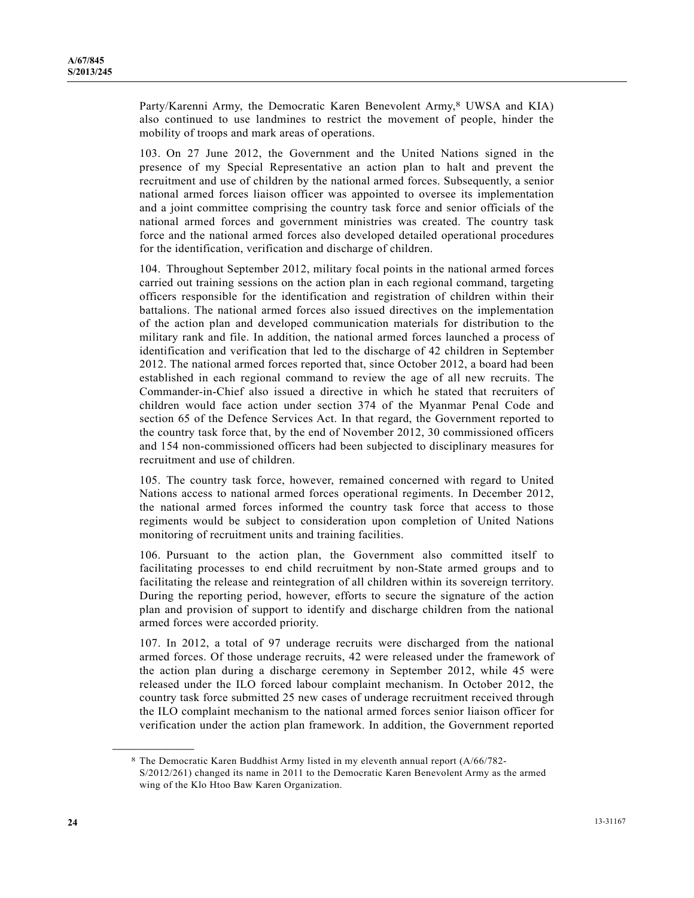Party/Karenni Army, the Democratic Karen Benevolent Army,[8] UWSA and KIA) also continued to use landmines to restrict the movement of people, hinder the mobility of troops and mark areas of operations.

103. On 27 June 2012, the Government and the United Nations signed in the presence of my Special Representative an action plan to halt and prevent the recruitment and use of children by the national armed forces. Subsequently, a senior national armed forces liaison officer was appointed to oversee its implementation and a joint committee comprising the country task force and senior officials of the national armed forces and government ministries was created. The country task force and the national armed forces also developed detailed operational procedures for the identification, verification and discharge of children.

104. Throughout September 2012, military focal points in the national armed forces carried out training sessions on the action plan in each regional command, targeting officers responsible for the identification and registration of children within their battalions. The national armed forces also issued directives on the implementation of the action plan and developed communication materials for distribution to the military rank and file. In addition, the national armed forces launched a process of identification and verification that led to the discharge of 42 children in September 2012. The national armed forces reported that, since October 2012, a board had been established in each regional command to review the age of all new recruits. The Commander-in-Chief also issued a directive in which he stated that recruiters of children would face action under section 374 of the Myanmar Penal Code and section 65 of the Defence Services Act. In that regard, the Government reported to the country task force that, by the end of November 2012, 30 commissioned officers and 154 non-commissioned officers had been subjected to disciplinary measures for recruitment and use of children.

105. The country task force, however, remained concerned with regard to United Nations access to national armed forces operational regiments. In December 2012, the national armed forces informed the country task force that access to those regiments would be subject to consideration upon completion of United Nations monitoring of recruitment units and training facilities.

106. Pursuant to the action plan, the Government also committed itself to facilitating processes to end child recruitment by non-State armed groups and to facilitating the release and reintegration of all children within its sovereign territory. During the reporting period, however, efforts to secure the signature of the action plan and provision of support to identify and discharge children from the national armed forces were accorded priority.

107. In 2012, a total of 97 underage recruits were discharged from the national armed forces. Of those underage recruits, 42 were released under the framework of the action plan during a discharge ceremony in September 2012, while 45 were released under the ILO forced labour complaint mechanism. In October 2012, the country task force submitted 25 new cases of underage recruitment received through the ILO complaint mechanism to the national armed forces senior liaison officer for verification under the action plan framework. In addition, the Government reported

---

[8] The Democratic Karen Buddhist Army listed in my eleventh annual report (A/66/782-S/2012/261) changed its name in 2011 to the Democratic Karen Benevolent Army as the armed wing of the Klo Htoo Baw Karen Organization.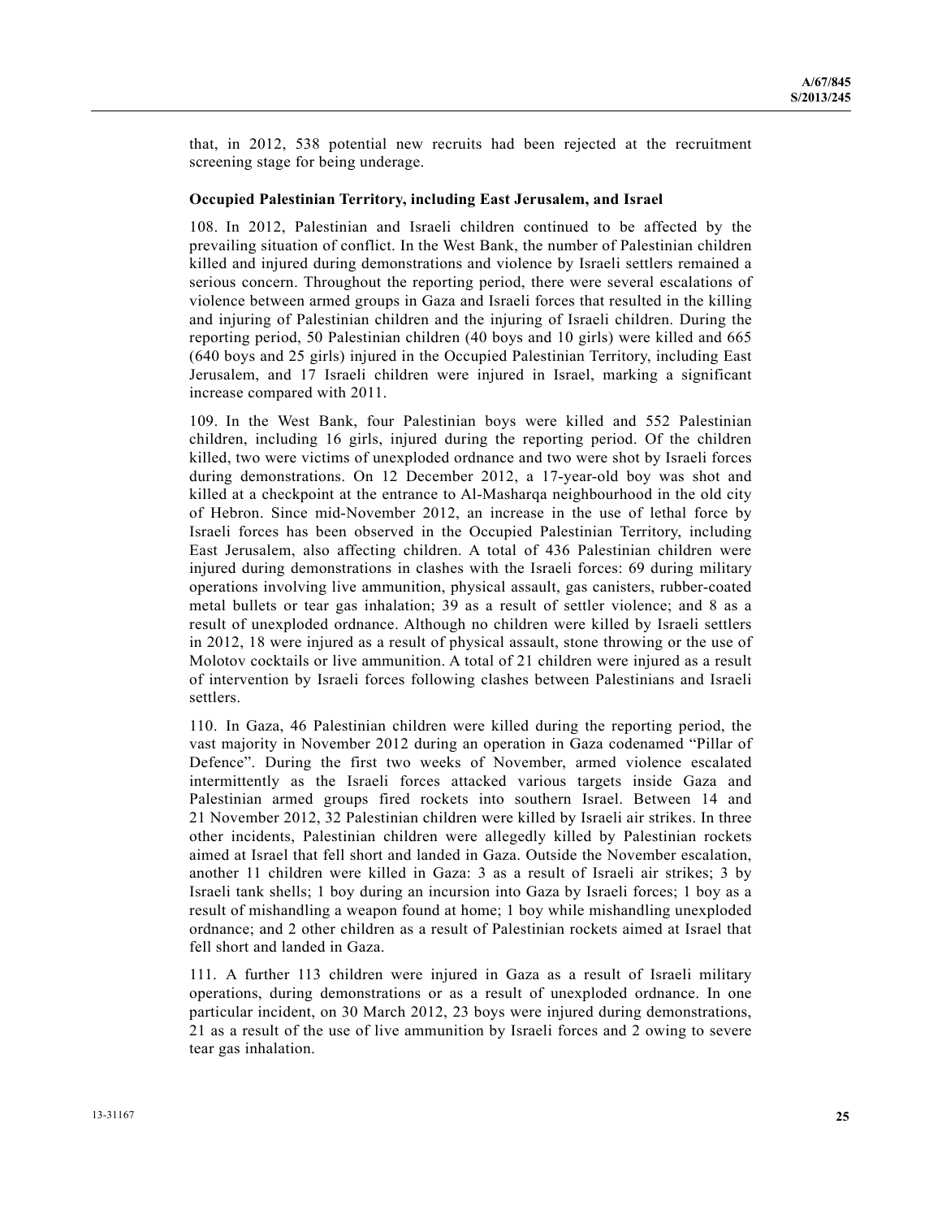that, in 2012, 538 potential new recruits had been rejected at the recruitment screening stage for being underage.

**Occupied Palestinian Territory, including East Jerusalem, and Israel**

108. In 2012, Palestinian and Israeli children continued to be affected by the prevailing situation of conflict. In the West Bank, the number of Palestinian children killed and injured during demonstrations and violence by Israeli settlers remained a serious concern. Throughout the reporting period, there were several escalations of violence between armed groups in Gaza and Israeli forces that resulted in the killing and injuring of Palestinian children and the injuring of Israeli children. During the reporting period, 50 Palestinian children (40 boys and 10 girls) were killed and 665 (640 boys and 25 girls) injured in the Occupied Palestinian Territory, including East Jerusalem, and 17 Israeli children were injured in Israel, marking a significant increase compared with 2011.

109. In the West Bank, four Palestinian boys were killed and 552 Palestinian children, including 16 girls, injured during the reporting period. Of the children killed, two were victims of unexploded ordnance and two were shot by Israeli forces during demonstrations. On 12 December 2012, a 17-year-old boy was shot and killed at a checkpoint at the entrance to Al-Masharqa neighbourhood in the old city of Hebron. Since mid-November 2012, an increase in the use of lethal force by Israeli forces has been observed in the Occupied Palestinian Territory, including East Jerusalem, also affecting children. A total of 436 Palestinian children were injured during demonstrations in clashes with the Israeli forces: 69 during military operations involving live ammunition, physical assault, gas canisters, rubber-coated metal bullets or tear gas inhalation; 39 as a result of settler violence; and 8 as a result of unexploded ordnance. Although no children were killed by Israeli settlers in 2012, 18 were injured as a result of physical assault, stone throwing or the use of Molotov cocktails or live ammunition. A total of 21 children were injured as a result of intervention by Israeli forces following clashes between Palestinians and Israeli settlers.

110. In Gaza, 46 Palestinian children were killed during the reporting period, the vast majority in November 2012 during an operation in Gaza codenamed "Pillar of Defence". During the first two weeks of November, armed violence escalated intermittently as the Israeli forces attacked various targets inside Gaza and Palestinian armed groups fired rockets into southern Israel. Between 14 and 21 November 2012, 32 Palestinian children were killed by Israeli air strikes. In three other incidents, Palestinian children were allegedly killed by Palestinian rockets aimed at Israel that fell short and landed in Gaza. Outside the November escalation, another 11 children were killed in Gaza: 3 as a result of Israeli air strikes; 3 by Israeli tank shells; 1 boy during an incursion into Gaza by Israeli forces; 1 boy as a result of mishandling a weapon found at home; 1 boy while mishandling unexploded ordnance; and 2 other children as a result of Palestinian rockets aimed at Israel that fell short and landed in Gaza.

111. A further 113 children were injured in Gaza as a result of Israeli military operations, during demonstrations or as a result of unexploded ordnance. In one particular incident, on 30 March 2012, 23 boys were injured during demonstrations, 21 as a result of the use of live ammunition by Israeli forces and 2 owing to severe tear gas inhalation.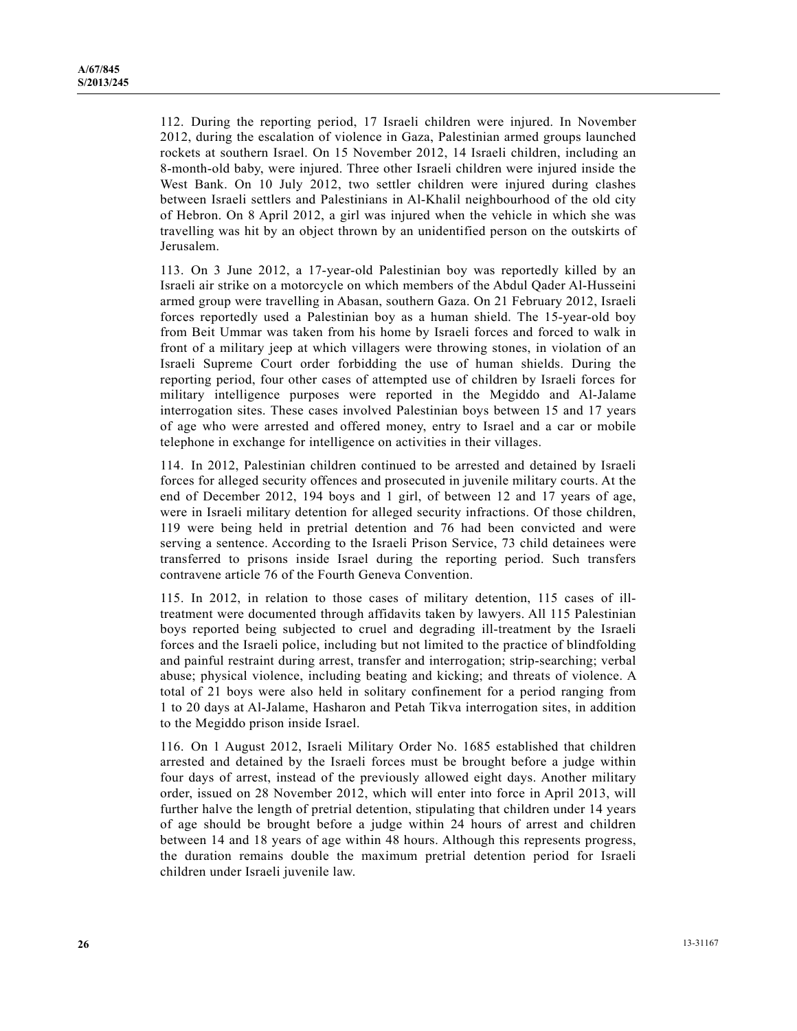112. During the reporting period, 17 Israeli children were injured. In November 2012, during the escalation of violence in Gaza, Palestinian armed groups launched rockets at southern Israel. On 15 November 2012, 14 Israeli children, including an 8-month-old baby, were injured. Three other Israeli children were injured inside the West Bank. On 10 July 2012, two settler children were injured during clashes between Israeli settlers and Palestinians in Al-Khalil neighbourhood of the old city of Hebron. On 8 April 2012, a girl was injured when the vehicle in which she was travelling was hit by an object thrown by an unidentified person on the outskirts of Jerusalem.

113. On 3 June 2012, a 17-year-old Palestinian boy was reportedly killed by an Israeli air strike on a motorcycle on which members of the Abdul Qader Al-Husseini armed group were travelling in Abasan, southern Gaza. On 21 February 2012, Israeli forces reportedly used a Palestinian boy as a human shield. The 15-year-old boy from Beit Ummar was taken from his home by Israeli forces and forced to walk in front of a military jeep at which villagers were throwing stones, in violation of an Israeli Supreme Court order forbidding the use of human shields. During the reporting period, four other cases of attempted use of children by Israeli forces for military intelligence purposes were reported in the Megiddo and Al-Jalame interrogation sites. These cases involved Palestinian boys between 15 and 17 years of age who were arrested and offered money, entry to Israel and a car or mobile telephone in exchange for intelligence on activities in their villages.

114. In 2012, Palestinian children continued to be arrested and detained by Israeli forces for alleged security offences and prosecuted in juvenile military courts. At the end of December 2012, 194 boys and 1 girl, of between 12 and 17 years of age, were in Israeli military detention for alleged security infractions. Of those children, 119 were being held in pretrial detention and 76 had been convicted and were serving a sentence. According to the Israeli Prison Service, 73 child detainees were transferred to prisons inside Israel during the reporting period. Such transfers contravene article 76 of the Fourth Geneva Convention.

115. In 2012, in relation to those cases of military detention, 115 cases of ill-treatment were documented through affidavits taken by lawyers. All 115 Palestinian boys reported being subjected to cruel and degrading ill-treatment by the Israeli forces and the Israeli police, including but not limited to the practice of blindfolding and painful restraint during arrest, transfer and interrogation; strip-searching; verbal abuse; physical violence, including beating and kicking; and threats of violence. A total of 21 boys were also held in solitary confinement for a period ranging from 1 to 20 days at Al-Jalame, Hasharon and Petah Tikva interrogation sites, in addition to the Megiddo prison inside Israel.

116. On 1 August 2012, Israeli Military Order No. 1685 established that children arrested and detained by the Israeli forces must be brought before a judge within four days of arrest, instead of the previously allowed eight days. Another military order, issued on 28 November 2012, which will enter into force in April 2013, will further halve the length of pretrial detention, stipulating that children under 14 years of age should be brought before a judge within 24 hours of arrest and children between 14 and 18 years of age within 48 hours. Although this represents progress, the duration remains double the maximum pretrial detention period for Israeli children under Israeli juvenile law.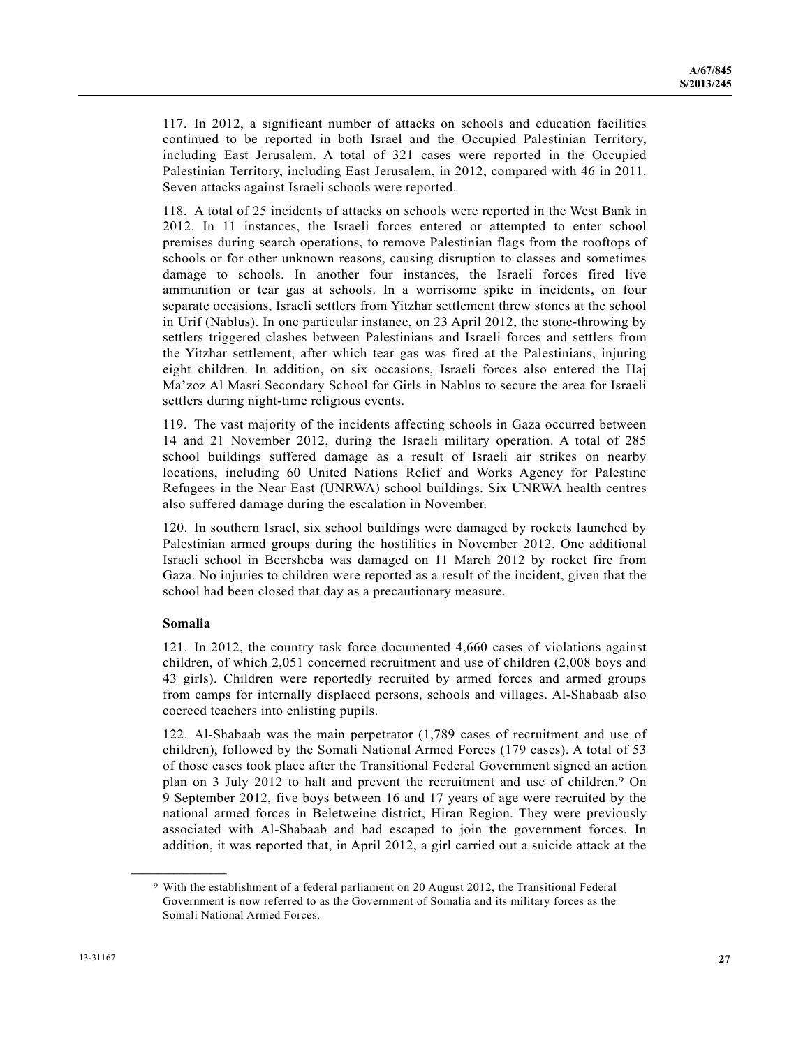117. In 2012, a significant number of attacks on schools and education facilities continued to be reported in both Israel and the Occupied Palestinian Territory, including East Jerusalem. A total of 321 cases were reported in the Occupied Palestinian Territory, including East Jerusalem, in 2012, compared with 46 in 2011. Seven attacks against Israeli schools were reported.

118. A total of 25 incidents of attacks on schools were reported in the West Bank in 2012. In 11 instances, the Israeli forces entered or attempted to enter school premises during search operations, to remove Palestinian flags from the rooftops of schools or for other unknown reasons, causing disruption to classes and sometimes damage to schools. In another four instances, the Israeli forces fired live ammunition or tear gas at schools. In a worrisome spike in incidents, on four separate occasions, Israeli settlers from Yitzhar settlement threw stones at the school in Urif (Nablus). In one particular instance, on 23 April 2012, the stone-throwing by settlers triggered clashes between Palestinians and Israeli forces and settlers from the Yitzhar settlement, after which tear gas was fired at the Palestinians, injuring eight children. In addition, on six occasions, Israeli forces also entered the Haj Ma'zoz Al Masri Secondary School for Girls in Nablus to secure the area for Israeli settlers during night-time religious events.

119. The vast majority of the incidents affecting schools in Gaza occurred between 14 and 21 November 2012, during the Israeli military operation. A total of 285 school buildings suffered damage as a result of Israeli air strikes on nearby locations, including 60 United Nations Relief and Works Agency for Palestine Refugees in the Near East (UNRWA) school buildings. Six UNRWA health centres also suffered damage during the escalation in November.

120. In southern Israel, six school buildings were damaged by rockets launched by Palestinian armed groups during the hostilities in November 2012. One additional Israeli school in Beersheba was damaged on 11 March 2012 by rocket fire from Gaza. No injuries to children were reported as a result of the incident, given that the school had been closed that day as a precautionary measure.

### Somalia

121. In 2012, the country task force documented 4,660 cases of violations against children, of which 2,051 concerned recruitment and use of children (2,008 boys and 43 girls). Children were reportedly recruited by armed forces and armed groups from camps for internally displaced persons, schools and villages. Al-Shabaab also coerced teachers into enlisting pupils.

122. Al-Shabaab was the main perpetrator (1,789 cases of recruitment and use of children), followed by the Somali National Armed Forces (179 cases). A total of 53 of those cases took place after the Transitional Federal Government signed an action plan on 3 July 2012 to halt and prevent the recruitment and use of children.[9] On 9 September 2012, five boys between 16 and 17 years of age were recruited by the national armed forces in Beletweine district, Hiran Region. They were previously associated with Al-Shabaab and had escaped to join the government forces. In addition, it was reported that, in April 2012, a girl carried out a suicide attack at the

---

[9] With the establishment of a federal parliament on 20 August 2012, the Transitional Federal Government is now referred to as the Government of Somalia and its military forces as the Somali National Armed Forces.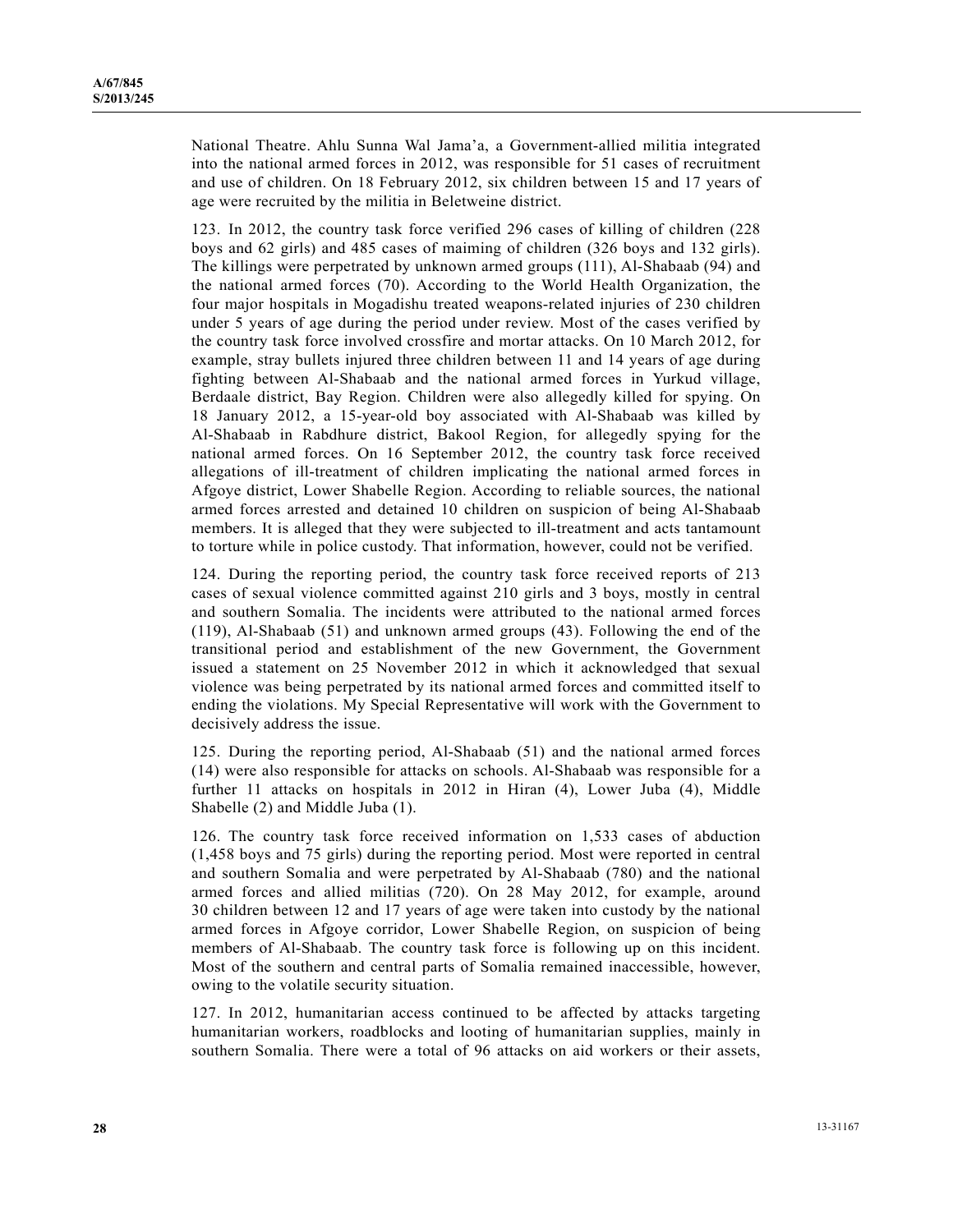National Theatre. Ahlu Sunna Wal Jama'a, a Government-allied militia integrated into the national armed forces in 2012, was responsible for 51 cases of recruitment and use of children. On 18 February 2012, six children between 15 and 17 years of age were recruited by the militia in Beletweine district.

123. In 2012, the country task force verified 296 cases of killing of children (228 boys and 62 girls) and 485 cases of maiming of children (326 boys and 132 girls). The killings were perpetrated by unknown armed groups (111), Al-Shabaab (94) and the national armed forces (70). According to the World Health Organization, the four major hospitals in Mogadishu treated weapons-related injuries of 230 children under 5 years of age during the period under review. Most of the cases verified by the country task force involved crossfire and mortar attacks. On 10 March 2012, for example, stray bullets injured three children between 11 and 14 years of age during fighting between Al-Shabaab and the national armed forces in Yurkud village, Berdaale district, Bay Region. Children were also allegedly killed for spying. On 18 January 2012, a 15-year-old boy associated with Al-Shabaab was killed by Al-Shabaab in Rabdhure district, Bakool Region, for allegedly spying for the national armed forces. On 16 September 2012, the country task force received allegations of ill-treatment of children implicating the national armed forces in Afgoye district, Lower Shabelle Region. According to reliable sources, the national armed forces arrested and detained 10 children on suspicion of being Al-Shabaab members. It is alleged that they were subjected to ill-treatment and acts tantamount to torture while in police custody. That information, however, could not be verified.

124. During the reporting period, the country task force received reports of 213 cases of sexual violence committed against 210 girls and 3 boys, mostly in central and southern Somalia. The incidents were attributed to the national armed forces (119), Al-Shabaab (51) and unknown armed groups (43). Following the end of the transitional period and establishment of the new Government, the Government issued a statement on 25 November 2012 in which it acknowledged that sexual violence was being perpetrated by its national armed forces and committed itself to ending the violations. My Special Representative will work with the Government to decisively address the issue.

125. During the reporting period, Al-Shabaab (51) and the national armed forces (14) were also responsible for attacks on schools. Al-Shabaab was responsible for a further 11 attacks on hospitals in 2012 in Hiran (4), Lower Juba (4), Middle Shabelle (2) and Middle Juba (1).

126. The country task force received information on 1,533 cases of abduction (1,458 boys and 75 girls) during the reporting period. Most were reported in central and southern Somalia and were perpetrated by Al-Shabaab (780) and the national armed forces and allied militias (720). On 28 May 2012, for example, around 30 children between 12 and 17 years of age were taken into custody by the national armed forces in Afgoye corridor, Lower Shabelle Region, on suspicion of being members of Al-Shabaab. The country task force is following up on this incident. Most of the southern and central parts of Somalia remained inaccessible, however, owing to the volatile security situation.

127. In 2012, humanitarian access continued to be affected by attacks targeting humanitarian workers, roadblocks and looting of humanitarian supplies, mainly in southern Somalia. There were a total of 96 attacks on aid workers or their assets,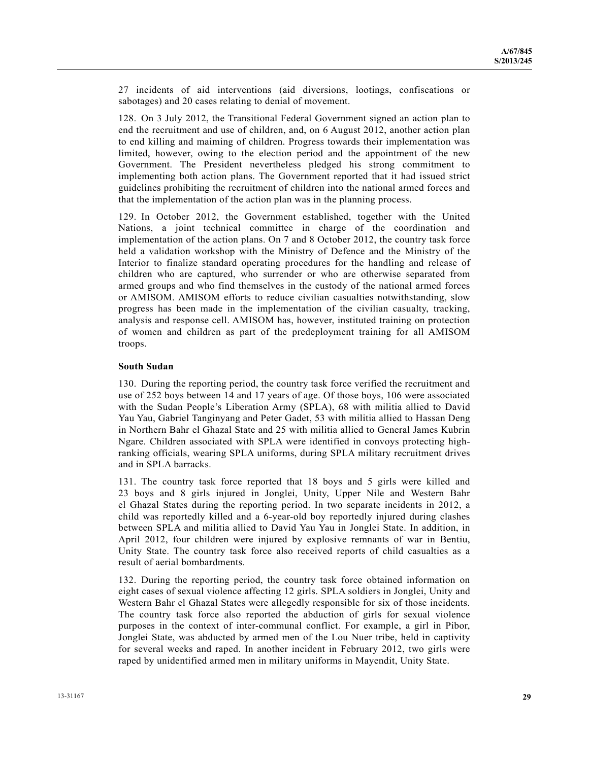27 incidents of aid interventions (aid diversions, lootings, confiscations or sabotages) and 20 cases relating to denial of movement.

128. On 3 July 2012, the Transitional Federal Government signed an action plan to end the recruitment and use of children, and, on 6 August 2012, another action plan to end killing and maiming of children. Progress towards their implementation was limited, however, owing to the election period and the appointment of the new Government. The President nevertheless pledged his strong commitment to implementing both action plans. The Government reported that it had issued strict guidelines prohibiting the recruitment of children into the national armed forces and that the implementation of the action plan was in the planning process.

129. In October 2012, the Government established, together with the United Nations, a joint technical committee in charge of the coordination and implementation of the action plans. On 7 and 8 October 2012, the country task force held a validation workshop with the Ministry of Defence and the Ministry of the Interior to finalize standard operating procedures for the handling and release of children who are captured, who surrender or who are otherwise separated from armed groups and who find themselves in the custody of the national armed forces or AMISOM. AMISOM efforts to reduce civilian casualties notwithstanding, slow progress has been made in the implementation of the civilian casualty, tracking, analysis and response cell. AMISOM has, however, instituted training on protection of women and children as part of the predeployment training for all AMISOM troops.

**South Sudan**

130. During the reporting period, the country task force verified the recruitment and use of 252 boys between 14 and 17 years of age. Of those boys, 106 were associated with the Sudan People's Liberation Army (SPLA), 68 with militia allied to David Yau Yau, Gabriel Tanginyang and Peter Gadet, 53 with militia allied to Hassan Deng in Northern Bahr el Ghazal State and 25 with militia allied to General James Kubrin Ngare. Children associated with SPLA were identified in convoys protecting high-ranking officials, wearing SPLA uniforms, during SPLA military recruitment drives and in SPLA barracks.

131. The country task force reported that 18 boys and 5 girls were killed and 23 boys and 8 girls injured in Jonglei, Unity, Upper Nile and Western Bahr el Ghazal States during the reporting period. In two separate incidents in 2012, a child was reportedly killed and a 6-year-old boy reportedly injured during clashes between SPLA and militia allied to David Yau Yau in Jonglei State. In addition, in April 2012, four children were injured by explosive remnants of war in Bentiu, Unity State. The country task force also received reports of child casualties as a result of aerial bombardments.

132. During the reporting period, the country task force obtained information on eight cases of sexual violence affecting 12 girls. SPLA soldiers in Jonglei, Unity and Western Bahr el Ghazal States were allegedly responsible for six of those incidents. The country task force also reported the abduction of girls for sexual violence purposes in the context of inter-communal conflict. For example, a girl in Pibor, Jonglei State, was abducted by armed men of the Lou Nuer tribe, held in captivity for several weeks and raped. In another incident in February 2012, two girls were raped by unidentified armed men in military uniforms in Mayendit, Unity State.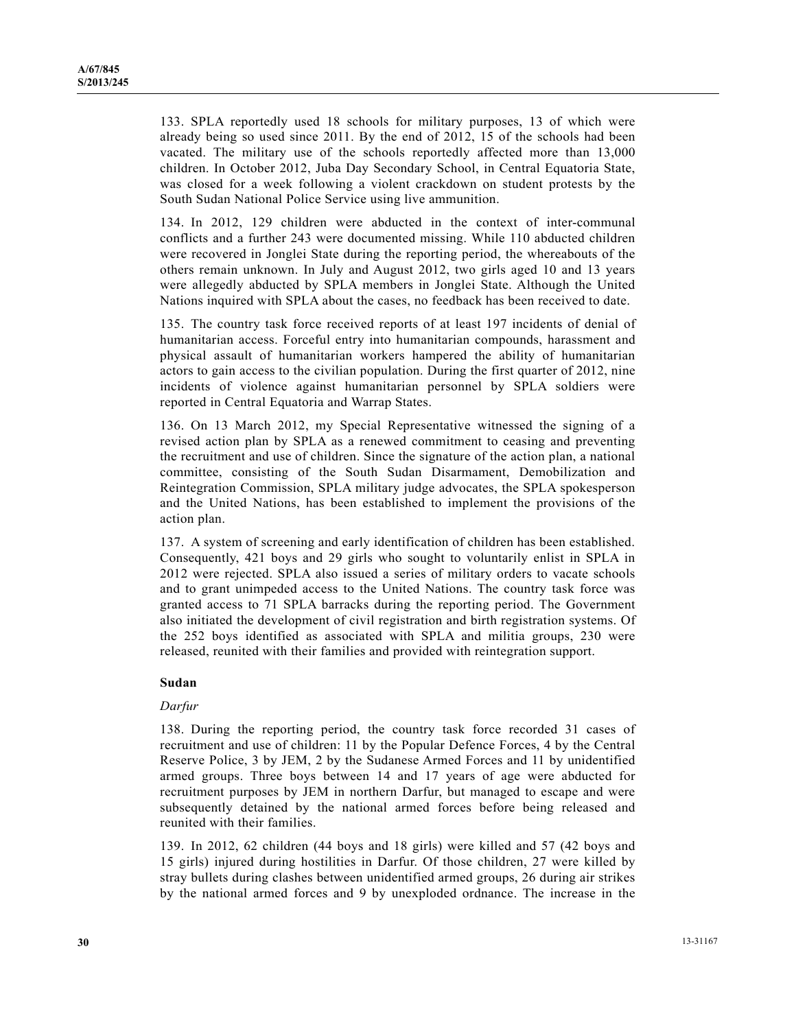133. SPLA reportedly used 18 schools for military purposes, 13 of which were already being so used since 2011. By the end of 2012, 15 of the schools had been vacated. The military use of the schools reportedly affected more than 13,000 children. In October 2012, Juba Day Secondary School, in Central Equatoria State, was closed for a week following a violent crackdown on student protests by the South Sudan National Police Service using live ammunition.

134. In 2012, 129 children were abducted in the context of inter-communal conflicts and a further 243 were documented missing. While 110 abducted children were recovered in Jonglei State during the reporting period, the whereabouts of the others remain unknown. In July and August 2012, two girls aged 10 and 13 years were allegedly abducted by SPLA members in Jonglei State. Although the United Nations inquired with SPLA about the cases, no feedback has been received to date.

135. The country task force received reports of at least 197 incidents of denial of humanitarian access. Forceful entry into humanitarian compounds, harassment and physical assault of humanitarian workers hampered the ability of humanitarian actors to gain access to the civilian population. During the first quarter of 2012, nine incidents of violence against humanitarian personnel by SPLA soldiers were reported in Central Equatoria and Warrap States.

136. On 13 March 2012, my Special Representative witnessed the signing of a revised action plan by SPLA as a renewed commitment to ceasing and preventing the recruitment and use of children. Since the signature of the action plan, a national committee, consisting of the South Sudan Disarmament, Demobilization and Reintegration Commission, SPLA military judge advocates, the SPLA spokesperson and the United Nations, has been established to implement the provisions of the action plan.

137. A system of screening and early identification of children has been established. Consequently, 421 boys and 29 girls who sought to voluntarily enlist in SPLA in 2012 were rejected. SPLA also issued a series of military orders to vacate schools and to grant unimpeded access to the United Nations. The country task force was granted access to 71 SPLA barracks during the reporting period. The Government also initiated the development of civil registration and birth registration systems. Of the 252 boys identified as associated with SPLA and militia groups, 230 were released, reunited with their families and provided with reintegration support.

### Sudan

#### *Darfur*

138. During the reporting period, the country task force recorded 31 cases of recruitment and use of children: 11 by the Popular Defence Forces, 4 by the Central Reserve Police, 3 by JEM, 2 by the Sudanese Armed Forces and 11 by unidentified armed groups. Three boys between 14 and 17 years of age were abducted for recruitment purposes by JEM in northern Darfur, but managed to escape and were subsequently detained by the national armed forces before being released and reunited with their families.

139. In 2012, 62 children (44 boys and 18 girls) were killed and 57 (42 boys and 15 girls) injured during hostilities in Darfur. Of those children, 27 were killed by stray bullets during clashes between unidentified armed groups, 26 during air strikes by the national armed forces and 9 by unexploded ordnance. The increase in the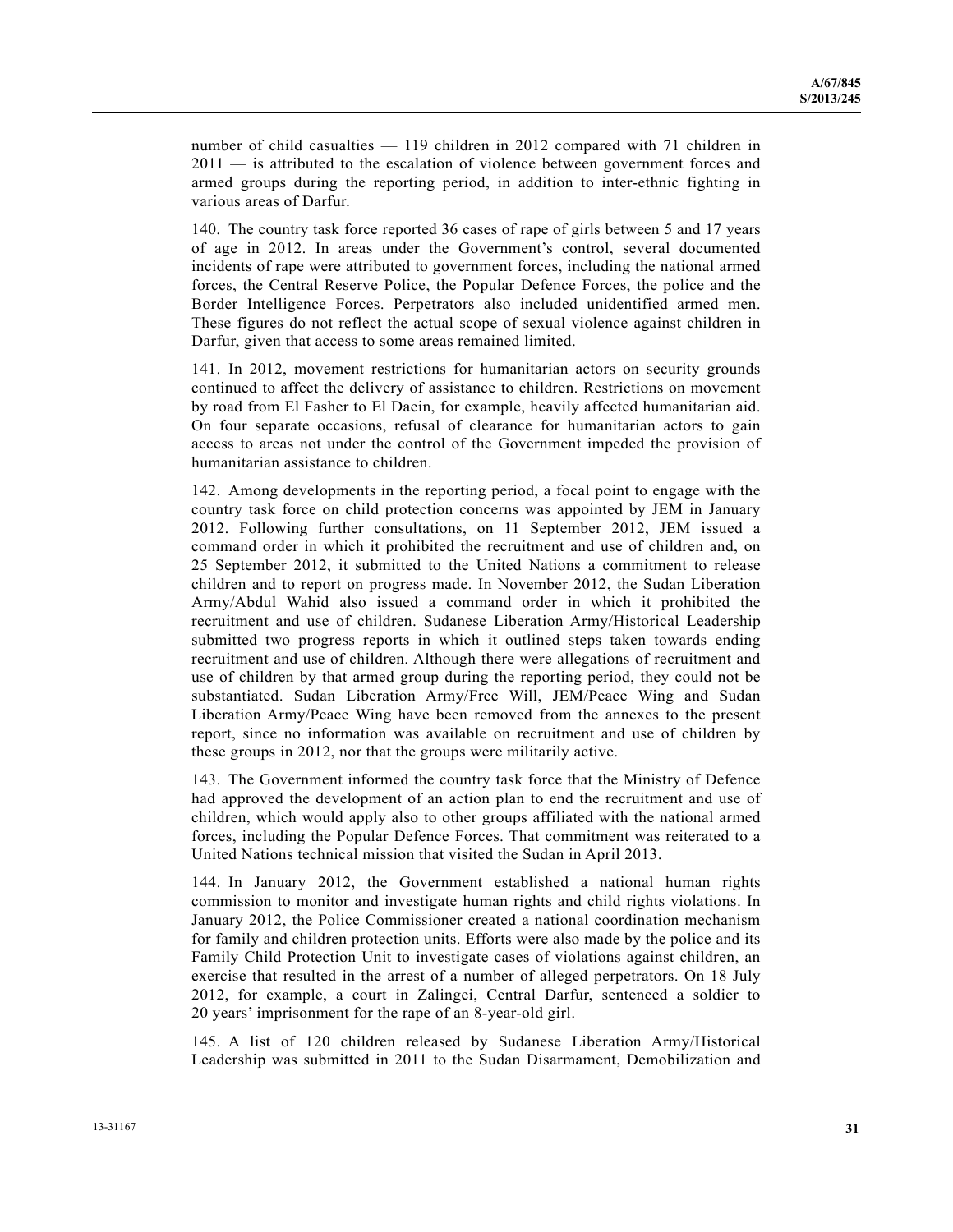number of child casualties — 119 children in 2012 compared with 71 children in 2011 — is attributed to the escalation of violence between government forces and armed groups during the reporting period, in addition to inter-ethnic fighting in various areas of Darfur.

140. The country task force reported 36 cases of rape of girls between 5 and 17 years of age in 2012. In areas under the Government's control, several documented incidents of rape were attributed to government forces, including the national armed forces, the Central Reserve Police, the Popular Defence Forces, the police and the Border Intelligence Forces. Perpetrators also included unidentified armed men. These figures do not reflect the actual scope of sexual violence against children in Darfur, given that access to some areas remained limited.

141. In 2012, movement restrictions for humanitarian actors on security grounds continued to affect the delivery of assistance to children. Restrictions on movement by road from El Fasher to El Daein, for example, heavily affected humanitarian aid. On four separate occasions, refusal of clearance for humanitarian actors to gain access to areas not under the control of the Government impeded the provision of humanitarian assistance to children.

142. Among developments in the reporting period, a focal point to engage with the country task force on child protection concerns was appointed by JEM in January 2012. Following further consultations, on 11 September 2012, JEM issued a command order in which it prohibited the recruitment and use of children and, on 25 September 2012, it submitted to the United Nations a commitment to release children and to report on progress made. In November 2012, the Sudan Liberation Army/Abdul Wahid also issued a command order in which it prohibited the recruitment and use of children. Sudanese Liberation Army/Historical Leadership submitted two progress reports in which it outlined steps taken towards ending recruitment and use of children. Although there were allegations of recruitment and use of children by that armed group during the reporting period, they could not be substantiated. Sudan Liberation Army/Free Will, JEM/Peace Wing and Sudan Liberation Army/Peace Wing have been removed from the annexes to the present report, since no information was available on recruitment and use of children by these groups in 2012, nor that the groups were militarily active.

143. The Government informed the country task force that the Ministry of Defence had approved the development of an action plan to end the recruitment and use of children, which would apply also to other groups affiliated with the national armed forces, including the Popular Defence Forces. That commitment was reiterated to a United Nations technical mission that visited the Sudan in April 2013.

144. In January 2012, the Government established a national human rights commission to monitor and investigate human rights and child rights violations. In January 2012, the Police Commissioner created a national coordination mechanism for family and children protection units. Efforts were also made by the police and its Family Child Protection Unit to investigate cases of violations against children, an exercise that resulted in the arrest of a number of alleged perpetrators. On 18 July 2012, for example, a court in Zalingei, Central Darfur, sentenced a soldier to 20 years' imprisonment for the rape of an 8-year-old girl.

145. A list of 120 children released by Sudanese Liberation Army/Historical Leadership was submitted in 2011 to the Sudan Disarmament, Demobilization and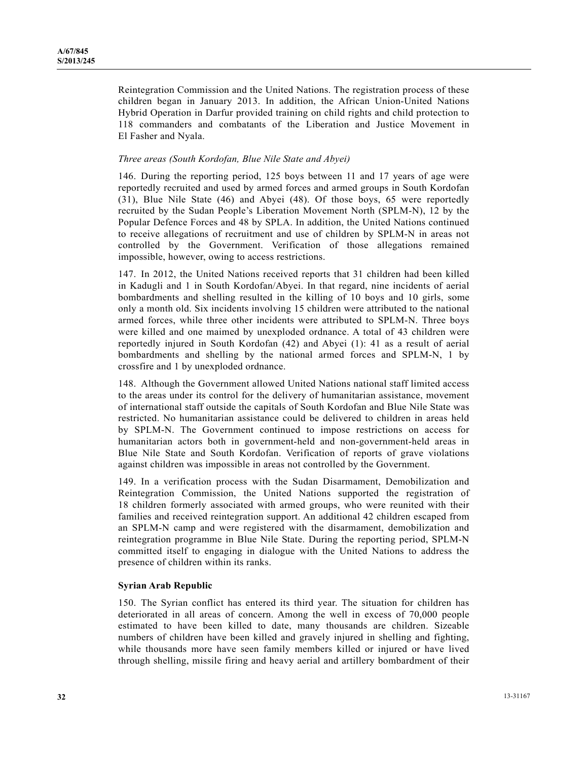Reintegration Commission and the United Nations. The registration process of these children began in January 2013. In addition, the African Union-United Nations Hybrid Operation in Darfur provided training on child rights and child protection to 118 commanders and combatants of the Liberation and Justice Movement in El Fasher and Nyala.

*Three areas (South Kordofan, Blue Nile State and Abyei)*

146. During the reporting period, 125 boys between 11 and 17 years of age were reportedly recruited and used by armed forces and armed groups in South Kordofan (31), Blue Nile State (46) and Abyei (48). Of those boys, 65 were reportedly recruited by the Sudan People's Liberation Movement North (SPLM-N), 12 by the Popular Defence Forces and 48 by SPLA. In addition, the United Nations continued to receive allegations of recruitment and use of children by SPLM-N in areas not controlled by the Government. Verification of those allegations remained impossible, however, owing to access restrictions.

147. In 2012, the United Nations received reports that 31 children had been killed in Kadugli and 1 in South Kordofan/Abyei. In that regard, nine incidents of aerial bombardments and shelling resulted in the killing of 10 boys and 10 girls, some only a month old. Six incidents involving 15 children were attributed to the national armed forces, while three other incidents were attributed to SPLM-N. Three boys were killed and one maimed by unexploded ordnance. A total of 43 children were reportedly injured in South Kordofan (42) and Abyei (1): 41 as a result of aerial bombardments and shelling by the national armed forces and SPLM-N, 1 by crossfire and 1 by unexploded ordnance.

148. Although the Government allowed United Nations national staff limited access to the areas under its control for the delivery of humanitarian assistance, movement of international staff outside the capitals of South Kordofan and Blue Nile State was restricted. No humanitarian assistance could be delivered to children in areas held by SPLM-N. The Government continued to impose restrictions on access for humanitarian actors both in government-held and non-government-held areas in Blue Nile State and South Kordofan. Verification of reports of grave violations against children was impossible in areas not controlled by the Government.

149. In a verification process with the Sudan Disarmament, Demobilization and Reintegration Commission, the United Nations supported the registration of 18 children formerly associated with armed groups, who were reunited with their families and received reintegration support. An additional 42 children escaped from an SPLM-N camp and were registered with the disarmament, demobilization and reintegration programme in Blue Nile State. During the reporting period, SPLM-N committed itself to engaging in dialogue with the United Nations to address the presence of children within its ranks.

**Syrian Arab Republic**

150. The Syrian conflict has entered its third year. The situation for children has deteriorated in all areas of concern. Among the well in excess of 70,000 people estimated to have been killed to date, many thousands are children. Sizeable numbers of children have been killed and gravely injured in shelling and fighting, while thousands more have seen family members killed or injured or have lived through shelling, missile firing and heavy aerial and artillery bombardment of their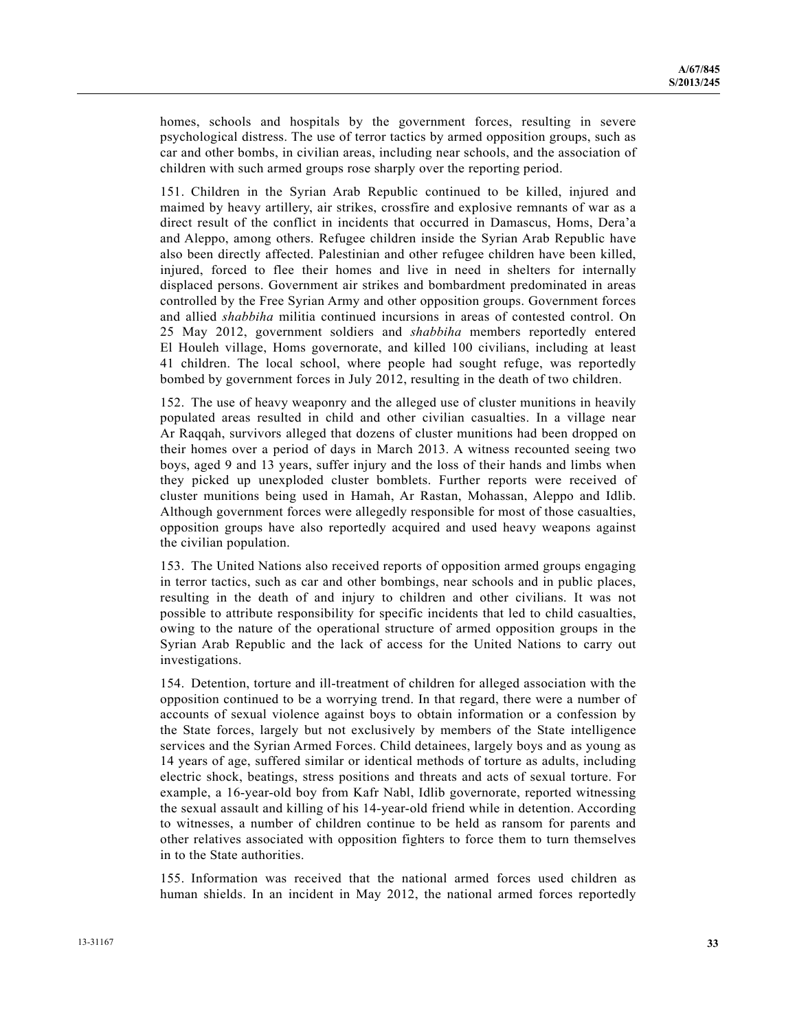homes, schools and hospitals by the government forces, resulting in severe psychological distress. The use of terror tactics by armed opposition groups, such as car and other bombs, in civilian areas, including near schools, and the association of children with such armed groups rose sharply over the reporting period.

151. Children in the Syrian Arab Republic continued to be killed, injured and maimed by heavy artillery, air strikes, crossfire and explosive remnants of war as a direct result of the conflict in incidents that occurred in Damascus, Homs, Dera'a and Aleppo, among others. Refugee children inside the Syrian Arab Republic have also been directly affected. Palestinian and other refugee children have been killed, injured, forced to flee their homes and live in need in shelters for internally displaced persons. Government air strikes and bombardment predominated in areas controlled by the Free Syrian Army and other opposition groups. Government forces and allied *shabbiha* militia continued incursions in areas of contested control. On 25 May 2012, government soldiers and *shabbiha* members reportedly entered El Houleh village, Homs governorate, and killed 100 civilians, including at least 41 children. The local school, where people had sought refuge, was reportedly bombed by government forces in July 2012, resulting in the death of two children.

152. The use of heavy weaponry and the alleged use of cluster munitions in heavily populated areas resulted in child and other civilian casualties. In a village near Ar Raqqah, survivors alleged that dozens of cluster munitions had been dropped on their homes over a period of days in March 2013. A witness recounted seeing two boys, aged 9 and 13 years, suffer injury and the loss of their hands and limbs when they picked up unexploded cluster bomblets. Further reports were received of cluster munitions being used in Hamah, Ar Rastan, Mohassan, Aleppo and Idlib. Although government forces were allegedly responsible for most of those casualties, opposition groups have also reportedly acquired and used heavy weapons against the civilian population.

153. The United Nations also received reports of opposition armed groups engaging in terror tactics, such as car and other bombings, near schools and in public places, resulting in the death of and injury to children and other civilians. It was not possible to attribute responsibility for specific incidents that led to child casualties, owing to the nature of the operational structure of armed opposition groups in the Syrian Arab Republic and the lack of access for the United Nations to carry out investigations.

154. Detention, torture and ill-treatment of children for alleged association with the opposition continued to be a worrying trend. In that regard, there were a number of accounts of sexual violence against boys to obtain information or a confession by the State forces, largely but not exclusively by members of the State intelligence services and the Syrian Armed Forces. Child detainees, largely boys and as young as 14 years of age, suffered similar or identical methods of torture as adults, including electric shock, beatings, stress positions and threats and acts of sexual torture. For example, a 16-year-old boy from Kafr Nabl, Idlib governorate, reported witnessing the sexual assault and killing of his 14-year-old friend while in detention. According to witnesses, a number of children continue to be held as ransom for parents and other relatives associated with opposition fighters to force them to turn themselves in to the State authorities.

155. Information was received that the national armed forces used children as human shields. In an incident in May 2012, the national armed forces reportedly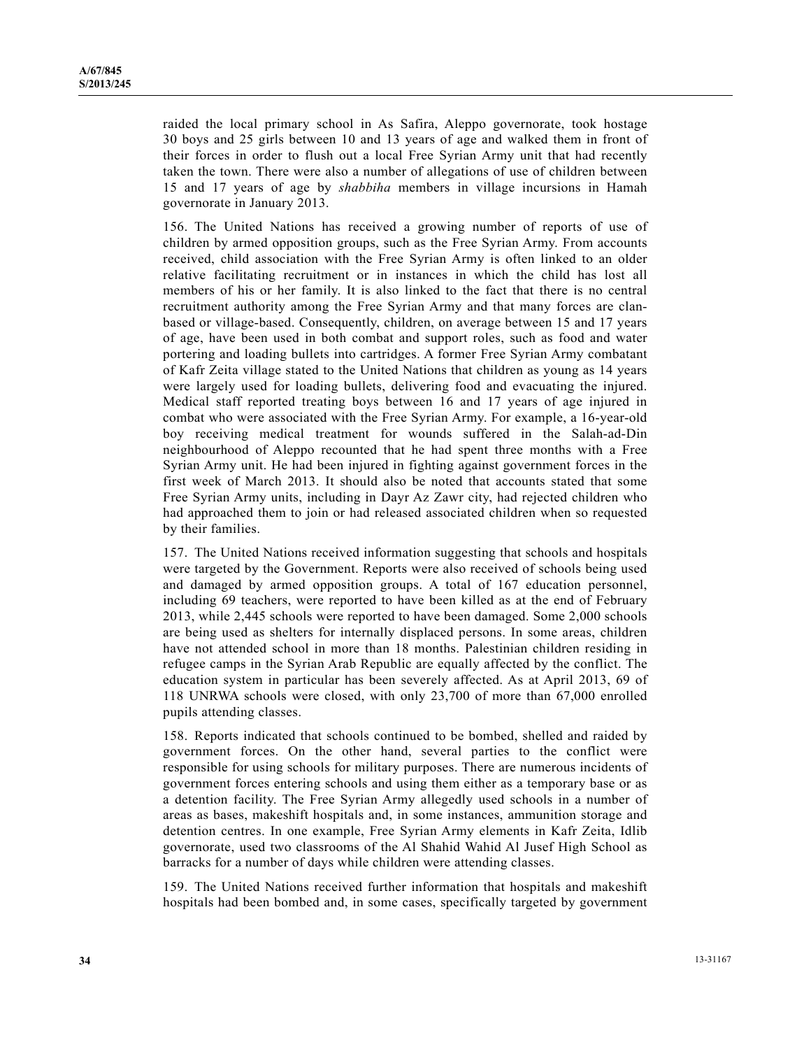raided the local primary school in As Safira, Aleppo governorate, took hostage 30 boys and 25 girls between 10 and 13 years of age and walked them in front of their forces in order to flush out a local Free Syrian Army unit that had recently taken the town. There were also a number of allegations of use of children between 15 and 17 years of age by *shabbiha* members in village incursions in Hamah governorate in January 2013.

156. The United Nations has received a growing number of reports of use of children by armed opposition groups, such as the Free Syrian Army. From accounts received, child association with the Free Syrian Army is often linked to an older relative facilitating recruitment or in instances in which the child has lost all members of his or her family. It is also linked to the fact that there is no central recruitment authority among the Free Syrian Army and that many forces are clan-based or village-based. Consequently, children, on average between 15 and 17 years of age, have been used in both combat and support roles, such as food and water portering and loading bullets into cartridges. A former Free Syrian Army combatant of Kafr Zeita village stated to the United Nations that children as young as 14 years were largely used for loading bullets, delivering food and evacuating the injured. Medical staff reported treating boys between 16 and 17 years of age injured in combat who were associated with the Free Syrian Army. For example, a 16-year-old boy receiving medical treatment for wounds suffered in the Salah-ad-Din neighbourhood of Aleppo recounted that he had spent three months with a Free Syrian Army unit. He had been injured in fighting against government forces in the first week of March 2013. It should also be noted that accounts stated that some Free Syrian Army units, including in Dayr Az Zawr city, had rejected children who had approached them to join or had released associated children when so requested by their families.

157. The United Nations received information suggesting that schools and hospitals were targeted by the Government. Reports were also received of schools being used and damaged by armed opposition groups. A total of 167 education personnel, including 69 teachers, were reported to have been killed as at the end of February 2013, while 2,445 schools were reported to have been damaged. Some 2,000 schools are being used as shelters for internally displaced persons. In some areas, children have not attended school in more than 18 months. Palestinian children residing in refugee camps in the Syrian Arab Republic are equally affected by the conflict. The education system in particular has been severely affected. As at April 2013, 69 of 118 UNRWA schools were closed, with only 23,700 of more than 67,000 enrolled pupils attending classes.

158. Reports indicated that schools continued to be bombed, shelled and raided by government forces. On the other hand, several parties to the conflict were responsible for using schools for military purposes. There are numerous incidents of government forces entering schools and using them either as a temporary base or as a detention facility. The Free Syrian Army allegedly used schools in a number of areas as bases, makeshift hospitals and, in some instances, ammunition storage and detention centres. In one example, Free Syrian Army elements in Kafr Zeita, Idlib governorate, used two classrooms of the Al Shahid Wahid Al Jusef High School as barracks for a number of days while children were attending classes.

159. The United Nations received further information that hospitals and makeshift hospitals had been bombed and, in some cases, specifically targeted by government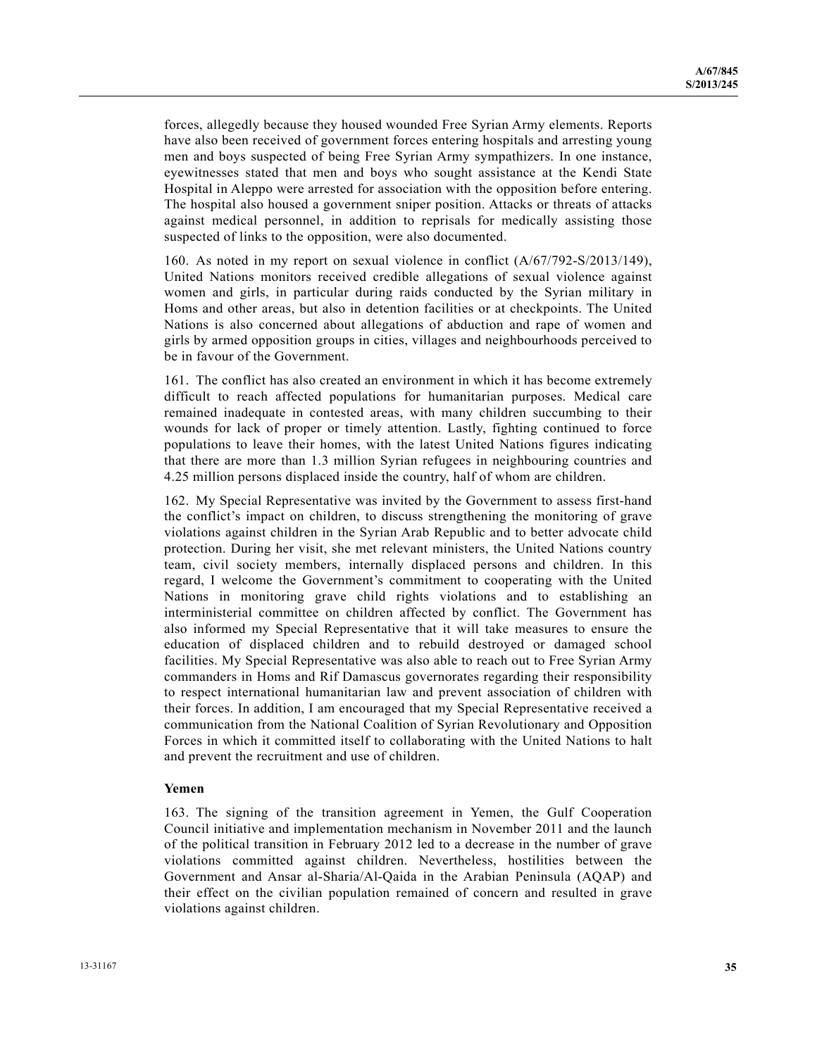forces, allegedly because they housed wounded Free Syrian Army elements. Reports have also been received of government forces entering hospitals and arresting young men and boys suspected of being Free Syrian Army sympathizers. In one instance, eyewitnesses stated that men and boys who sought assistance at the Kendi State Hospital in Aleppo were arrested for association with the opposition before entering. The hospital also housed a government sniper position. Attacks or threats of attacks against medical personnel, in addition to reprisals for medically assisting those suspected of links to the opposition, were also documented.

160. As noted in my report on sexual violence in conflict (A/67/792-S/2013/149), United Nations monitors received credible allegations of sexual violence against women and girls, in particular during raids conducted by the Syrian military in Homs and other areas, but also in detention facilities or at checkpoints. The United Nations is also concerned about allegations of abduction and rape of women and girls by armed opposition groups in cities, villages and neighbourhoods perceived to be in favour of the Government.

161. The conflict has also created an environment in which it has become extremely difficult to reach affected populations for humanitarian purposes. Medical care remained inadequate in contested areas, with many children succumbing to their wounds for lack of proper or timely attention. Lastly, fighting continued to force populations to leave their homes, with the latest United Nations figures indicating that there are more than 1.3 million Syrian refugees in neighbouring countries and 4.25 million persons displaced inside the country, half of whom are children.

162. My Special Representative was invited by the Government to assess first-hand the conflict's impact on children, to discuss strengthening the monitoring of grave violations against children in the Syrian Arab Republic and to better advocate child protection. During her visit, she met relevant ministers, the United Nations country team, civil society members, internally displaced persons and children. In this regard, I welcome the Government's commitment to cooperating with the United Nations in monitoring grave child rights violations and to establishing an interministerial committee on children affected by conflict. The Government has also informed my Special Representative that it will take measures to ensure the education of displaced children and to rebuild destroyed or damaged school facilities. My Special Representative was also able to reach out to Free Syrian Army commanders in Homs and Rif Damascus governorates regarding their responsibility to respect international humanitarian law and prevent association of children with their forces. In addition, I am encouraged that my Special Representative received a communication from the National Coalition of Syrian Revolutionary and Opposition Forces in which it committed itself to collaborating with the United Nations to halt and prevent the recruitment and use of children.

### Yemen

163. The signing of the transition agreement in Yemen, the Gulf Cooperation Council initiative and implementation mechanism in November 2011 and the launch of the political transition in February 2012 led to a decrease in the number of grave violations committed against children. Nevertheless, hostilities between the Government and Ansar al-Sharia/Al-Qaida in the Arabian Peninsula (AQAP) and their effect on the civilian population remained of concern and resulted in grave violations against children.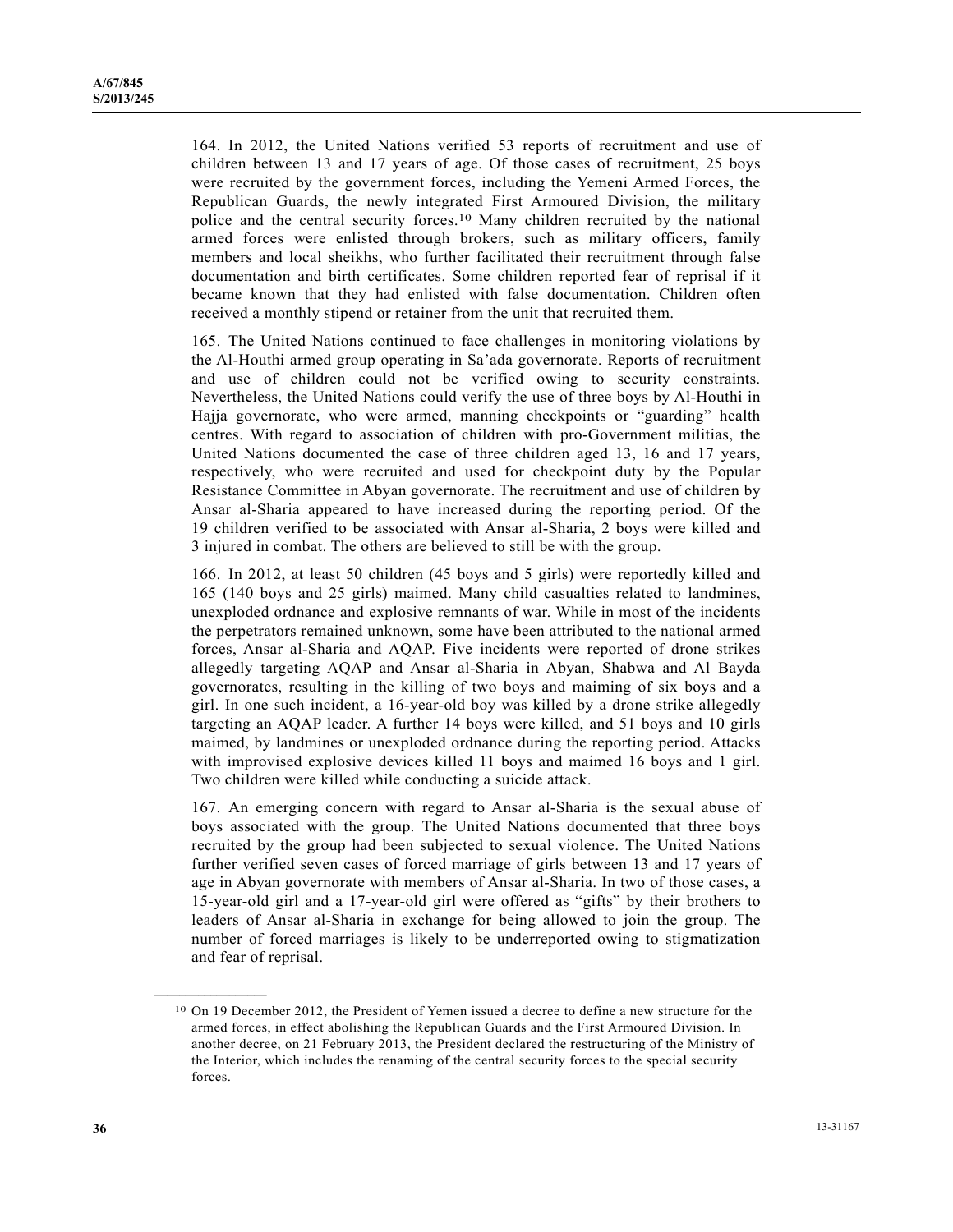164. In 2012, the United Nations verified 53 reports of recruitment and use of children between 13 and 17 years of age. Of those cases of recruitment, 25 boys were recruited by the government forces, including the Yemeni Armed Forces, the Republican Guards, the newly integrated First Armoured Division, the military police and the central security forces.[10] Many children recruited by the national armed forces were enlisted through brokers, such as military officers, family members and local sheikhs, who further facilitated their recruitment through false documentation and birth certificates. Some children reported fear of reprisal if it became known that they had enlisted with false documentation. Children often received a monthly stipend or retainer from the unit that recruited them.

165. The United Nations continued to face challenges in monitoring violations by the Al-Houthi armed group operating in Sa'ada governorate. Reports of recruitment and use of children could not be verified owing to security constraints. Nevertheless, the United Nations could verify the use of three boys by Al-Houthi in Hajja governorate, who were armed, manning checkpoints or "guarding" health centres. With regard to association of children with pro-Government militias, the United Nations documented the case of three children aged 13, 16 and 17 years, respectively, who were recruited and used for checkpoint duty by the Popular Resistance Committee in Abyan governorate. The recruitment and use of children by Ansar al-Sharia appeared to have increased during the reporting period. Of the 19 children verified to be associated with Ansar al-Sharia, 2 boys were killed and 3 injured in combat. The others are believed to still be with the group.

166. In 2012, at least 50 children (45 boys and 5 girls) were reportedly killed and 165 (140 boys and 25 girls) maimed. Many child casualties related to landmines, unexploded ordnance and explosive remnants of war. While in most of the incidents the perpetrators remained unknown, some have been attributed to the national armed forces, Ansar al-Sharia and AQAP. Five incidents were reported of drone strikes allegedly targeting AQAP and Ansar al-Sharia in Abyan, Shabwa and Al Bayda governorates, resulting in the killing of two boys and maiming of six boys and a girl. In one such incident, a 16-year-old boy was killed by a drone strike allegedly targeting an AQAP leader. A further 14 boys were killed, and 51 boys and 10 girls maimed, by landmines or unexploded ordnance during the reporting period. Attacks with improvised explosive devices killed 11 boys and maimed 16 boys and 1 girl. Two children were killed while conducting a suicide attack.

167. An emerging concern with regard to Ansar al-Sharia is the sexual abuse of boys associated with the group. The United Nations documented that three boys recruited by the group had been subjected to sexual violence. The United Nations further verified seven cases of forced marriage of girls between 13 and 17 years of age in Abyan governorate with members of Ansar al-Sharia. In two of those cases, a 15-year-old girl and a 17-year-old girl were offered as "gifts" by their brothers to leaders of Ansar al-Sharia in exchange for being allowed to join the group. The number of forced marriages is likely to be underreported owing to stigmatization and fear of reprisal.

---

[10] On 19 December 2012, the President of Yemen issued a decree to define a new structure for the armed forces, in effect abolishing the Republican Guards and the First Armoured Division. In another decree, on 21 February 2013, the President declared the restructuring of the Ministry of the Interior, which includes the renaming of the central security forces to the special security forces.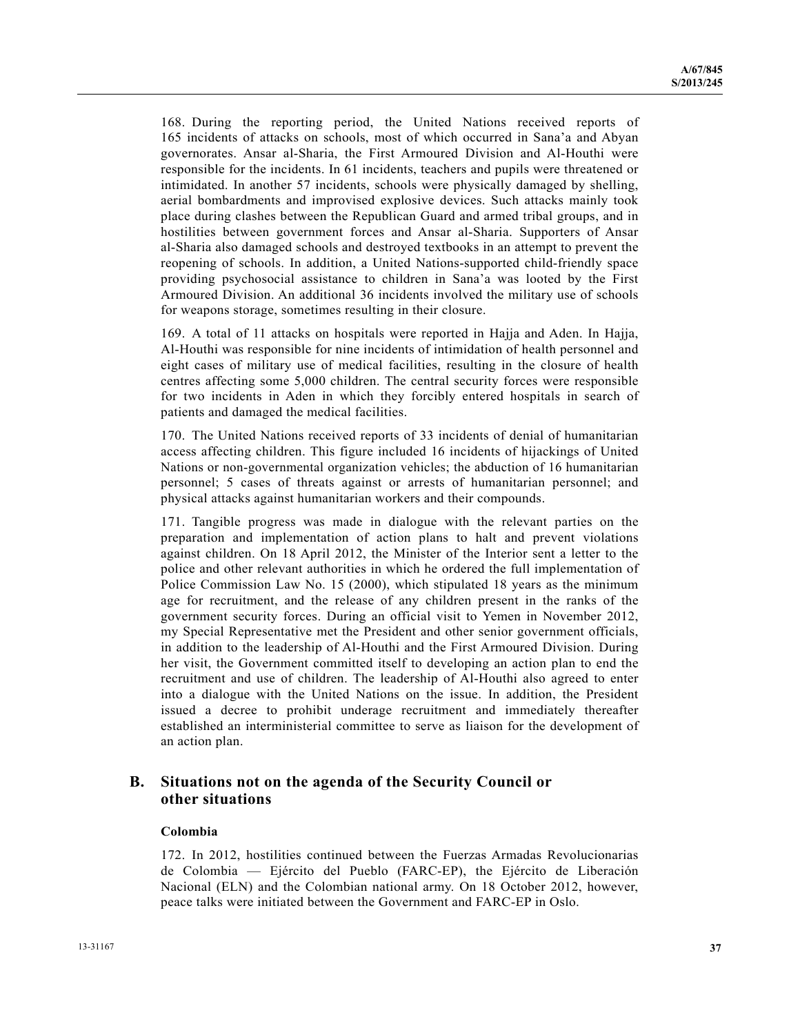168. During the reporting period, the United Nations received reports of 165 incidents of attacks on schools, most of which occurred in Sana'a and Abyan governorates. Ansar al-Sharia, the First Armoured Division and Al-Houthi were responsible for the incidents. In 61 incidents, teachers and pupils were threatened or intimidated. In another 57 incidents, schools were physically damaged by shelling, aerial bombardments and improvised explosive devices. Such attacks mainly took place during clashes between the Republican Guard and armed tribal groups, and in hostilities between government forces and Ansar al-Sharia. Supporters of Ansar al-Sharia also damaged schools and destroyed textbooks in an attempt to prevent the reopening of schools. In addition, a United Nations-supported child-friendly space providing psychosocial assistance to children in Sana'a was looted by the First Armoured Division. An additional 36 incidents involved the military use of schools for weapons storage, sometimes resulting in their closure.

169. A total of 11 attacks on hospitals were reported in Hajja and Aden. In Hajja, Al-Houthi was responsible for nine incidents of intimidation of health personnel and eight cases of military use of medical facilities, resulting in the closure of health centres affecting some 5,000 children. The central security forces were responsible for two incidents in Aden in which they forcibly entered hospitals in search of patients and damaged the medical facilities.

170. The United Nations received reports of 33 incidents of denial of humanitarian access affecting children. This figure included 16 incidents of hijackings of United Nations or non-governmental organization vehicles; the abduction of 16 humanitarian personnel; 5 cases of threats against or arrests of humanitarian personnel; and physical attacks against humanitarian workers and their compounds.

171. Tangible progress was made in dialogue with the relevant parties on the preparation and implementation of action plans to halt and prevent violations against children. On 18 April 2012, the Minister of the Interior sent a letter to the police and other relevant authorities in which he ordered the full implementation of Police Commission Law No. 15 (2000), which stipulated 18 years as the minimum age for recruitment, and the release of any children present in the ranks of the government security forces. During an official visit to Yemen in November 2012, my Special Representative met the President and other senior government officials, in addition to the leadership of Al-Houthi and the First Armoured Division. During her visit, the Government committed itself to developing an action plan to end the recruitment and use of children. The leadership of Al-Houthi also agreed to enter into a dialogue with the United Nations on the issue. In addition, the President issued a decree to prohibit underage recruitment and immediately thereafter established an interministerial committee to serve as liaison for the development of an action plan.

## B. Situations not on the agenda of the Security Council or other situations

### Colombia

172. In 2012, hostilities continued between the Fuerzas Armadas Revolucionarias de Colombia — Ejército del Pueblo (FARC-EP), the Ejército de Liberación Nacional (ELN) and the Colombian national army. On 18 October 2012, however, peace talks were initiated between the Government and FARC-EP in Oslo.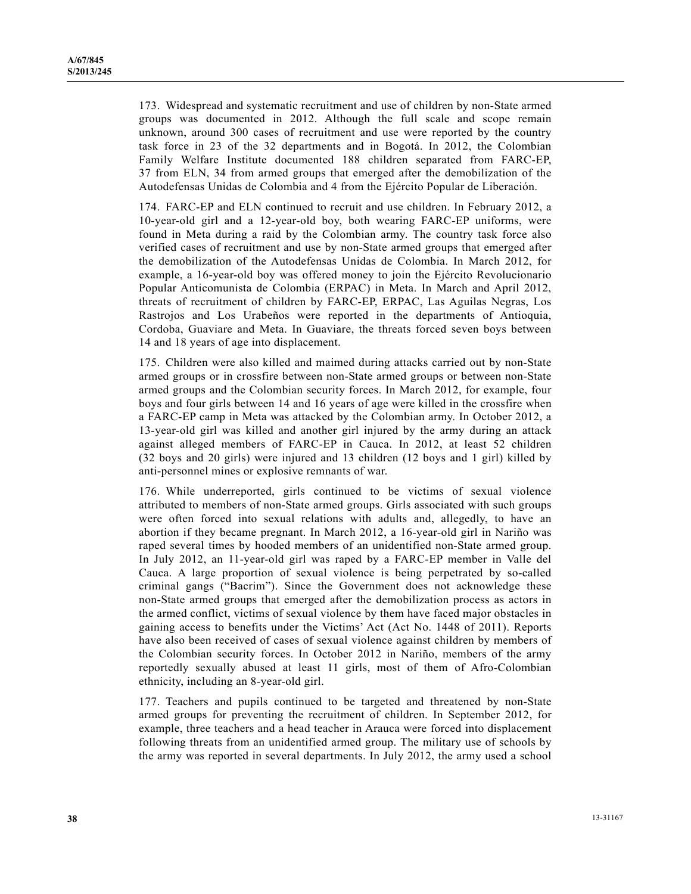173. Widespread and systematic recruitment and use of children by non-State armed groups was documented in 2012. Although the full scale and scope remain unknown, around 300 cases of recruitment and use were reported by the country task force in 23 of the 32 departments and in Bogotá. In 2012, the Colombian Family Welfare Institute documented 188 children separated from FARC-EP, 37 from ELN, 34 from armed groups that emerged after the demobilization of the Autodefensas Unidas de Colombia and 4 from the Ejército Popular de Liberación.

174. FARC-EP and ELN continued to recruit and use children. In February 2012, a 10-year-old girl and a 12-year-old boy, both wearing FARC-EP uniforms, were found in Meta during a raid by the Colombian army. The country task force also verified cases of recruitment and use by non-State armed groups that emerged after the demobilization of the Autodefensas Unidas de Colombia. In March 2012, for example, a 16-year-old boy was offered money to join the Ejército Revolucionario Popular Anticomunista de Colombia (ERPAC) in Meta. In March and April 2012, threats of recruitment of children by FARC-EP, ERPAC, Las Aguilas Negras, Los Rastrojos and Los Urabeños were reported in the departments of Antioquia, Cordoba, Guaviare and Meta. In Guaviare, the threats forced seven boys between 14 and 18 years of age into displacement.

175. Children were also killed and maimed during attacks carried out by non-State armed groups or in crossfire between non-State armed groups or between non-State armed groups and the Colombian security forces. In March 2012, for example, four boys and four girls between 14 and 16 years of age were killed in the crossfire when a FARC-EP camp in Meta was attacked by the Colombian army. In October 2012, a 13-year-old girl was killed and another girl injured by the army during an attack against alleged members of FARC-EP in Cauca. In 2012, at least 52 children (32 boys and 20 girls) were injured and 13 children (12 boys and 1 girl) killed by anti-personnel mines or explosive remnants of war.

176. While underreported, girls continued to be victims of sexual violence attributed to members of non-State armed groups. Girls associated with such groups were often forced into sexual relations with adults and, allegedly, to have an abortion if they became pregnant. In March 2012, a 16-year-old girl in Nariño was raped several times by hooded members of an unidentified non-State armed group. In July 2012, an 11-year-old girl was raped by a FARC-EP member in Valle del Cauca. A large proportion of sexual violence is being perpetrated by so-called criminal gangs ("Bacrim"). Since the Government does not acknowledge these non-State armed groups that emerged after the demobilization process as actors in the armed conflict, victims of sexual violence by them have faced major obstacles in gaining access to benefits under the Victims' Act (Act No. 1448 of 2011). Reports have also been received of cases of sexual violence against children by members of the Colombian security forces. In October 2012 in Nariño, members of the army reportedly sexually abused at least 11 girls, most of them of Afro-Colombian ethnicity, including an 8-year-old girl.

177. Teachers and pupils continued to be targeted and threatened by non-State armed groups for preventing the recruitment of children. In September 2012, for example, three teachers and a head teacher in Arauca were forced into displacement following threats from an unidentified armed group. The military use of schools by the army was reported in several departments. In July 2012, the army used a school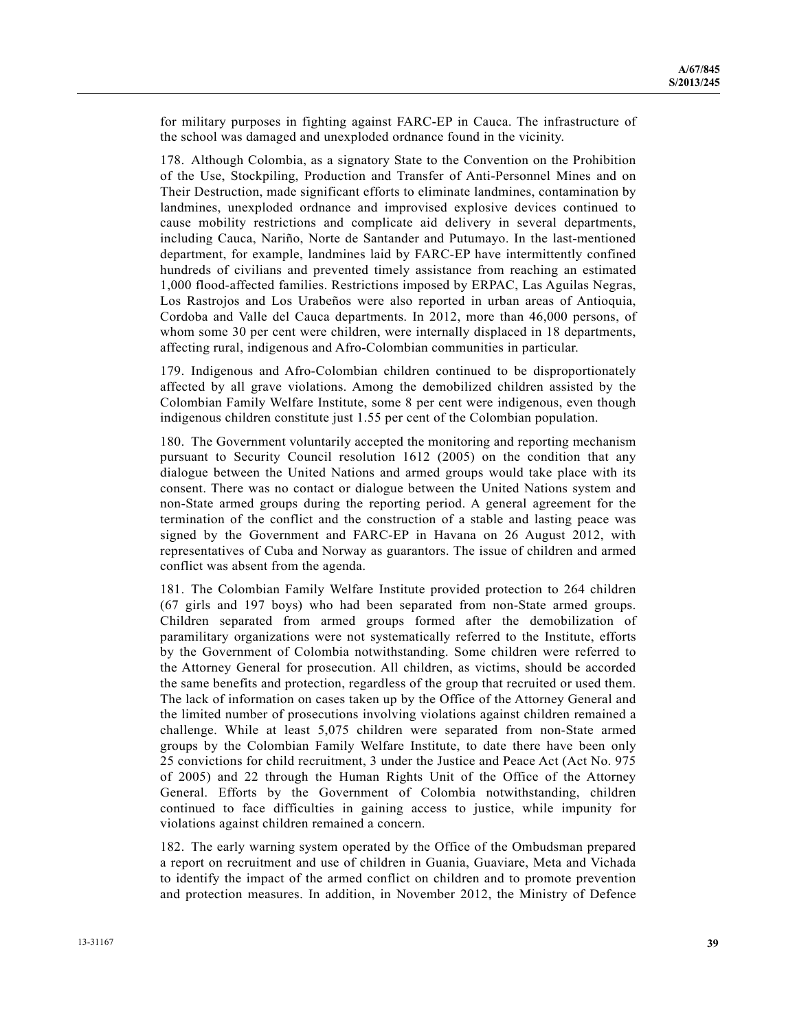for military purposes in fighting against FARC-EP in Cauca. The infrastructure of the school was damaged and unexploded ordnance found in the vicinity.

178. Although Colombia, as a signatory State to the Convention on the Prohibition of the Use, Stockpiling, Production and Transfer of Anti-Personnel Mines and on Their Destruction, made significant efforts to eliminate landmines, contamination by landmines, unexploded ordnance and improvised explosive devices continued to cause mobility restrictions and complicate aid delivery in several departments, including Cauca, Nariño, Norte de Santander and Putumayo. In the last-mentioned department, for example, landmines laid by FARC-EP have intermittently confined hundreds of civilians and prevented timely assistance from reaching an estimated 1,000 flood-affected families. Restrictions imposed by ERPAC, Las Aguilas Negras, Los Rastrojos and Los Urabeños were also reported in urban areas of Antioquia, Cordoba and Valle del Cauca departments. In 2012, more than 46,000 persons, of whom some 30 per cent were children, were internally displaced in 18 departments, affecting rural, indigenous and Afro-Colombian communities in particular.

179. Indigenous and Afro-Colombian children continued to be disproportionately affected by all grave violations. Among the demobilized children assisted by the Colombian Family Welfare Institute, some 8 per cent were indigenous, even though indigenous children constitute just 1.55 per cent of the Colombian population.

180. The Government voluntarily accepted the monitoring and reporting mechanism pursuant to Security Council resolution 1612 (2005) on the condition that any dialogue between the United Nations and armed groups would take place with its consent. There was no contact or dialogue between the United Nations system and non-State armed groups during the reporting period. A general agreement for the termination of the conflict and the construction of a stable and lasting peace was signed by the Government and FARC-EP in Havana on 26 August 2012, with representatives of Cuba and Norway as guarantors. The issue of children and armed conflict was absent from the agenda.

181. The Colombian Family Welfare Institute provided protection to 264 children (67 girls and 197 boys) who had been separated from non-State armed groups. Children separated from armed groups formed after the demobilization of paramilitary organizations were not systematically referred to the Institute, efforts by the Government of Colombia notwithstanding. Some children were referred to the Attorney General for prosecution. All children, as victims, should be accorded the same benefits and protection, regardless of the group that recruited or used them. The lack of information on cases taken up by the Office of the Attorney General and the limited number of prosecutions involving violations against children remained a challenge. While at least 5,075 children were separated from non-State armed groups by the Colombian Family Welfare Institute, to date there have been only 25 convictions for child recruitment, 3 under the Justice and Peace Act (Act No. 975 of 2005) and 22 through the Human Rights Unit of the Office of the Attorney General. Efforts by the Government of Colombia notwithstanding, children continued to face difficulties in gaining access to justice, while impunity for violations against children remained a concern.

182. The early warning system operated by the Office of the Ombudsman prepared a report on recruitment and use of children in Guania, Guaviare, Meta and Vichada to identify the impact of the armed conflict on children and to promote prevention and protection measures. In addition, in November 2012, the Ministry of Defence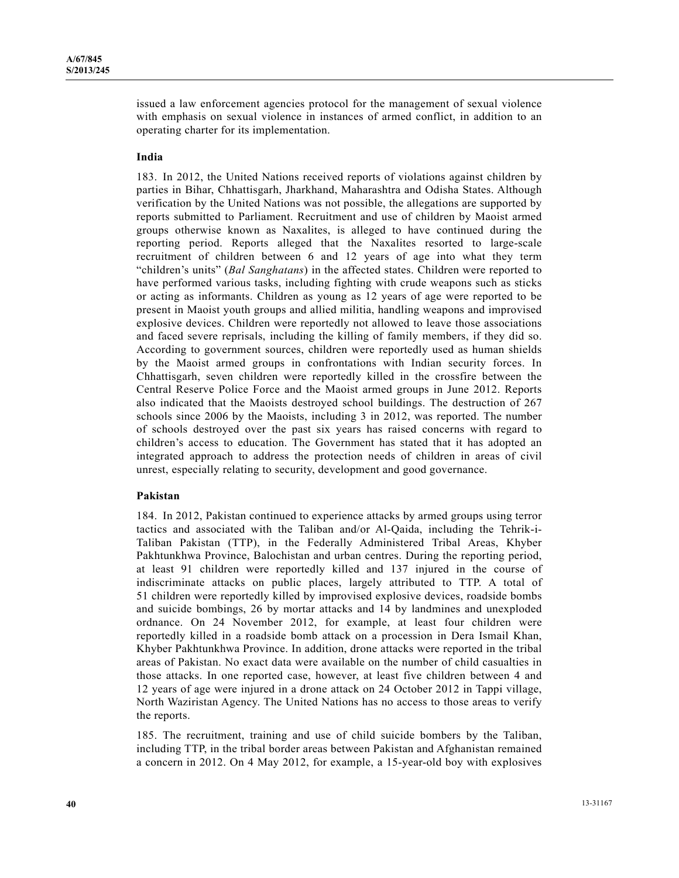issued a law enforcement agencies protocol for the management of sexual violence with emphasis on sexual violence in instances of armed conflict, in addition to an operating charter for its implementation.

**India**

183. In 2012, the United Nations received reports of violations against children by parties in Bihar, Chhattisgarh, Jharkhand, Maharashtra and Odisha States. Although verification by the United Nations was not possible, the allegations are supported by reports submitted to Parliament. Recruitment and use of children by Maoist armed groups otherwise known as Naxalites, is alleged to have continued during the reporting period. Reports alleged that the Naxalites resorted to large-scale recruitment of children between 6 and 12 years of age into what they term "children's units" (*Bal Sanghatans*) in the affected states. Children were reported to have performed various tasks, including fighting with crude weapons such as sticks or acting as informants. Children as young as 12 years of age were reported to be present in Maoist youth groups and allied militia, handling weapons and improvised explosive devices. Children were reportedly not allowed to leave those associations and faced severe reprisals, including the killing of family members, if they did so. According to government sources, children were reportedly used as human shields by the Maoist armed groups in confrontations with Indian security forces. In Chhattisgarh, seven children were reportedly killed in the crossfire between the Central Reserve Police Force and the Maoist armed groups in June 2012. Reports also indicated that the Maoists destroyed school buildings. The destruction of 267 schools since 2006 by the Maoists, including 3 in 2012, was reported. The number of schools destroyed over the past six years has raised concerns with regard to children's access to education. The Government has stated that it has adopted an integrated approach to address the protection needs of children in areas of civil unrest, especially relating to security, development and good governance.

**Pakistan**

184. In 2012, Pakistan continued to experience attacks by armed groups using terror tactics and associated with the Taliban and/or Al-Qaida, including the Tehrik-i-Taliban Pakistan (TTP), in the Federally Administered Tribal Areas, Khyber Pakhtunkhwa Province, Balochistan and urban centres. During the reporting period, at least 91 children were reportedly killed and 137 injured in the course of indiscriminate attacks on public places, largely attributed to TTP. A total of 51 children were reportedly killed by improvised explosive devices, roadside bombs and suicide bombings, 26 by mortar attacks and 14 by landmines and unexploded ordnance. On 24 November 2012, for example, at least four children were reportedly killed in a roadside bomb attack on a procession in Dera Ismail Khan, Khyber Pakhtunkhwa Province. In addition, drone attacks were reported in the tribal areas of Pakistan. No exact data were available on the number of child casualties in those attacks. In one reported case, however, at least five children between 4 and 12 years of age were injured in a drone attack on 24 October 2012 in Tappi village, North Waziristan Agency. The United Nations has no access to those areas to verify the reports.

185. The recruitment, training and use of child suicide bombers by the Taliban, including TTP, in the tribal border areas between Pakistan and Afghanistan remained a concern in 2012. On 4 May 2012, for example, a 15-year-old boy with explosives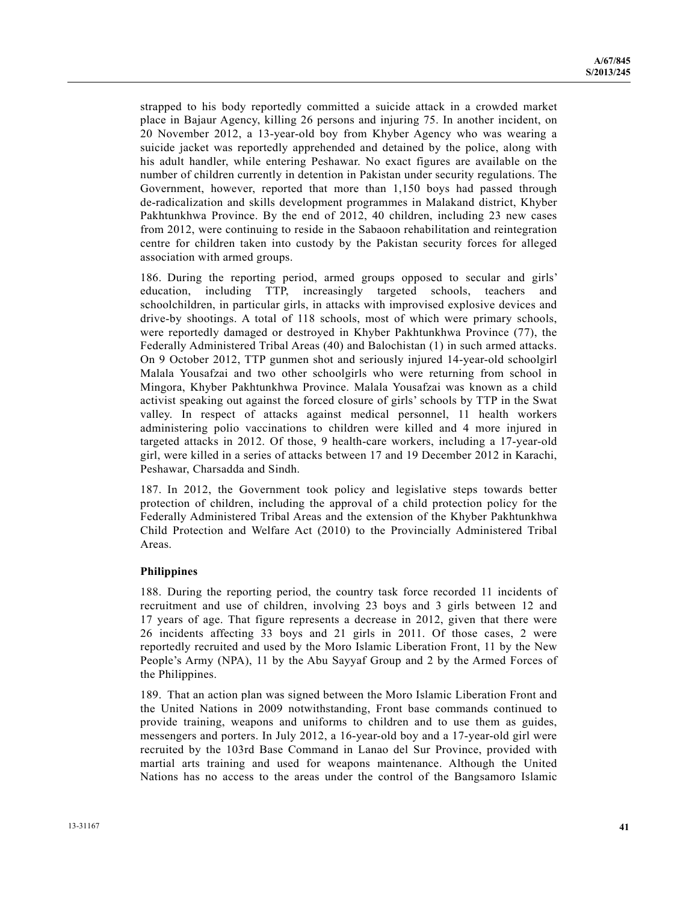strapped to his body reportedly committed a suicide attack in a crowded market place in Bajaur Agency, killing 26 persons and injuring 75. In another incident, on 20 November 2012, a 13-year-old boy from Khyber Agency who was wearing a suicide jacket was reportedly apprehended and detained by the police, along with his adult handler, while entering Peshawar. No exact figures are available on the number of children currently in detention in Pakistan under security regulations. The Government, however, reported that more than 1,150 boys had passed through de-radicalization and skills development programmes in Malakand district, Khyber Pakhtunkhwa Province. By the end of 2012, 40 children, including 23 new cases from 2012, were continuing to reside in the Sabaoon rehabilitation and reintegration centre for children taken into custody by the Pakistan security forces for alleged association with armed groups.

186. During the reporting period, armed groups opposed to secular and girls' education, including TTP, increasingly targeted schools, teachers and schoolchildren, in particular girls, in attacks with improvised explosive devices and drive-by shootings. A total of 118 schools, most of which were primary schools, were reportedly damaged or destroyed in Khyber Pakhtunkhwa Province (77), the Federally Administered Tribal Areas (40) and Balochistan (1) in such armed attacks. On 9 October 2012, TTP gunmen shot and seriously injured 14-year-old schoolgirl Malala Yousafzai and two other schoolgirls who were returning from school in Mingora, Khyber Pakhtunkhwa Province. Malala Yousafzai was known as a child activist speaking out against the forced closure of girls' schools by TTP in the Swat valley. In respect of attacks against medical personnel, 11 health workers administering polio vaccinations to children were killed and 4 more injured in targeted attacks in 2012. Of those, 9 health-care workers, including a 17-year-old girl, were killed in a series of attacks between 17 and 19 December 2012 in Karachi, Peshawar, Charsadda and Sindh.

187. In 2012, the Government took policy and legislative steps towards better protection of children, including the approval of a child protection policy for the Federally Administered Tribal Areas and the extension of the Khyber Pakhtunkhwa Child Protection and Welfare Act (2010) to the Provincially Administered Tribal Areas.

### Philippines

188. During the reporting period, the country task force recorded 11 incidents of recruitment and use of children, involving 23 boys and 3 girls between 12 and 17 years of age. That figure represents a decrease in 2012, given that there were 26 incidents affecting 33 boys and 21 girls in 2011. Of those cases, 2 were reportedly recruited and used by the Moro Islamic Liberation Front, 11 by the New People's Army (NPA), 11 by the Abu Sayyaf Group and 2 by the Armed Forces of the Philippines.

189. That an action plan was signed between the Moro Islamic Liberation Front and the United Nations in 2009 notwithstanding, Front base commands continued to provide training, weapons and uniforms to children and to use them as guides, messengers and porters. In July 2012, a 16-year-old boy and a 17-year-old girl were recruited by the 103rd Base Command in Lanao del Sur Province, provided with martial arts training and used for weapons maintenance. Although the United Nations has no access to the areas under the control of the Bangsamoro Islamic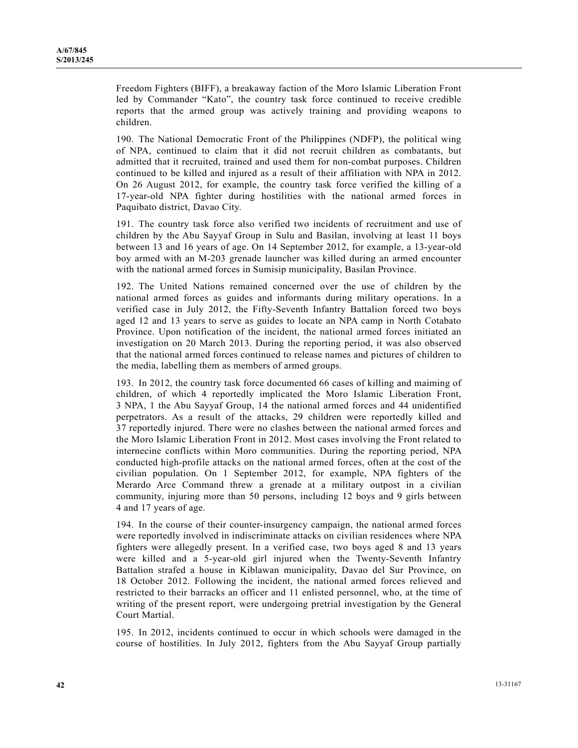Freedom Fighters (BIFF), a breakaway faction of the Moro Islamic Liberation Front led by Commander "Kato", the country task force continued to receive credible reports that the armed group was actively training and providing weapons to children.

190. The National Democratic Front of the Philippines (NDFP), the political wing of NPA, continued to claim that it did not recruit children as combatants, but admitted that it recruited, trained and used them for non-combat purposes. Children continued to be killed and injured as a result of their affiliation with NPA in 2012. On 26 August 2012, for example, the country task force verified the killing of a 17-year-old NPA fighter during hostilities with the national armed forces in Paquibato district, Davao City.

191. The country task force also verified two incidents of recruitment and use of children by the Abu Sayyaf Group in Sulu and Basilan, involving at least 11 boys between 13 and 16 years of age. On 14 September 2012, for example, a 13-year-old boy armed with an M-203 grenade launcher was killed during an armed encounter with the national armed forces in Sumisip municipality, Basilan Province.

192. The United Nations remained concerned over the use of children by the national armed forces as guides and informants during military operations. In a verified case in July 2012, the Fifty-Seventh Infantry Battalion forced two boys aged 12 and 13 years to serve as guides to locate an NPA camp in North Cotabato Province. Upon notification of the incident, the national armed forces initiated an investigation on 20 March 2013. During the reporting period, it was also observed that the national armed forces continued to release names and pictures of children to the media, labelling them as members of armed groups.

193. In 2012, the country task force documented 66 cases of killing and maiming of children, of which 4 reportedly implicated the Moro Islamic Liberation Front, 3 NPA, 1 the Abu Sayyaf Group, 14 the national armed forces and 44 unidentified perpetrators. As a result of the attacks, 29 children were reportedly killed and 37 reportedly injured. There were no clashes between the national armed forces and the Moro Islamic Liberation Front in 2012. Most cases involving the Front related to internecine conflicts within Moro communities. During the reporting period, NPA conducted high-profile attacks on the national armed forces, often at the cost of the civilian population. On 1 September 2012, for example, NPA fighters of the Merardo Arce Command threw a grenade at a military outpost in a civilian community, injuring more than 50 persons, including 12 boys and 9 girls between 4 and 17 years of age.

194. In the course of their counter-insurgency campaign, the national armed forces were reportedly involved in indiscriminate attacks on civilian residences where NPA fighters were allegedly present. In a verified case, two boys aged 8 and 13 years were killed and a 5-year-old girl injured when the Twenty-Seventh Infantry Battalion strafed a house in Kiblawan municipality, Davao del Sur Province, on 18 October 2012. Following the incident, the national armed forces relieved and restricted to their barracks an officer and 11 enlisted personnel, who, at the time of writing of the present report, were undergoing pretrial investigation by the General Court Martial.

195. In 2012, incidents continued to occur in which schools were damaged in the course of hostilities. In July 2012, fighters from the Abu Sayyaf Group partially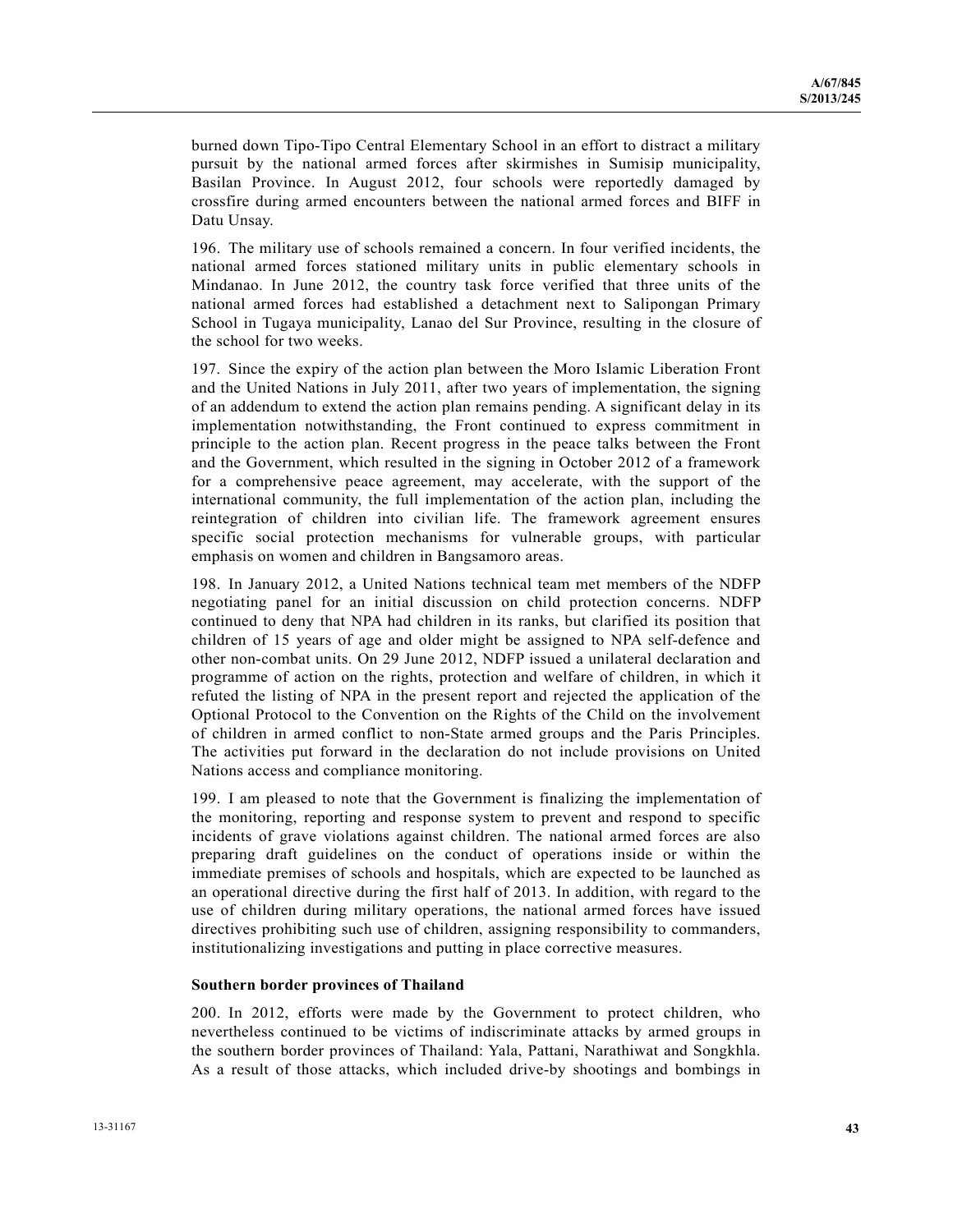burned down Tipo-Tipo Central Elementary School in an effort to distract a military pursuit by the national armed forces after skirmishes in Sumisip municipality, Basilan Province. In August 2012, four schools were reportedly damaged by crossfire during armed encounters between the national armed forces and BIFF in Datu Unsay.

196. The military use of schools remained a concern. In four verified incidents, the national armed forces stationed military units in public elementary schools in Mindanao. In June 2012, the country task force verified that three units of the national armed forces had established a detachment next to Salipongan Primary School in Tugaya municipality, Lanao del Sur Province, resulting in the closure of the school for two weeks.

197. Since the expiry of the action plan between the Moro Islamic Liberation Front and the United Nations in July 2011, after two years of implementation, the signing of an addendum to extend the action plan remains pending. A significant delay in its implementation notwithstanding, the Front continued to express commitment in principle to the action plan. Recent progress in the peace talks between the Front and the Government, which resulted in the signing in October 2012 of a framework for a comprehensive peace agreement, may accelerate, with the support of the international community, the full implementation of the action plan, including the reintegration of children into civilian life. The framework agreement ensures specific social protection mechanisms for vulnerable groups, with particular emphasis on women and children in Bangsamoro areas.

198. In January 2012, a United Nations technical team met members of the NDFP negotiating panel for an initial discussion on child protection concerns. NDFP continued to deny that NPA had children in its ranks, but clarified its position that children of 15 years of age and older might be assigned to NPA self-defence and other non-combat units. On 29 June 2012, NDFP issued a unilateral declaration and programme of action on the rights, protection and welfare of children, in which it refuted the listing of NPA in the present report and rejected the application of the Optional Protocol to the Convention on the Rights of the Child on the involvement of children in armed conflict to non-State armed groups and the Paris Principles. The activities put forward in the declaration do not include provisions on United Nations access and compliance monitoring.

199. I am pleased to note that the Government is finalizing the implementation of the monitoring, reporting and response system to prevent and respond to specific incidents of grave violations against children. The national armed forces are also preparing draft guidelines on the conduct of operations inside or within the immediate premises of schools and hospitals, which are expected to be launched as an operational directive during the first half of 2013. In addition, with regard to the use of children during military operations, the national armed forces have issued directives prohibiting such use of children, assigning responsibility to commanders, institutionalizing investigations and putting in place corrective measures.

### Southern border provinces of Thailand

200. In 2012, efforts were made by the Government to protect children, who nevertheless continued to be victims of indiscriminate attacks by armed groups in the southern border provinces of Thailand: Yala, Pattani, Narathiwat and Songkhla. As a result of those attacks, which included drive-by shootings and bombings in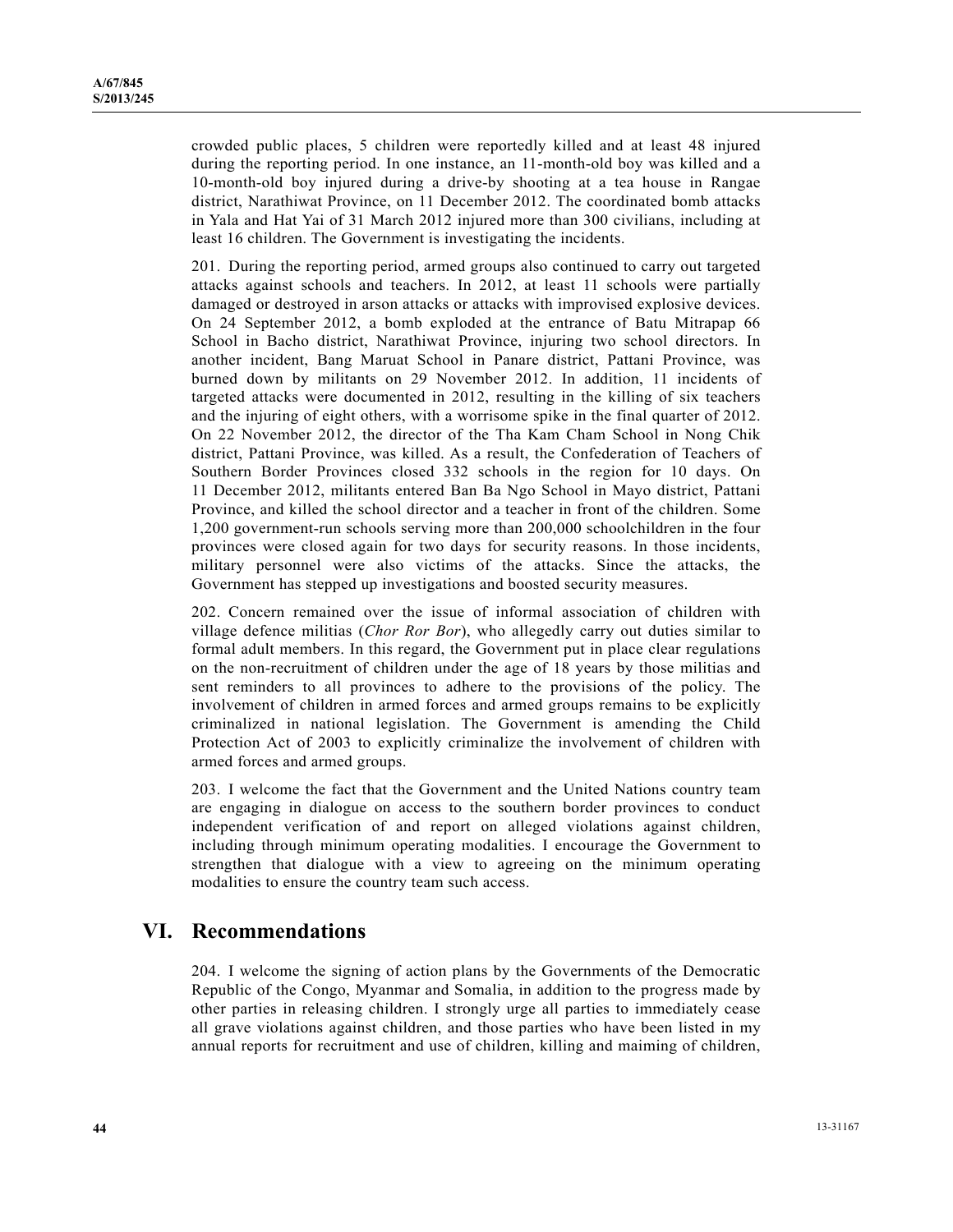crowded public places, 5 children were reportedly killed and at least 48 injured during the reporting period. In one instance, an 11-month-old boy was killed and a 10-month-old boy injured during a drive-by shooting at a tea house in Rangae district, Narathiwat Province, on 11 December 2012. The coordinated bomb attacks in Yala and Hat Yai of 31 March 2012 injured more than 300 civilians, including at least 16 children. The Government is investigating the incidents.

201. During the reporting period, armed groups also continued to carry out targeted attacks against schools and teachers. In 2012, at least 11 schools were partially damaged or destroyed in arson attacks or attacks with improvised explosive devices. On 24 September 2012, a bomb exploded at the entrance of Batu Mitrapap 66 School in Bacho district, Narathiwat Province, injuring two school directors. In another incident, Bang Maruat School in Panare district, Pattani Province, was burned down by militants on 29 November 2012. In addition, 11 incidents of targeted attacks were documented in 2012, resulting in the killing of six teachers and the injuring of eight others, with a worrisome spike in the final quarter of 2012. On 22 November 2012, the director of the Tha Kam Cham School in Nong Chik district, Pattani Province, was killed. As a result, the Confederation of Teachers of Southern Border Provinces closed 332 schools in the region for 10 days. On 11 December 2012, militants entered Ban Ba Ngo School in Mayo district, Pattani Province, and killed the school director and a teacher in front of the children. Some 1,200 government-run schools serving more than 200,000 schoolchildren in the four provinces were closed again for two days for security reasons. In those incidents, military personnel were also victims of the attacks. Since the attacks, the Government has stepped up investigations and boosted security measures.

202. Concern remained over the issue of informal association of children with village defence militias (*Chor Ror Bor*), who allegedly carry out duties similar to formal adult members. In this regard, the Government put in place clear regulations on the non-recruitment of children under the age of 18 years by those militias and sent reminders to all provinces to adhere to the provisions of the policy. The involvement of children in armed forces and armed groups remains to be explicitly criminalized in national legislation. The Government is amending the Child Protection Act of 2003 to explicitly criminalize the involvement of children with armed forces and armed groups.

203. I welcome the fact that the Government and the United Nations country team are engaging in dialogue on access to the southern border provinces to conduct independent verification of and report on alleged violations against children, including through minimum operating modalities. I encourage the Government to strengthen that dialogue with a view to agreeing on the minimum operating modalities to ensure the country team such access.

## VI. Recommendations

204. I welcome the signing of action plans by the Governments of the Democratic Republic of the Congo, Myanmar and Somalia, in addition to the progress made by other parties in releasing children. I strongly urge all parties to immediately cease all grave violations against children, and those parties who have been listed in my annual reports for recruitment and use of children, killing and maiming of children,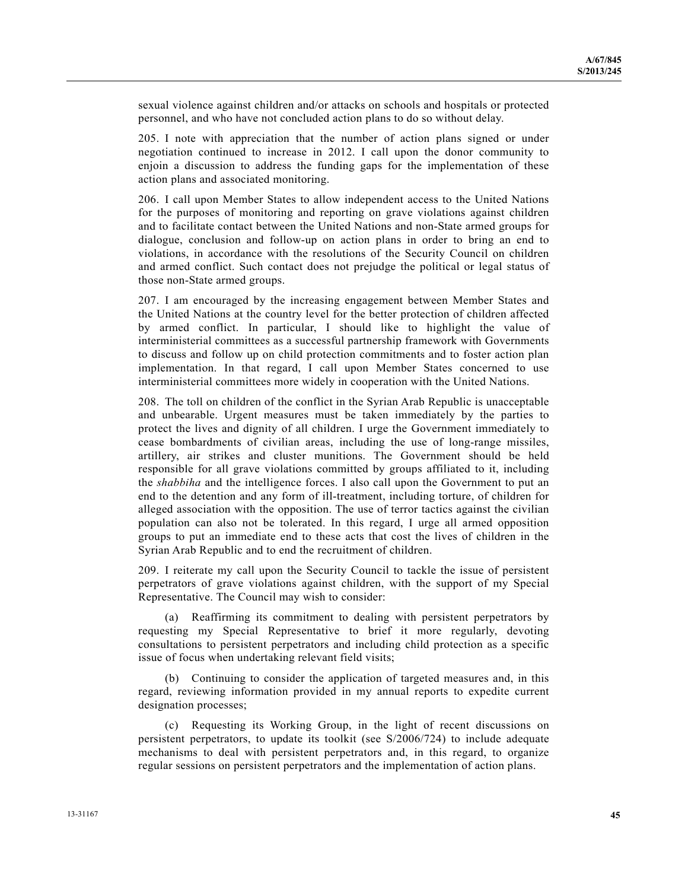sexual violence against children and/or attacks on schools and hospitals or protected personnel, and who have not concluded action plans to do so without delay.

205. I note with appreciation that the number of action plans signed or under negotiation continued to increase in 2012. I call upon the donor community to enjoin a discussion to address the funding gaps for the implementation of these action plans and associated monitoring.

206. I call upon Member States to allow independent access to the United Nations for the purposes of monitoring and reporting on grave violations against children and to facilitate contact between the United Nations and non-State armed groups for dialogue, conclusion and follow-up on action plans in order to bring an end to violations, in accordance with the resolutions of the Security Council on children and armed conflict. Such contact does not prejudge the political or legal status of those non-State armed groups.

207. I am encouraged by the increasing engagement between Member States and the United Nations at the country level for the better protection of children affected by armed conflict. In particular, I should like to highlight the value of interministerial committees as a successful partnership framework with Governments to discuss and follow up on child protection commitments and to foster action plan implementation. In that regard, I call upon Member States concerned to use interministerial committees more widely in cooperation with the United Nations.

208. The toll on children of the conflict in the Syrian Arab Republic is unacceptable and unbearable. Urgent measures must be taken immediately by the parties to protect the lives and dignity of all children. I urge the Government immediately to cease bombardments of civilian areas, including the use of long-range missiles, artillery, air strikes and cluster munitions. The Government should be held responsible for all grave violations committed by groups affiliated to it, including the *shabbiha* and the intelligence forces. I also call upon the Government to put an end to the detention and any form of ill-treatment, including torture, of children for alleged association with the opposition. The use of terror tactics against the civilian population can also not be tolerated. In this regard, I urge all armed opposition groups to put an immediate end to these acts that cost the lives of children in the Syrian Arab Republic and to end the recruitment of children.

209. I reiterate my call upon the Security Council to tackle the issue of persistent perpetrators of grave violations against children, with the support of my Special Representative. The Council may wish to consider:

(a) Reaffirming its commitment to dealing with persistent perpetrators by requesting my Special Representative to brief it more regularly, devoting consultations to persistent perpetrators and including child protection as a specific issue of focus when undertaking relevant field visits;

(b) Continuing to consider the application of targeted measures and, in this regard, reviewing information provided in my annual reports to expedite current designation processes;

(c) Requesting its Working Group, in the light of recent discussions on persistent perpetrators, to update its toolkit (see S/2006/724) to include adequate mechanisms to deal with persistent perpetrators and, in this regard, to organize regular sessions on persistent perpetrators and the implementation of action plans.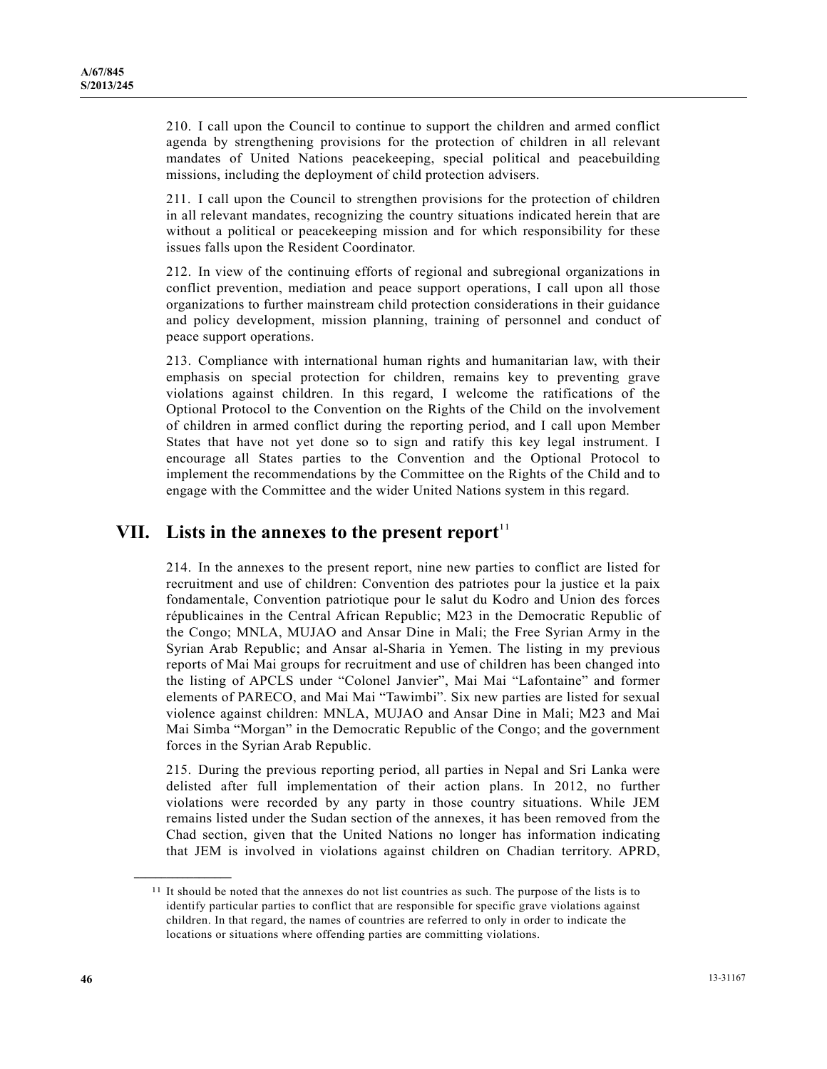210. I call upon the Council to continue to support the children and armed conflict agenda by strengthening provisions for the protection of children in all relevant mandates of United Nations peacekeeping, special political and peacebuilding missions, including the deployment of child protection advisers.

211. I call upon the Council to strengthen provisions for the protection of children in all relevant mandates, recognizing the country situations indicated herein that are without a political or peacekeeping mission and for which responsibility for these issues falls upon the Resident Coordinator.

212. In view of the continuing efforts of regional and subregional organizations in conflict prevention, mediation and peace support operations, I call upon all those organizations to further mainstream child protection considerations in their guidance and policy development, mission planning, training of personnel and conduct of peace support operations.

213. Compliance with international human rights and humanitarian law, with their emphasis on special protection for children, remains key to preventing grave violations against children. In this regard, I welcome the ratifications of the Optional Protocol to the Convention on the Rights of the Child on the involvement of children in armed conflict during the reporting period, and I call upon Member States that have not yet done so to sign and ratify this key legal instrument. I encourage all States parties to the Convention and the Optional Protocol to implement the recommendations by the Committee on the Rights of the Child and to engage with the Committee and the wider United Nations system in this regard.

## VII. Lists in the annexes to the present report[11]

214. In the annexes to the present report, nine new parties to conflict are listed for recruitment and use of children: Convention des patriotes pour la justice et la paix fondamentale, Convention patriotique pour le salut du Kodro and Union des forces républicaines in the Central African Republic; M23 in the Democratic Republic of the Congo; MNLA, MUJAO and Ansar Dine in Mali; the Free Syrian Army in the Syrian Arab Republic; and Ansar al-Sharia in Yemen. The listing in my previous reports of Mai Mai groups for recruitment and use of children has been changed into the listing of APCLS under "Colonel Janvier", Mai Mai "Lafontaine" and former elements of PARECO, and Mai Mai "Tawimbi". Six new parties are listed for sexual violence against children: MNLA, MUJAO and Ansar Dine in Mali; M23 and Mai Mai Simba "Morgan" in the Democratic Republic of the Congo; and the government forces in the Syrian Arab Republic.

215. During the previous reporting period, all parties in Nepal and Sri Lanka were delisted after full implementation of their action plans. In 2012, no further violations were recorded by any party in those country situations. While JEM remains listed under the Sudan section of the annexes, it has been removed from the Chad section, given that the United Nations no longer has information indicating that JEM is involved in violations against children on Chadian territory. APRD,

---

[11] It should be noted that the annexes do not list countries as such. The purpose of the lists is to identify particular parties to conflict that are responsible for specific grave violations against children. In that regard, the names of countries are referred to only in order to indicate the locations or situations where offending parties are committing violations.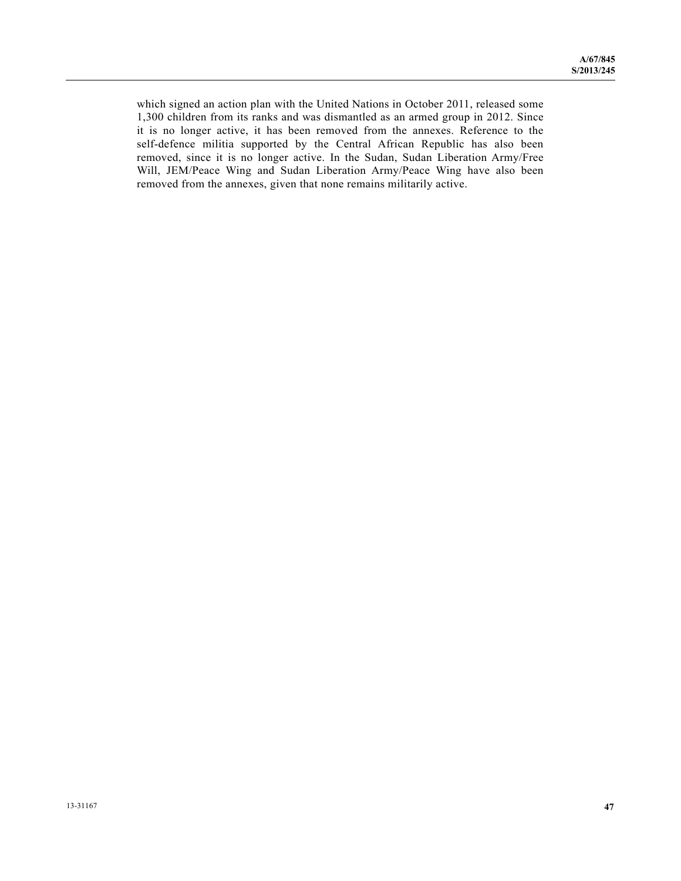which signed an action plan with the United Nations in October 2011, released some 1,300 children from its ranks and was dismantled as an armed group in 2012. Since it is no longer active, it has been removed from the annexes. Reference to the self-defence militia supported by the Central African Republic has also been removed, since it is no longer active. In the Sudan, Sudan Liberation Army/Free Will, JEM/Peace Wing and Sudan Liberation Army/Peace Wing have also been removed from the annexes, given that none remains militarily active.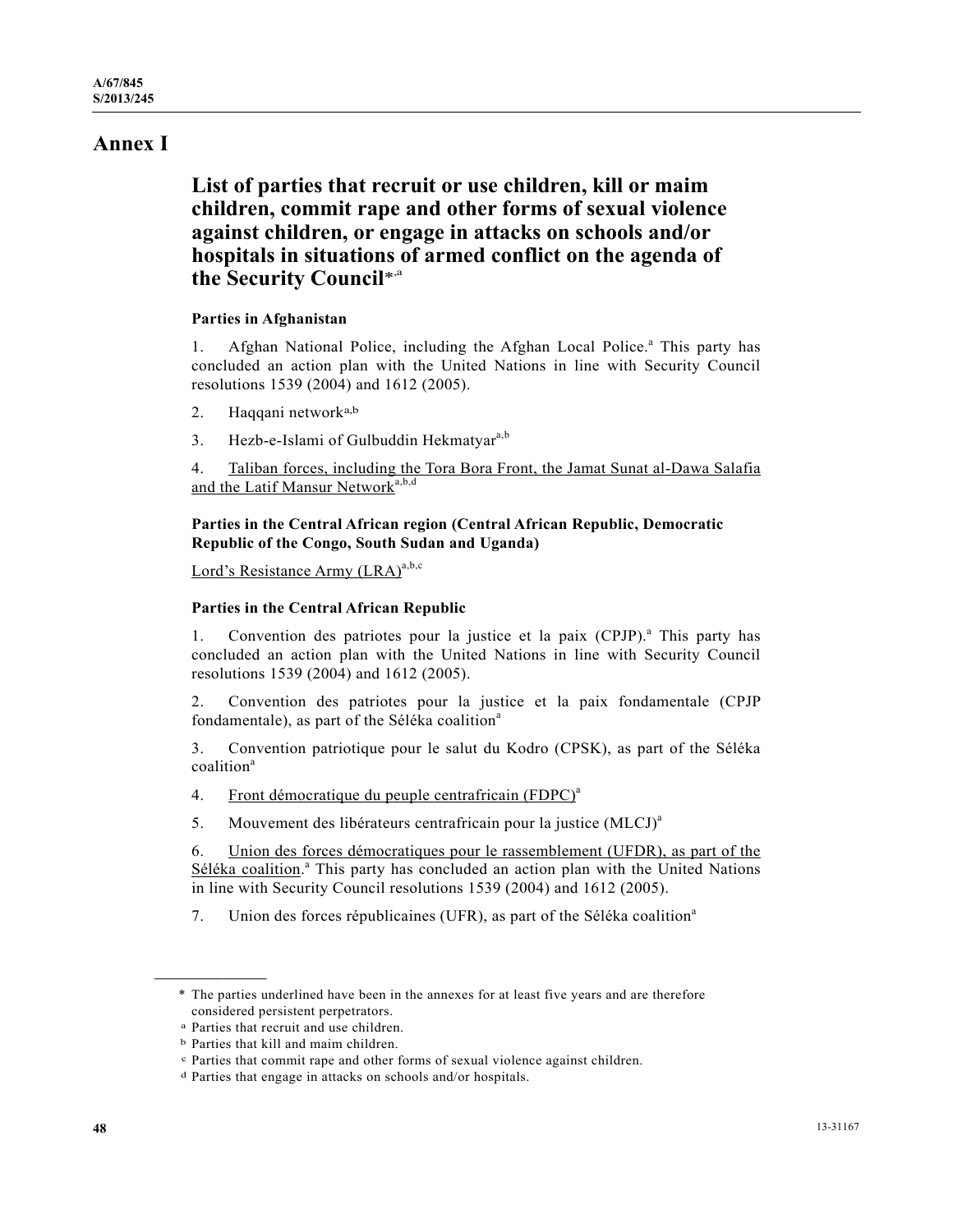# Annex I

## List of parties that recruit or use children, kill or maim children, commit rape and other forms of sexual violence against children, or engage in attacks on schools and/or hospitals in situations of armed conflict on the agenda of the Security Council*[a]

### Parties in Afghanistan

1. Afghan National Police, including the Afghan Local Police.[a] This party has concluded an action plan with the United Nations in line with Security Council resolutions 1539 (2004) and 1612 (2005).

2. Haqqani network[a,b]

3. Hezb-e-Islami of Gulbuddin Hekmatyar[a,b]

4. <u>Taliban forces, including the Tora Bora Front, the Jamat Sunat al-Dawa Salafia and the Latif Mansur Network</u>[a,b,d]

### Parties in the Central African region (Central African Republic, Democratic Republic of the Congo, South Sudan and Uganda)

<u>Lord's Resistance Army (LRA)</u>[a,b,c]

### Parties in the Central African Republic

1. Convention des patriotes pour la justice et la paix (CPJP).[a] This party has concluded an action plan with the United Nations in line with Security Council resolutions 1539 (2004) and 1612 (2005).

2. Convention des patriotes pour la justice et la paix fondamentale (CPJP fondamentale), as part of the Séléka coalition[a]

3. Convention patriotique pour le salut du Kodro (CPSK), as part of the Séléka coalition[a]

4. <u>Front démocratique du peuple centrafricain (FDPC)</u>[a]

5. Mouvement des libérateurs centrafricain pour la justice (MLCJ)[a]

6. <u>Union des forces démocratiques pour le rassemblement (UFDR), as part of the Séléka coalition</u>.[a] This party has concluded an action plan with the United Nations in line with Security Council resolutions 1539 (2004) and 1612 (2005).

7. Union des forces républicaines (UFR), as part of the Séléka coalition[a]

---

\* The parties underlined have been in the annexes for at least five years and are therefore considered persistent perpetrators.

[a] Parties that recruit and use children.

[b] Parties that kill and maim children.

[c] Parties that commit rape and other forms of sexual violence against children.

[d] Parties that engage in attacks on schools and/or hospitals.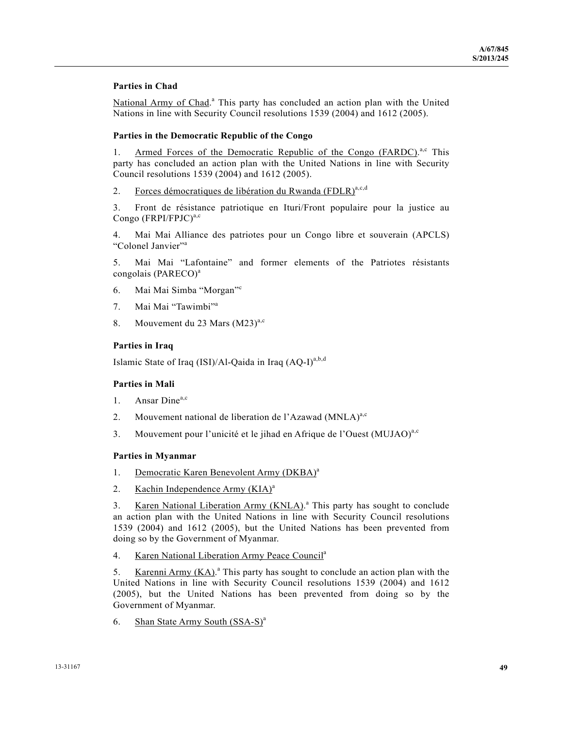**Parties in Chad**

National Army of Chad.[a] This party has concluded an action plan with the United Nations in line with Security Council resolutions 1539 (2004) and 1612 (2005).

**Parties in the Democratic Republic of the Congo**

1. Armed Forces of the Democratic Republic of the Congo (FARDC).[a,c] This party has concluded an action plan with the United Nations in line with Security Council resolutions 1539 (2004) and 1612 (2005).

2. Forces démocratiques de libération du Rwanda (FDLR)[a,c,d]

3. Front de résistance patriotique en Ituri/Front populaire pour la justice au Congo (FRPI/FPJC)[a,c]

4. Mai Mai Alliance des patriotes pour un Congo libre et souverain (APCLS) "Colonel Janvier"[a]

5. Mai Mai "Lafontaine" and former elements of the Patriotes résistants congolais (PARECO)[a]

6. Mai Mai Simba "Morgan"[c]

7. Mai Mai "Tawimbi"[a]

8. Mouvement du 23 Mars (M23)[a,c]

**Parties in Iraq**

Islamic State of Iraq (ISI)/Al-Qaida in Iraq (AQ-I)[a,b,d]

**Parties in Mali**

1. Ansar Dine[a,c]

2. Mouvement national de liberation de l'Azawad (MNLA)[a,c]

3. Mouvement pour l'unicité et le jihad en Afrique de l'Ouest (MUJAO)[a,c]

**Parties in Myanmar**

1. Democratic Karen Benevolent Army (DKBA)[a]

2. Kachin Independence Army (KIA)[a]

3. Karen National Liberation Army (KNLA).[a] This party has sought to conclude an action plan with the United Nations in line with Security Council resolutions 1539 (2004) and 1612 (2005), but the United Nations has been prevented from doing so by the Government of Myanmar.

4. Karen National Liberation Army Peace Council[a]

5. Karenni Army (KA).[a] This party has sought to conclude an action plan with the United Nations in line with Security Council resolutions 1539 (2004) and 1612 (2005), but the United Nations has been prevented from doing so by the Government of Myanmar.

6. Shan State Army South (SSA-S)[a]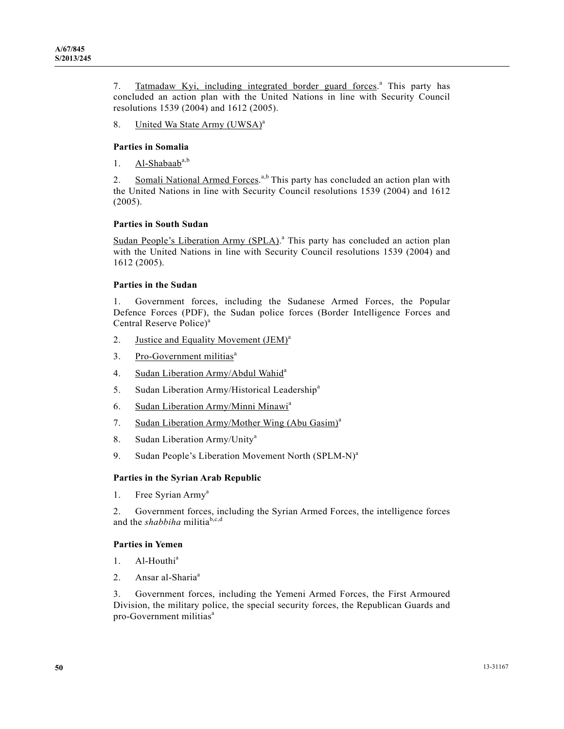7. Tatmadaw Kyi, including integrated border guard forces.[a] This party has concluded an action plan with the United Nations in line with Security Council resolutions 1539 (2004) and 1612 (2005).

8. United Wa State Army (UWSA)[a]

**Parties in Somalia**

1. Al-Shabaab[a,b]

2. Somali National Armed Forces.[a,b] This party has concluded an action plan with the United Nations in line with Security Council resolutions 1539 (2004) and 1612 (2005).

**Parties in South Sudan**

Sudan People's Liberation Army (SPLA).[a] This party has concluded an action plan with the United Nations in line with Security Council resolutions 1539 (2004) and 1612 (2005).

**Parties in the Sudan**

1. Government forces, including the Sudanese Armed Forces, the Popular Defence Forces (PDF), the Sudan police forces (Border Intelligence Forces and Central Reserve Police)[a]

2. Justice and Equality Movement (JEM)[a]

3. Pro-Government militias[a]

4. Sudan Liberation Army/Abdul Wahid[a]

5. Sudan Liberation Army/Historical Leadership[a]

6. Sudan Liberation Army/Minni Minawi[a]

7. Sudan Liberation Army/Mother Wing (Abu Gasim)[a]

8. Sudan Liberation Army/Unity[a]

9. Sudan People's Liberation Movement North (SPLM-N)[a]

**Parties in the Syrian Arab Republic**

1. Free Syrian Army[a]

2. Government forces, including the Syrian Armed Forces, the intelligence forces and the *shabbiha* militia[b,c,d]

**Parties in Yemen**

1. Al-Houthi[a]

2. Ansar al-Sharia[a]

3. Government forces, including the Yemeni Armed Forces, the First Armoured Division, the military police, the special security forces, the Republican Guards and pro-Government militias[a]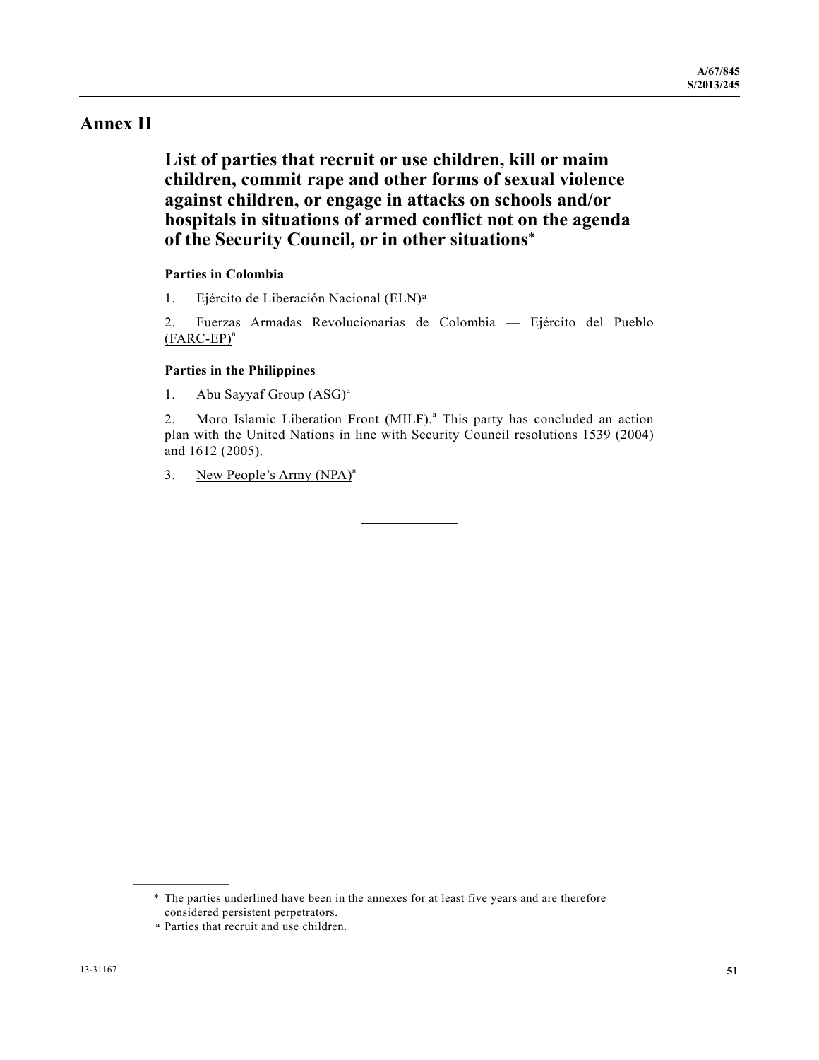# Annex II

## List of parties that recruit or use children, kill or maim children, commit rape and other forms of sexual violence against children, or engage in attacks on schools and/or hospitals in situations of armed conflict not on the agenda of the Security Council, or in other situations*

**Parties in Colombia**

1. Ejército de Liberación Nacional (ELN)[a]

2. Fuerzas Armadas Revolucionarias de Colombia — Ejército del Pueblo (FARC-EP)[a]

**Parties in the Philippines**

1. Abu Sayyaf Group (ASG)[a]

2. Moro Islamic Liberation Front (MILF).[a] This party has concluded an action plan with the United Nations in line with Security Council resolutions 1539 (2004) and 1612 (2005).

3. New People's Army (NPA)[a]

---

\* The parties underlined have been in the annexes for at least five years and are therefore considered persistent perpetrators.

[a] Parties that recruit and use children.